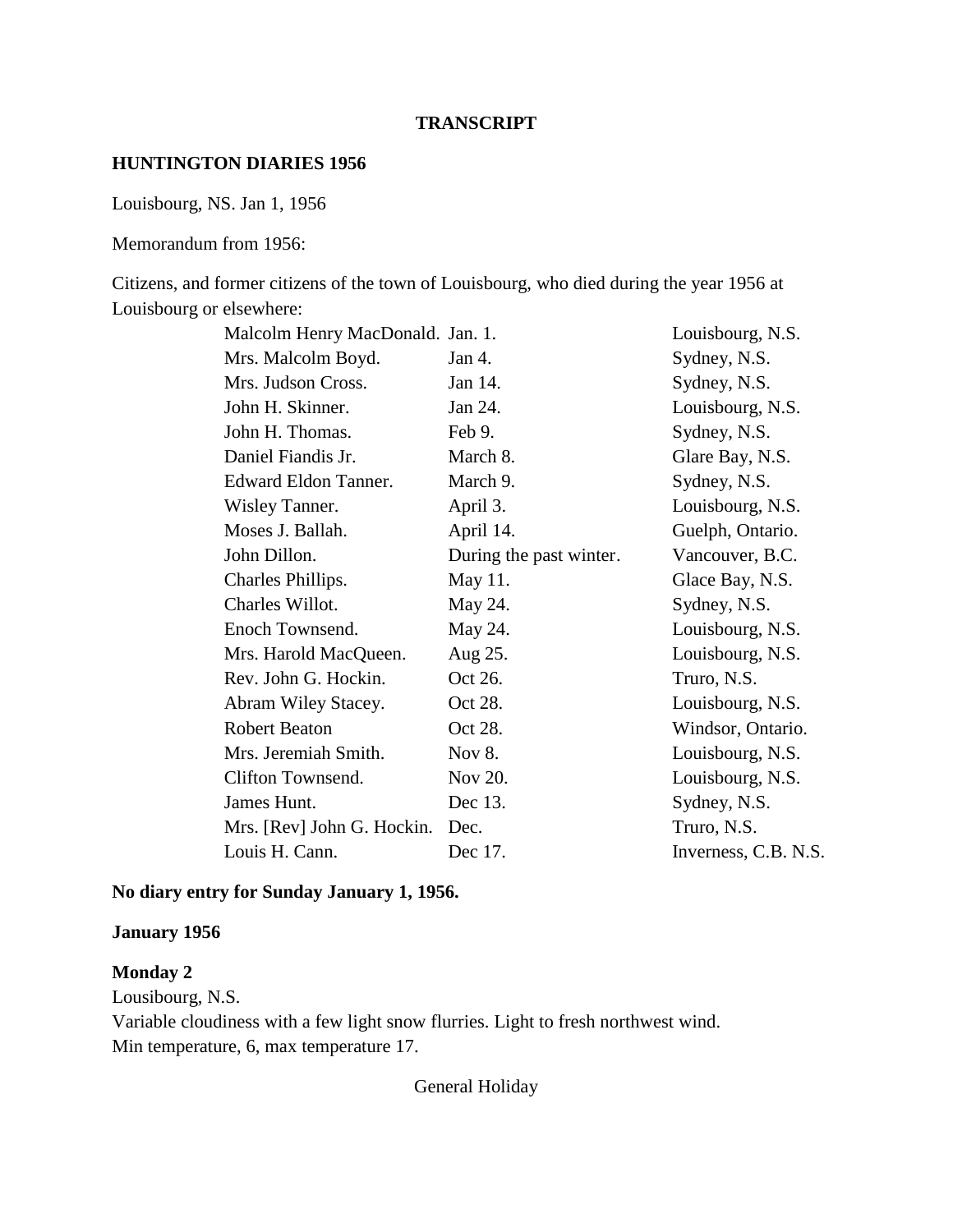**TRANSCRIPT**

**HUNTINGTON DIARIES 1956**

Louisbourg, NS. Jan 1, 1956

Memorandum from 1956:

Citizens, and former citizens of the town of Louisbourg, who died during the year 1956 at Louisbourg or elsewhere:

| | | |
|---|---|---|
| Malcolm Henry MacDonald. | Jan. 1. | Louisbourg, N.S. |
| Mrs. Malcolm Boyd. | Jan 4. | Sydney, N.S. |
| Mrs. Judson Cross. | Jan 14. | Sydney, N.S. |
| John H. Skinner. | Jan 24. | Louisbourg, N.S. |
| John H. Thomas. | Feb 9. | Sydney, N.S. |
| Daniel Fiandis Jr. | March 8. | Glare Bay, N.S. |
| Edward Eldon Tanner. | March 9. | Sydney, N.S. |
| Wisley Tanner. | April 3. | Louisbourg, N.S. |
| Moses J. Ballah. | April 14. | Guelph, Ontario. |
| John Dillon. | During the past winter. | Vancouver, B.C. |
| Charles Phillips. | May 11. | Glace Bay, N.S. |
| Charles Willot. | May 24. | Sydney, N.S. |
| Enoch Townsend. | May 24. | Louisbourg, N.S. |
| Mrs. Harold MacQueen. | Aug 25. | Louisbourg, N.S. |
| Rev. John G. Hockin. | Oct 26. | Truro, N.S. |
| Abram Wiley Stacey. | Oct 28. | Louisbourg, N.S. |
| Robert Beaton | Oct 28. | Windsor, Ontario. |
| Mrs. Jeremiah Smith. | Nov 8. | Louisbourg, N.S. |
| Clifton Townsend. | Nov 20. | Louisbourg, N.S. |
| James Hunt. | Dec 13. | Sydney, N.S. |
| Mrs. [Rev] John G. Hockin. | Dec. | Truro, N.S. |
| Louis H. Cann. | Dec 17. | Inverness, C.B. N.S. |

**No diary entry for Sunday January 1, 1956.**

**January 1956**

**Monday 2**
Lousibourg, N.S.
Variable cloudiness with a few light snow flurries. Light to fresh northwest wind.
Min temperature, 6, max temperature 17.

General Holiday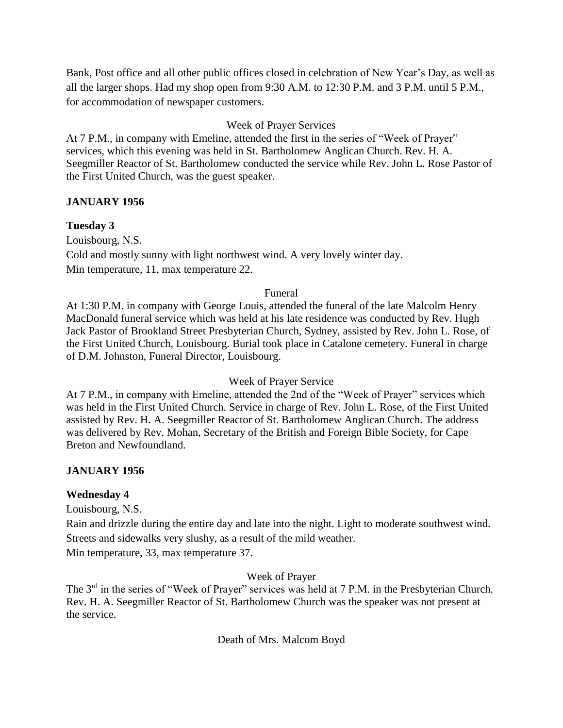Bank, Post office and all other public offices closed in celebration of New Year's Day, as well as all the larger shops. Had my shop open from 9:30 A.M. to 12:30 P.M. and 3 P.M. until 5 P.M., for accommodation of newspaper customers.

Week of Prayer Services

At 7 P.M., in company with Emeline, attended the first in the series of "Week of Prayer" services, which this evening was held in St. Bartholomew Anglican Church. Rev. H. A. Seegmiller Reactor of St. Bartholomew conducted the service while Rev. John L. Rose Pastor of the First United Church, was the guest speaker.

**JANUARY 1956**

**Tuesday 3**

Louisbourg, N.S.
Cold and mostly sunny with light northwest wind. A very lovely winter day.
Min temperature, 11, max temperature 22.

Funeral

At 1:30 P.M. in company with George Louis, attended the funeral of the late Malcolm Henry MacDonald funeral service which was held at his late residence was conducted by Rev. Hugh Jack Pastor of Brookland Street Presbyterian Church, Sydney, assisted by Rev. John L. Rose, of the First United Church, Louisbourg. Burial took place in Catalone cemetery. Funeral in charge of D.M. Johnston, Funeral Director, Louisbourg.

Week of Prayer Service

At 7 P.M., in company with Emeline, attended the 2nd of the "Week of Prayer" services which was held in the First United Church. Service in charge of Rev. John L. Rose, of the First United assisted by Rev. H. A. Seegmiller Reactor of St. Bartholomew Anglican Church. The address was delivered by Rev. Mohan, Secretary of the British and Foreign Bible Society, for Cape Breton and Newfoundland.

**JANUARY 1956**

**Wednesday 4**

Louisbourg, N.S.
Rain and drizzle during the entire day and late into the night. Light to moderate southwest wind. Streets and sidewalks very slushy, as a result of the mild weather.
Min temperature, 33, max temperature 37.

Week of Prayer

The 3rd in the series of "Week of Prayer" services was held at 7 P.M. in the Presbyterian Church. Rev. H. A. Seegmiller Reactor of St. Bartholomew Church was the speaker was not present at the service.

Death of Mrs. Malcom Boyd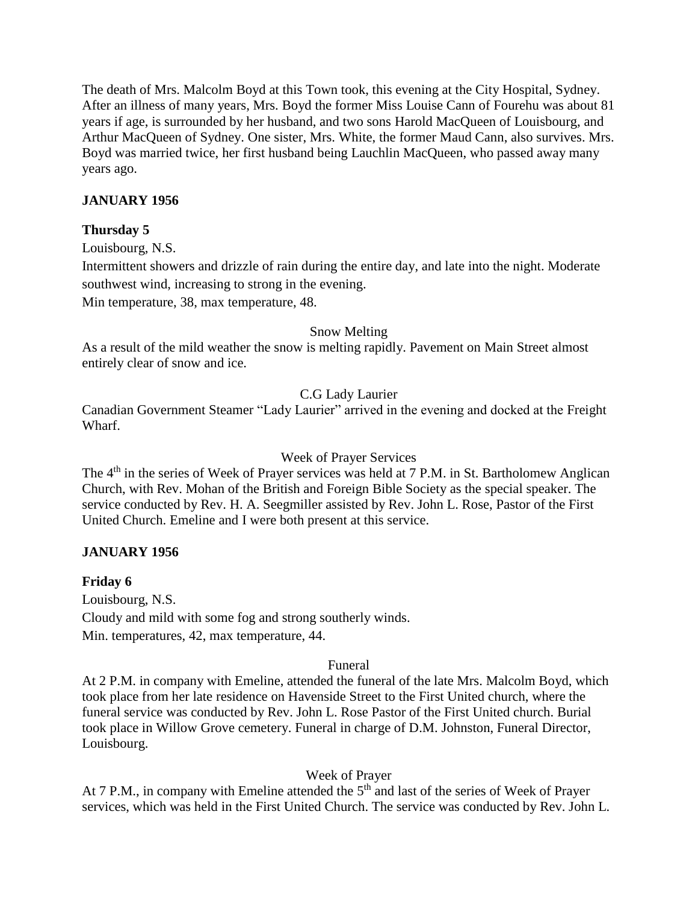The death of Mrs. Malcolm Boyd at this Town took, this evening at the City Hospital, Sydney. After an illness of many years, Mrs. Boyd the former Miss Louise Cann of Fourehu was about 81 years if age, is surrounded by her husband, and two sons Harold MacQueen of Louisbourg, and Arthur MacQueen of Sydney. One sister, Mrs. White, the former Maud Cann, also survives. Mrs. Boyd was married twice, her first husband being Lauchlin MacQueen, who passed away many years ago.

**JANUARY 1956**

**Thursday 5**

Louisbourg, N.S.

Intermittent showers and drizzle of rain during the entire day, and late into the night. Moderate southwest wind, increasing to strong in the evening.

Min temperature, 38, max temperature, 48.

Snow Melting

As a result of the mild weather the snow is melting rapidly. Pavement on Main Street almost entirely clear of snow and ice.

C.G Lady Laurier

Canadian Government Steamer "Lady Laurier" arrived in the evening and docked at the Freight Wharf.

Week of Prayer Services

The 4th in the series of Week of Prayer services was held at 7 P.M. in St. Bartholomew Anglican Church, with Rev. Mohan of the British and Foreign Bible Society as the special speaker. The service conducted by Rev. H. A. Seegmiller assisted by Rev. John L. Rose, Pastor of the First United Church. Emeline and I were both present at this service.

**JANUARY 1956**

**Friday 6**

Louisbourg, N.S.

Cloudy and mild with some fog and strong southerly winds.

Min. temperatures, 42, max temperature, 44.

Funeral

At 2 P.M. in company with Emeline, attended the funeral of the late Mrs. Malcolm Boyd, which took place from her late residence on Havenside Street to the First United church, where the funeral service was conducted by Rev. John L. Rose Pastor of the First United church. Burial took place in Willow Grove cemetery. Funeral in charge of D.M. Johnston, Funeral Director, Louisbourg.

Week of Prayer

At 7 P.M., in company with Emeline attended the 5th and last of the series of Week of Prayer services, which was held in the First United Church. The service was conducted by Rev. John L.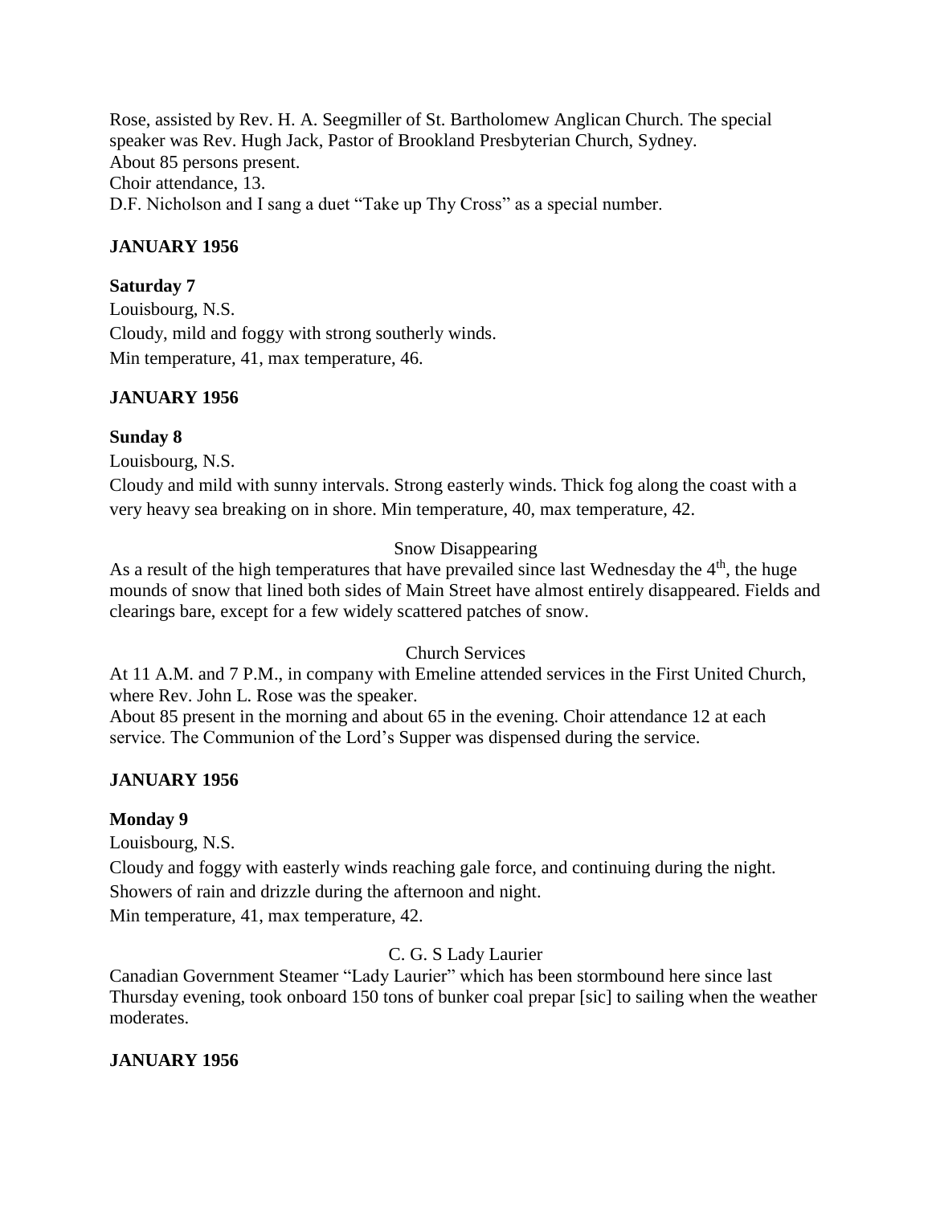Rose, assisted by Rev. H. A. Seegmiller of St. Bartholomew Anglican Church. The special speaker was Rev. Hugh Jack, Pastor of Brookland Presbyterian Church, Sydney.
About 85 persons present.
Choir attendance, 13.
D.F. Nicholson and I sang a duet "Take up Thy Cross" as a special number.

## JANUARY 1956

### Saturday 7

Louisbourg, N.S.
Cloudy, mild and foggy with strong southerly winds.
Min temperature, 41, max temperature, 46.

## JANUARY 1956

### Sunday 8

Louisbourg, N.S.
Cloudy and mild with sunny intervals. Strong easterly winds. Thick fog along the coast with a very heavy sea breaking on in shore. Min temperature, 40, max temperature, 42.

Snow Disappearing

As a result of the high temperatures that have prevailed since last Wednesday the 4th, the huge mounds of snow that lined both sides of Main Street have almost entirely disappeared. Fields and clearings bare, except for a few widely scattered patches of snow.

Church Services

At 11 A.M. and 7 P.M., in company with Emeline attended services in the First United Church, where Rev. John L. Rose was the speaker.
About 85 present in the morning and about 65 in the evening. Choir attendance 12 at each service. The Communion of the Lord's Supper was dispensed during the service.

## JANUARY 1956

### Monday 9

Louisbourg, N.S.
Cloudy and foggy with easterly winds reaching gale force, and continuing during the night.
Showers of rain and drizzle during the afternoon and night.
Min temperature, 41, max temperature, 42.

C. G. S Lady Laurier

Canadian Government Steamer "Lady Laurier" which has been stormbound here since last Thursday evening, took onboard 150 tons of bunker coal prepar [sic] to sailing when the weather moderates.

## JANUARY 1956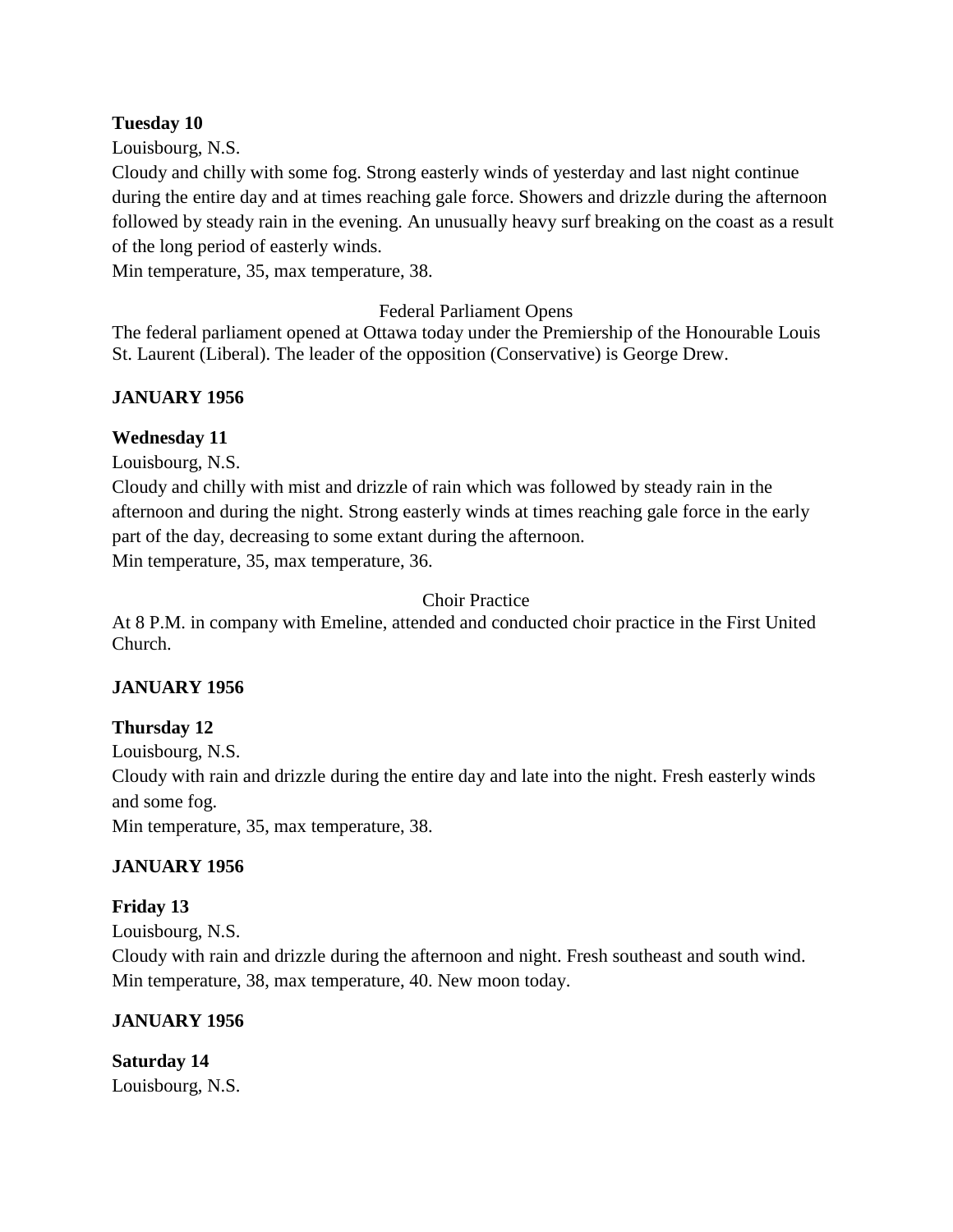**Tuesday 10**

Louisbourg, N.S.

Cloudy and chilly with some fog. Strong easterly winds of yesterday and last night continue during the entire day and at times reaching gale force. Showers and drizzle during the afternoon followed by steady rain in the evening. An unusually heavy surf breaking on the coast as a result of the long period of easterly winds.

Min temperature, 35, max temperature, 38.

Federal Parliament Opens

The federal parliament opened at Ottawa today under the Premiership of the Honourable Louis St. Laurent (Liberal). The leader of the opposition (Conservative) is George Drew.

**JANUARY 1956**

**Wednesday 11**

Louisbourg, N.S.

Cloudy and chilly with mist and drizzle of rain which was followed by steady rain in the afternoon and during the night. Strong easterly winds at times reaching gale force in the early part of the day, decreasing to some extant during the afternoon.

Min temperature, 35, max temperature, 36.

Choir Practice

At 8 P.M. in company with Emeline, attended and conducted choir practice in the First United Church.

**JANUARY 1956**

**Thursday 12**

Louisbourg, N.S.

Cloudy with rain and drizzle during the entire day and late into the night. Fresh easterly winds and some fog.

Min temperature, 35, max temperature, 38.

**JANUARY 1956**

**Friday 13**

Louisbourg, N.S.

Cloudy with rain and drizzle during the afternoon and night. Fresh southeast and south wind.

Min temperature, 38, max temperature, 40. New moon today.

**JANUARY 1956**

**Saturday 14**

Louisbourg, N.S.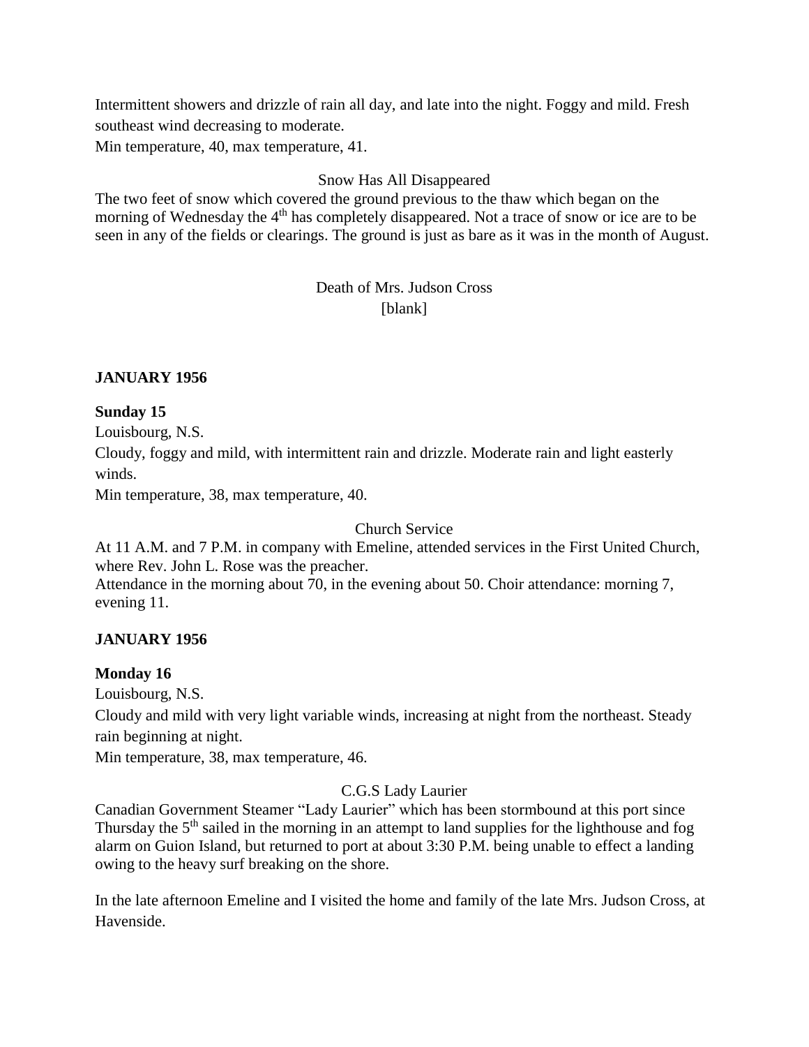Intermittent showers and drizzle of rain all day, and late into the night. Foggy and mild. Fresh southeast wind decreasing to moderate.
Min temperature, 40, max temperature, 41.

Snow Has All Disappeared

The two feet of snow which covered the ground previous to the thaw which began on the morning of Wednesday the 4th has completely disappeared. Not a trace of snow or ice are to be seen in any of the fields or clearings. The ground is just as bare as it was in the month of August.

Death of Mrs. Judson Cross
[blank]

**JANUARY 1956**

**Sunday 15**

Louisbourg, N.S.

Cloudy, foggy and mild, with intermittent rain and drizzle. Moderate rain and light easterly winds.
Min temperature, 38, max temperature, 40.

Church Service

At 11 A.M. and 7 P.M. in company with Emeline, attended services in the First United Church, where Rev. John L. Rose was the preacher.
Attendance in the morning about 70, in the evening about 50. Choir attendance: morning 7, evening 11.

**JANUARY 1956**

**Monday 16**

Louisbourg, N.S.

Cloudy and mild with very light variable winds, increasing at night from the northeast. Steady rain beginning at night.
Min temperature, 38, max temperature, 46.

C.G.S Lady Laurier

Canadian Government Steamer "Lady Laurier" which has been stormbound at this port since Thursday the 5th sailed in the morning in an attempt to land supplies for the lighthouse and fog alarm on Guion Island, but returned to port at about 3:30 P.M. being unable to effect a landing owing to the heavy surf breaking on the shore.

In the late afternoon Emeline and I visited the home and family of the late Mrs. Judson Cross, at Havenside.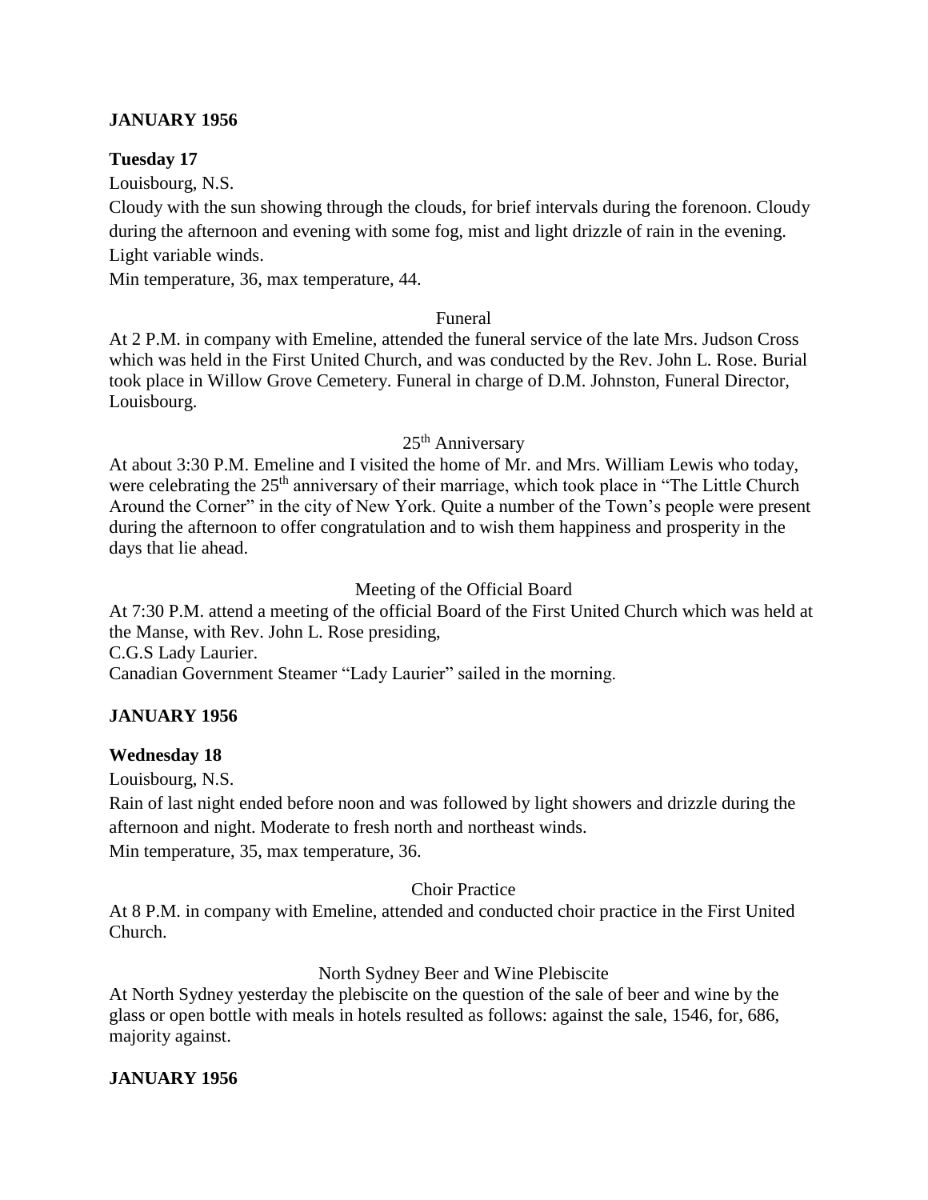**JANUARY 1956**

**Tuesday 17**

Louisbourg, N.S.

Cloudy with the sun showing through the clouds, for brief intervals during the forenoon. Cloudy during the afternoon and evening with some fog, mist and light drizzle of rain in the evening. Light variable winds.

Min temperature, 36, max temperature, 44.

Funeral

At 2 P.M. in company with Emeline, attended the funeral service of the late Mrs. Judson Cross which was held in the First United Church, and was conducted by the Rev. John L. Rose. Burial took place in Willow Grove Cemetery. Funeral in charge of D.M. Johnston, Funeral Director, Louisbourg.

25th Anniversary

At about 3:30 P.M. Emeline and I visited the home of Mr. and Mrs. William Lewis who today, were celebrating the 25th anniversary of their marriage, which took place in "The Little Church Around the Corner" in the city of New York. Quite a number of the Town's people were present during the afternoon to offer congratulation and to wish them happiness and prosperity in the days that lie ahead.

Meeting of the Official Board

At 7:30 P.M. attend a meeting of the official Board of the First United Church which was held at the Manse, with Rev. John L. Rose presiding,

C.G.S Lady Laurier.

Canadian Government Steamer "Lady Laurier" sailed in the morning.

**JANUARY 1956**

**Wednesday 18**

Louisbourg, N.S.

Rain of last night ended before noon and was followed by light showers and drizzle during the afternoon and night. Moderate to fresh north and northeast winds.

Min temperature, 35, max temperature, 36.

Choir Practice

At 8 P.M. in company with Emeline, attended and conducted choir practice in the First United Church.

North Sydney Beer and Wine Plebiscite

At North Sydney yesterday the plebiscite on the question of the sale of beer and wine by the glass or open bottle with meals in hotels resulted as follows: against the sale, 1546, for, 686, majority against.

**JANUARY 1956**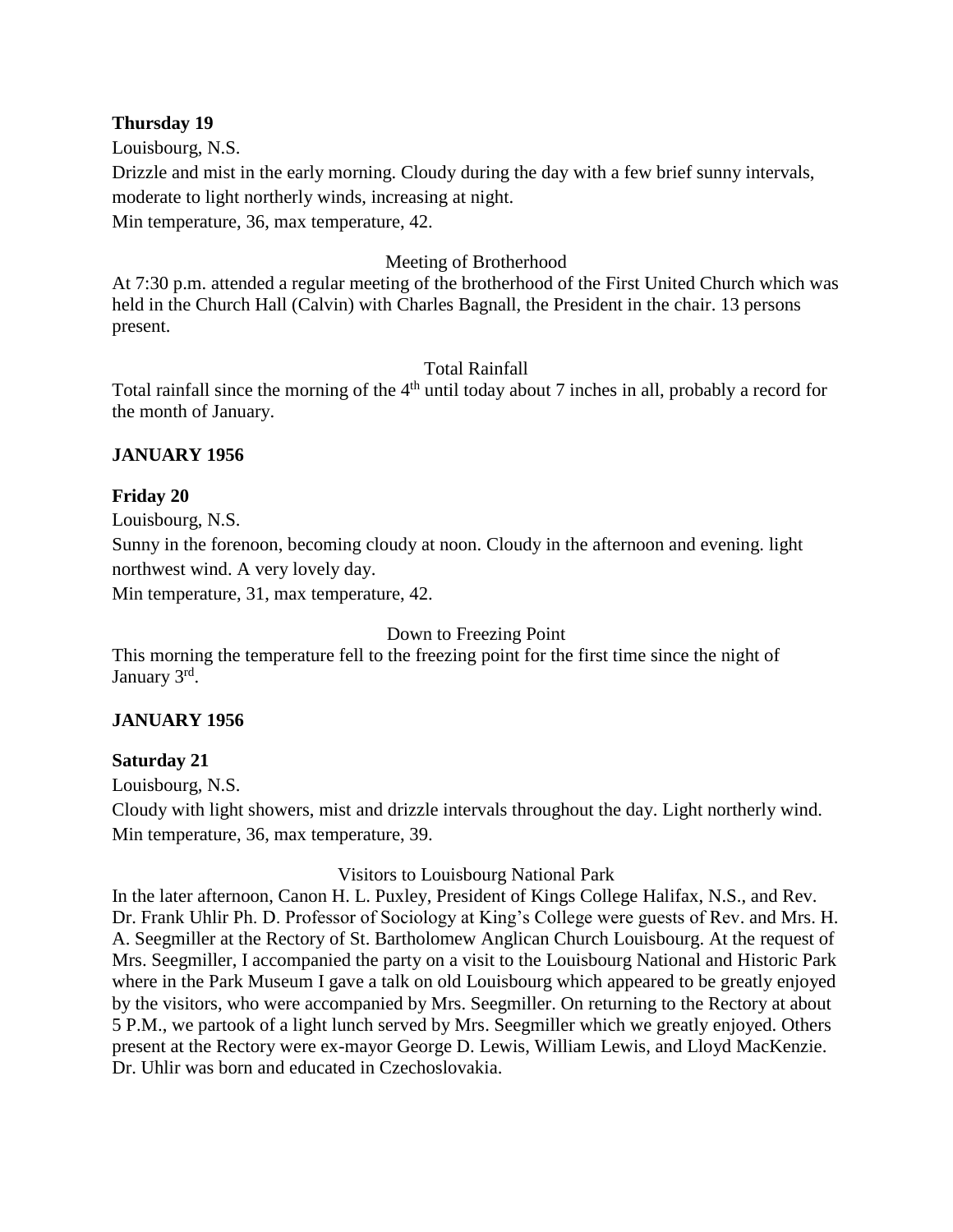**Thursday 19**

Louisbourg, N.S.

Drizzle and mist in the early morning. Cloudy during the day with a few brief sunny intervals, moderate to light northerly winds, increasing at night.

Min temperature, 36, max temperature, 42.

Meeting of Brotherhood

At 7:30 p.m. attended a regular meeting of the brotherhood of the First United Church which was held in the Church Hall (Calvin) with Charles Bagnall, the President in the chair. 13 persons present.

Total Rainfall

Total rainfall since the morning of the 4th until today about 7 inches in all, probably a record for the month of January.

**JANUARY 1956**

**Friday 20**

Louisbourg, N.S.

Sunny in the forenoon, becoming cloudy at noon. Cloudy in the afternoon and evening. light northwest wind. A very lovely day.

Min temperature, 31, max temperature, 42.

Down to Freezing Point

This morning the temperature fell to the freezing point for the first time since the night of January 3rd.

**JANUARY 1956**

**Saturday 21**

Louisbourg, N.S.

Cloudy with light showers, mist and drizzle intervals throughout the day. Light northerly wind.

Min temperature, 36, max temperature, 39.

Visitors to Louisbourg National Park

In the later afternoon, Canon H. L. Puxley, President of Kings College Halifax, N.S., and Rev. Dr. Frank Uhlir Ph. D. Professor of Sociology at King's College were guests of Rev. and Mrs. H. A. Seegmiller at the Rectory of St. Bartholomew Anglican Church Louisbourg. At the request of Mrs. Seegmiller, I accompanied the party on a visit to the Louisbourg National and Historic Park where in the Park Museum I gave a talk on old Louisbourg which appeared to be greatly enjoyed by the visitors, who were accompanied by Mrs. Seegmiller. On returning to the Rectory at about 5 P.M., we partook of a light lunch served by Mrs. Seegmiller which we greatly enjoyed. Others present at the Rectory were ex-mayor George D. Lewis, William Lewis, and Lloyd MacKenzie. Dr. Uhlir was born and educated in Czechoslovakia.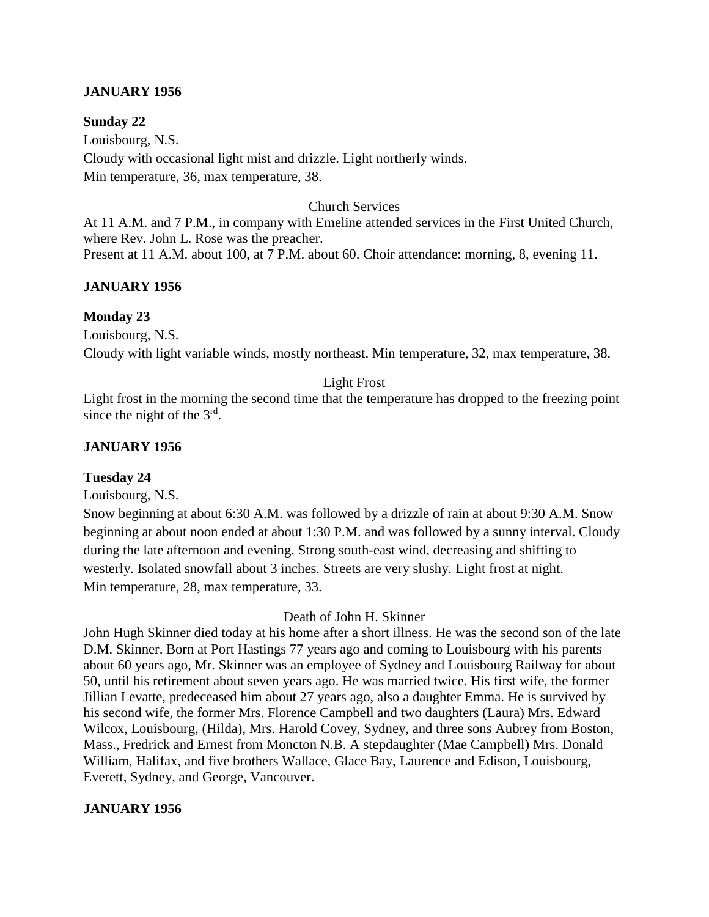**JANUARY 1956**

**Sunday 22**

Louisbourg, N.S.
Cloudy with occasional light mist and drizzle. Light northerly winds.
Min temperature, 36, max temperature, 38.

Church Services

At 11 A.M. and 7 P.M., in company with Emeline attended services in the First United Church, where Rev. John L. Rose was the preacher.
Present at 11 A.M. about 100, at 7 P.M. about 60. Choir attendance: morning, 8, evening 11.

**JANUARY 1956**

**Monday 23**

Louisbourg, N.S.
Cloudy with light variable winds, mostly northeast. Min temperature, 32, max temperature, 38.

Light Frost

Light frost in the morning the second time that the temperature has dropped to the freezing point since the night of the 3rd.

**JANUARY 1956**

**Tuesday 24**

Louisbourg, N.S.
Snow beginning at about 6:30 A.M. was followed by a drizzle of rain at about 9:30 A.M. Snow beginning at about noon ended at about 1:30 P.M. and was followed by a sunny interval. Cloudy during the late afternoon and evening. Strong south-east wind, decreasing and shifting to westerly. Isolated snowfall about 3 inches. Streets are very slushy. Light frost at night.
Min temperature, 28, max temperature, 33.

Death of John H. Skinner

John Hugh Skinner died today at his home after a short illness. He was the second son of the late D.M. Skinner. Born at Port Hastings 77 years ago and coming to Louisbourg with his parents about 60 years ago, Mr. Skinner was an employee of Sydney and Louisbourg Railway for about 50, until his retirement about seven years ago. He was married twice. His first wife, the former Jillian Levatte, predeceased him about 27 years ago, also a daughter Emma. He is survived by his second wife, the former Mrs. Florence Campbell and two daughters (Laura) Mrs. Edward Wilcox, Louisbourg, (Hilda), Mrs. Harold Covey, Sydney, and three sons Aubrey from Boston, Mass., Fredrick and Ernest from Moncton N.B. A stepdaughter (Mae Campbell) Mrs. Donald William, Halifax, and five brothers Wallace, Glace Bay, Laurence and Edison, Louisbourg, Everett, Sydney, and George, Vancouver.

**JANUARY 1956**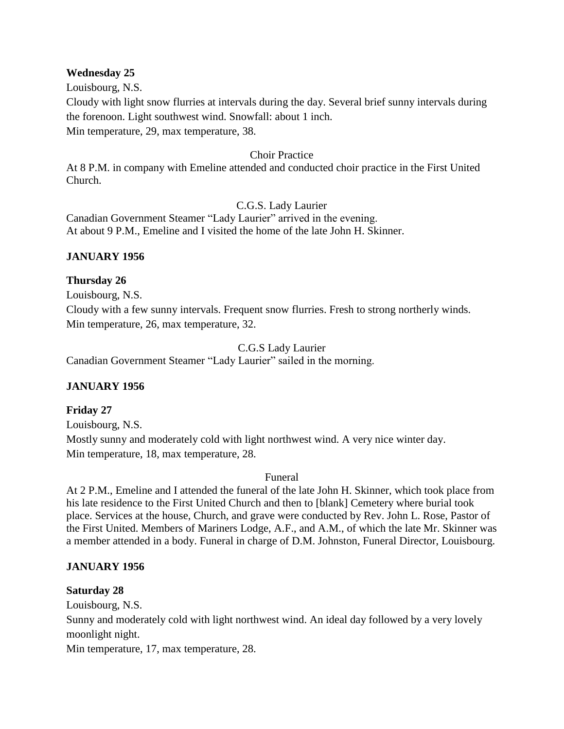**Wednesday 25**

Louisbourg, N.S.

Cloudy with light snow flurries at intervals during the day. Several brief sunny intervals during the forenoon. Light southwest wind. Snowfall: about 1 inch.

Min temperature, 29, max temperature, 38.

Choir Practice

At 8 P.M. in company with Emeline attended and conducted choir practice in the First United Church.

C.G.S. Lady Laurier

Canadian Government Steamer "Lady Laurier" arrived in the evening.

At about 9 P.M., Emeline and I visited the home of the late John H. Skinner.

**JANUARY 1956**

**Thursday 26**

Louisbourg, N.S.

Cloudy with a few sunny intervals. Frequent snow flurries. Fresh to strong northerly winds.

Min temperature, 26, max temperature, 32.

C.G.S Lady Laurier

Canadian Government Steamer "Lady Laurier" sailed in the morning.

**JANUARY 1956**

**Friday 27**

Louisbourg, N.S.

Mostly sunny and moderately cold with light northwest wind. A very nice winter day.

Min temperature, 18, max temperature, 28.

Funeral

At 2 P.M., Emeline and I attended the funeral of the late John H. Skinner, which took place from his late residence to the First United Church and then to [blank] Cemetery where burial took place. Services at the house, Church, and grave were conducted by Rev. John L. Rose, Pastor of the First United. Members of Mariners Lodge, A.F., and A.M., of which the late Mr. Skinner was a member attended in a body. Funeral in charge of D.M. Johnston, Funeral Director, Louisbourg.

**JANUARY 1956**

**Saturday 28**

Louisbourg, N.S.

Sunny and moderately cold with light northwest wind. An ideal day followed by a very lovely moonlight night.

Min temperature, 17, max temperature, 28.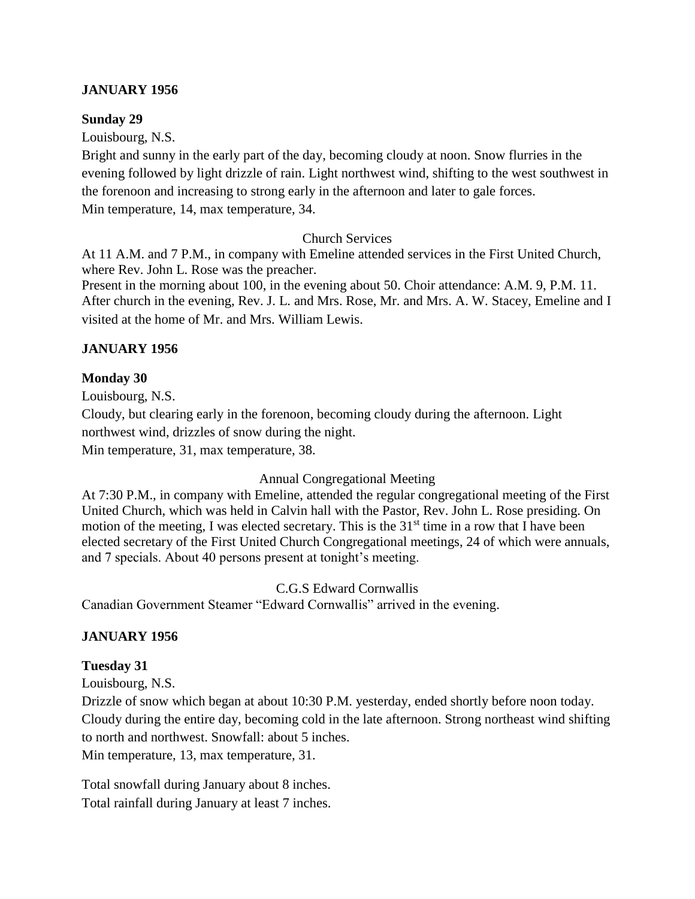**JANUARY 1956**

**Sunday 29**

Louisbourg, N.S.

Bright and sunny in the early part of the day, becoming cloudy at noon. Snow flurries in the evening followed by light drizzle of rain. Light northwest wind, shifting to the west southwest in the forenoon and increasing to strong early in the afternoon and later to gale forces.

Min temperature, 14, max temperature, 34.

Church Services

At 11 A.M. and 7 P.M., in company with Emeline attended services in the First United Church, where Rev. John L. Rose was the preacher.

Present in the morning about 100, in the evening about 50. Choir attendance: A.M. 9, P.M. 11.

After church in the evening, Rev. J. L. and Mrs. Rose, Mr. and Mrs. A. W. Stacey, Emeline and I visited at the home of Mr. and Mrs. William Lewis.

**JANUARY 1956**

**Monday 30**

Louisbourg, N.S.

Cloudy, but clearing early in the forenoon, becoming cloudy during the afternoon. Light northwest wind, drizzles of snow during the night.

Min temperature, 31, max temperature, 38.

Annual Congregational Meeting

At 7:30 P.M., in company with Emeline, attended the regular congregational meeting of the First United Church, which was held in Calvin hall with the Pastor, Rev. John L. Rose presiding. On motion of the meeting, I was elected secretary. This is the 31st time in a row that I have been elected secretary of the First United Church Congregational meetings, 24 of which were annuals, and 7 specials. About 40 persons present at tonight's meeting.

C.G.S Edward Cornwallis

Canadian Government Steamer "Edward Cornwallis" arrived in the evening.

**JANUARY 1956**

**Tuesday 31**

Louisbourg, N.S.

Drizzle of snow which began at about 10:30 P.M. yesterday, ended shortly before noon today. Cloudy during the entire day, becoming cold in the late afternoon. Strong northeast wind shifting to north and northwest. Snowfall: about 5 inches.

Min temperature, 13, max temperature, 31.

Total snowfall during January about 8 inches.

Total rainfall during January at least 7 inches.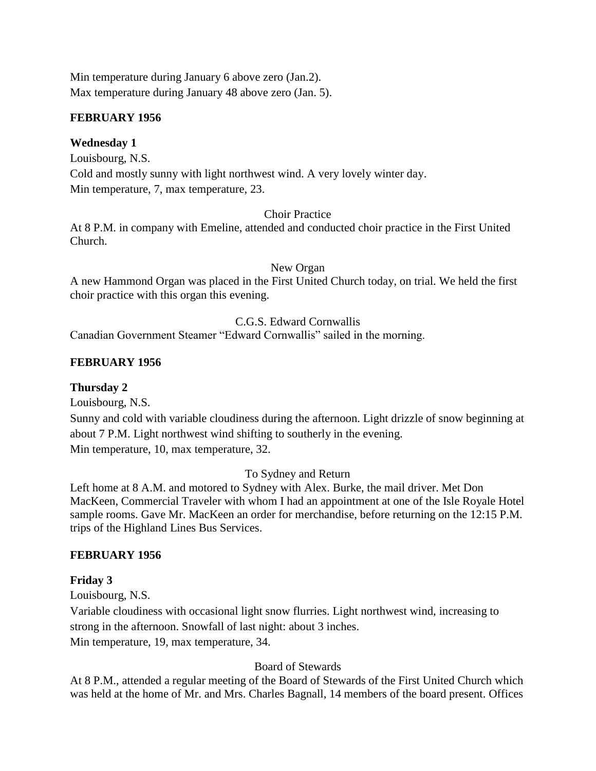Min temperature during January 6 above zero (Jan.2).
Max temperature during January 48 above zero (Jan. 5).

**FEBRUARY 1956**

**Wednesday 1**

Louisbourg, N.S.

Cold and mostly sunny with light northwest wind. A very lovely winter day.
Min temperature, 7, max temperature, 23.

Choir Practice

At 8 P.M. in company with Emeline, attended and conducted choir practice in the First United Church.

New Organ

A new Hammond Organ was placed in the First United Church today, on trial. We held the first choir practice with this organ this evening.

C.G.S. Edward Cornwallis

Canadian Government Steamer "Edward Cornwallis" sailed in the morning.

**FEBRUARY 1956**

**Thursday 2**

Louisbourg, N.S.

Sunny and cold with variable cloudiness during the afternoon. Light drizzle of snow beginning at about 7 P.M. Light northwest wind shifting to southerly in the evening.
Min temperature, 10, max temperature, 32.

To Sydney and Return

Left home at 8 A.M. and motored to Sydney with Alex. Burke, the mail driver. Met Don MacKeen, Commercial Traveler with whom I had an appointment at one of the Isle Royale Hotel sample rooms. Gave Mr. MacKeen an order for merchandise, before returning on the 12:15 P.M. trips of the Highland Lines Bus Services.

**FEBRUARY 1956**

**Friday 3**

Louisbourg, N.S.

Variable cloudiness with occasional light snow flurries. Light northwest wind, increasing to strong in the afternoon. Snowfall of last night: about 3 inches.
Min temperature, 19, max temperature, 34.

Board of Stewards

At 8 P.M., attended a regular meeting of the Board of Stewards of the First United Church which was held at the home of Mr. and Mrs. Charles Bagnall, 14 members of the board present. Offices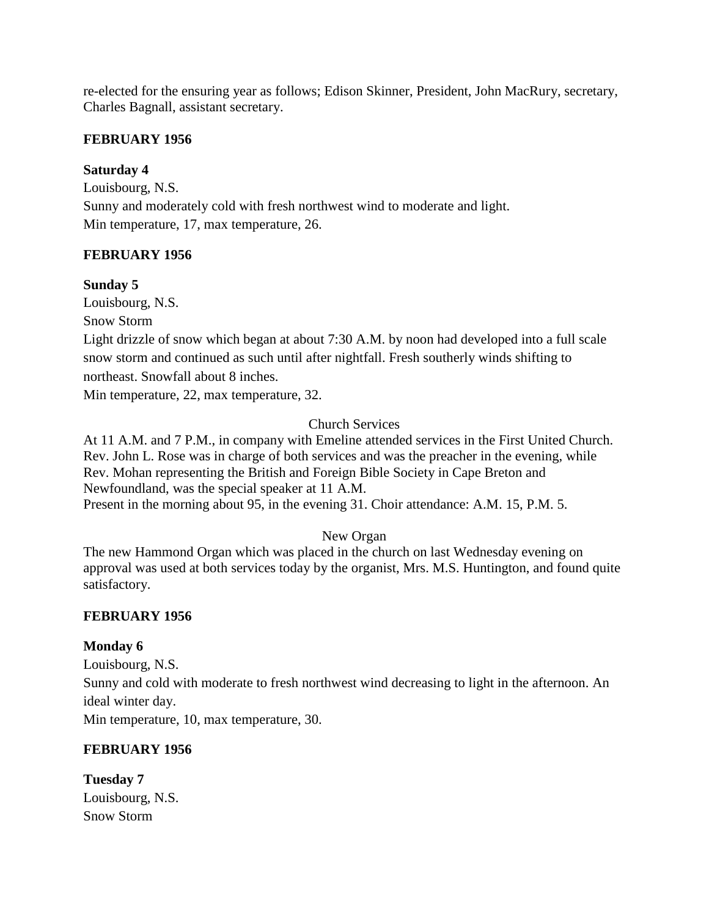re-elected for the ensuring year as follows; Edison Skinner, President, John MacRury, secretary, Charles Bagnall, assistant secretary.

**FEBRUARY 1956**

**Saturday 4**

Louisbourg, N.S.

Sunny and moderately cold with fresh northwest wind to moderate and light.

Min temperature, 17, max temperature, 26.

**FEBRUARY 1956**

**Sunday 5**

Louisbourg, N.S.

Snow Storm

Light drizzle of snow which began at about 7:30 A.M. by noon had developed into a full scale snow storm and continued as such until after nightfall. Fresh southerly winds shifting to northeast. Snowfall about 8 inches.

Min temperature, 22, max temperature, 32.

Church Services

At 11 A.M. and 7 P.M., in company with Emeline attended services in the First United Church. Rev. John L. Rose was in charge of both services and was the preacher in the evening, while Rev. Mohan representing the British and Foreign Bible Society in Cape Breton and Newfoundland, was the special speaker at 11 A.M.

Present in the morning about 95, in the evening 31. Choir attendance: A.M. 15, P.M. 5.

New Organ

The new Hammond Organ which was placed in the church on last Wednesday evening on approval was used at both services today by the organist, Mrs. M.S. Huntington, and found quite satisfactory.

**FEBRUARY 1956**

**Monday 6**

Louisbourg, N.S.

Sunny and cold with moderate to fresh northwest wind decreasing to light in the afternoon. An ideal winter day.

Min temperature, 10, max temperature, 30.

**FEBRUARY 1956**

**Tuesday 7**

Louisbourg, N.S.

Snow Storm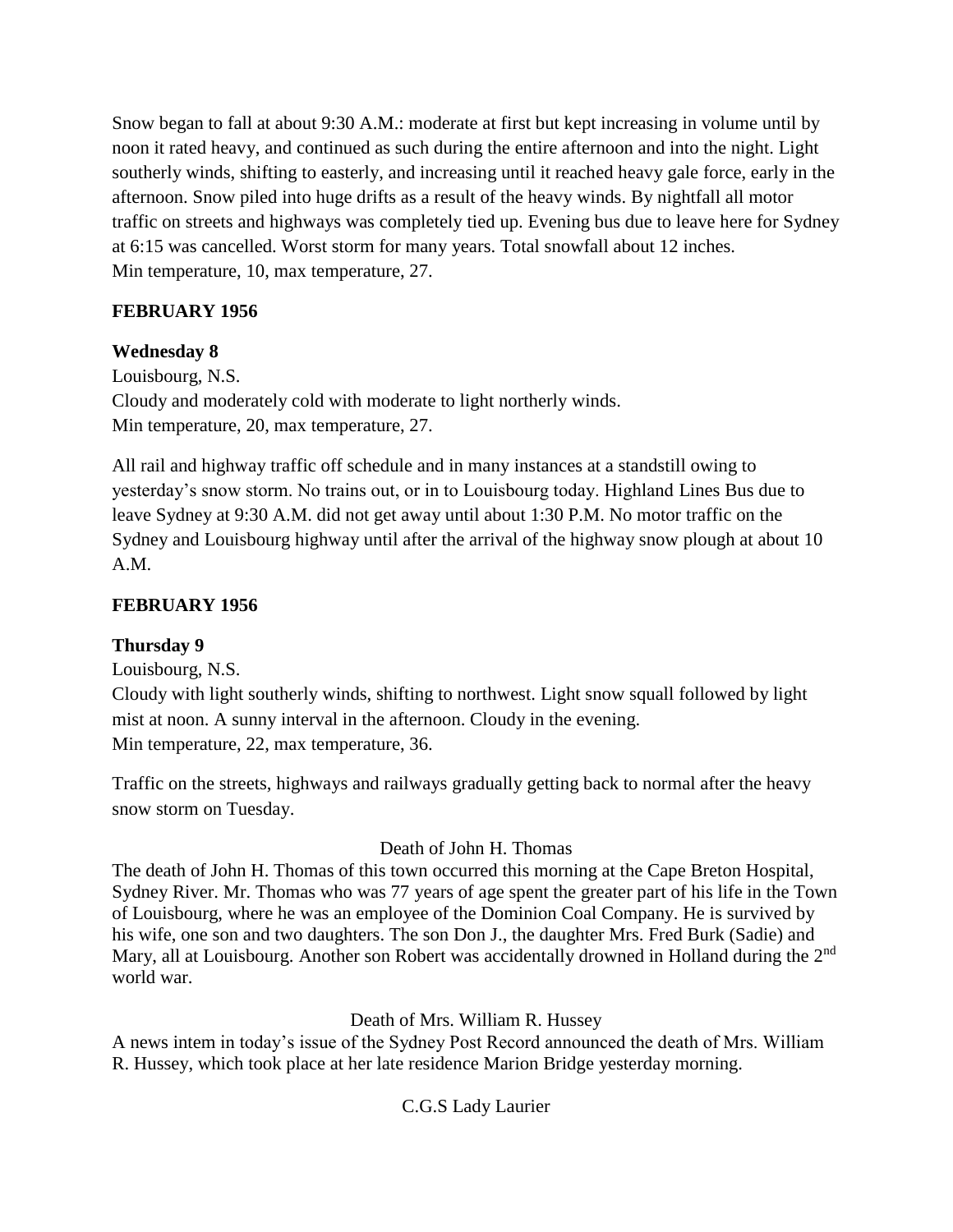Snow began to fall at about 9:30 A.M.: moderate at first but kept increasing in volume until by noon it rated heavy, and continued as such during the entire afternoon and into the night. Light southerly winds, shifting to easterly, and increasing until it reached heavy gale force, early in the afternoon. Snow piled into huge drifts as a result of the heavy winds. By nightfall all motor traffic on streets and highways was completely tied up. Evening bus due to leave here for Sydney at 6:15 was cancelled. Worst storm for many years. Total snowfall about 12 inches.
Min temperature, 10, max temperature, 27.

**FEBRUARY 1956**

**Wednesday 8**

Louisbourg, N.S.
Cloudy and moderately cold with moderate to light northerly winds.
Min temperature, 20, max temperature, 27.

All rail and highway traffic off schedule and in many instances at a standstill owing to yesterday's snow storm. No trains out, or in to Louisbourg today. Highland Lines Bus due to leave Sydney at 9:30 A.M. did not get away until about 1:30 P.M. No motor traffic on the Sydney and Louisbourg highway until after the arrival of the highway snow plough at about 10 A.M.

**FEBRUARY 1956**

**Thursday 9**

Louisbourg, N.S.
Cloudy with light southerly winds, shifting to northwest. Light snow squall followed by light mist at noon. A sunny interval in the afternoon. Cloudy in the evening.
Min temperature, 22, max temperature, 36.

Traffic on the streets, highways and railways gradually getting back to normal after the heavy snow storm on Tuesday.

Death of John H. Thomas

The death of John H. Thomas of this town occurred this morning at the Cape Breton Hospital, Sydney River. Mr. Thomas who was 77 years of age spent the greater part of his life in the Town of Louisbourg, where he was an employee of the Dominion Coal Company. He is survived by his wife, one son and two daughters. The son Don J., the daughter Mrs. Fred Burk (Sadie) and Mary, all at Louisbourg. Another son Robert was accidentally drowned in Holland during the 2nd world war.

Death of Mrs. William R. Hussey

A news intem in today's issue of the Sydney Post Record announced the death of Mrs. William R. Hussey, which took place at her late residence Marion Bridge yesterday morning.

C.G.S Lady Laurier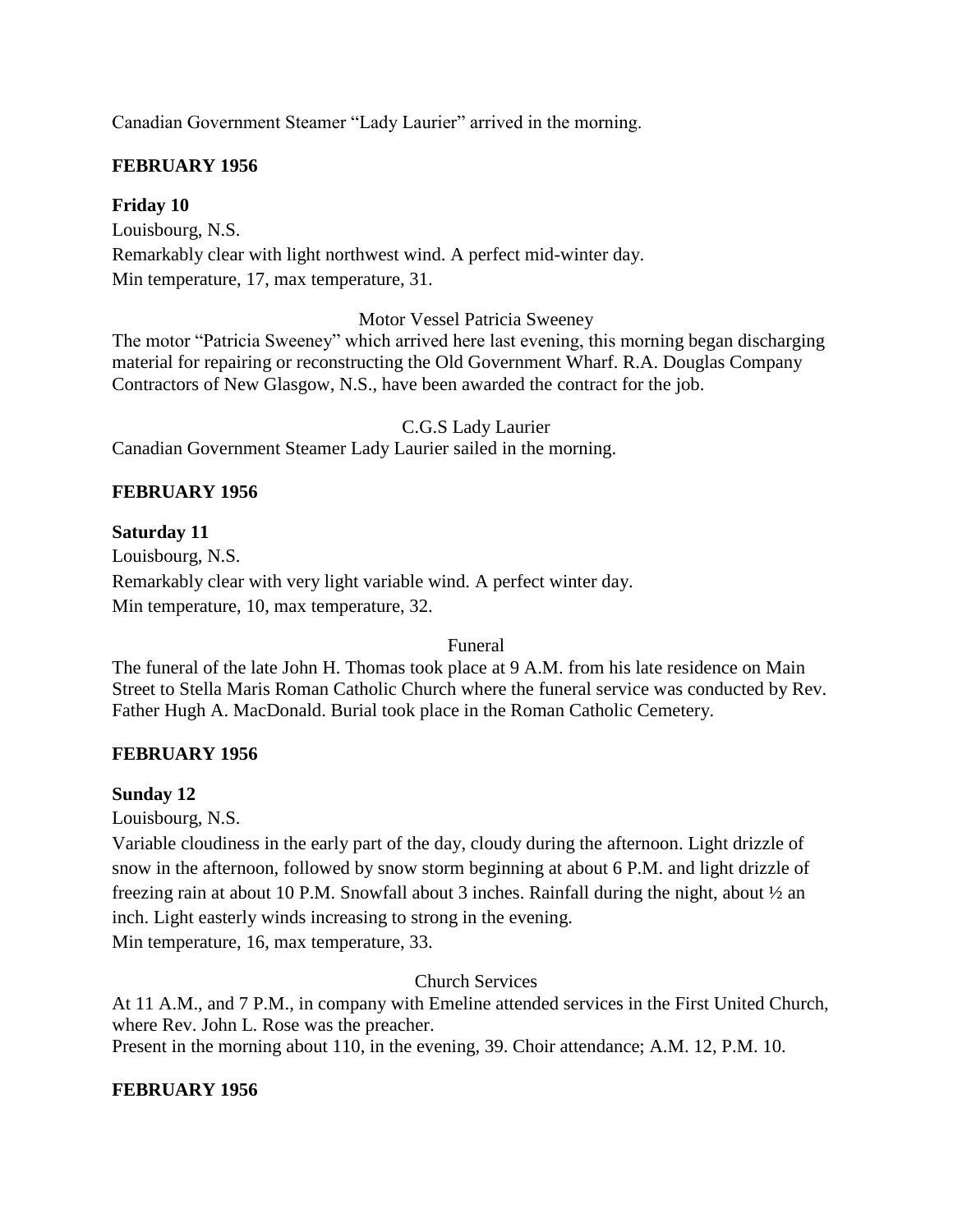Canadian Government Steamer "Lady Laurier" arrived in the morning.

**FEBRUARY 1956**

**Friday 10**

Louisbourg, N.S.

Remarkably clear with light northwest wind. A perfect mid-winter day.

Min temperature, 17, max temperature, 31.

Motor Vessel Patricia Sweeney

The motor "Patricia Sweeney" which arrived here last evening, this morning began discharging material for repairing or reconstructing the Old Government Wharf. R.A. Douglas Company Contractors of New Glasgow, N.S., have been awarded the contract for the job.

C.G.S Lady Laurier

Canadian Government Steamer Lady Laurier sailed in the morning.

**FEBRUARY 1956**

**Saturday 11**

Louisbourg, N.S.

Remarkably clear with very light variable wind. A perfect winter day.

Min temperature, 10, max temperature, 32.

Funeral

The funeral of the late John H. Thomas took place at 9 A.M. from his late residence on Main Street to Stella Maris Roman Catholic Church where the funeral service was conducted by Rev. Father Hugh A. MacDonald. Burial took place in the Roman Catholic Cemetery.

**FEBRUARY 1956**

**Sunday 12**

Louisbourg, N.S.

Variable cloudiness in the early part of the day, cloudy during the afternoon. Light drizzle of snow in the afternoon, followed by snow storm beginning at about 6 P.M. and light drizzle of freezing rain at about 10 P.M. Snowfall about 3 inches. Rainfall during the night, about ½ an inch. Light easterly winds increasing to strong in the evening.

Min temperature, 16, max temperature, 33.

Church Services

At 11 A.M., and 7 P.M., in company with Emeline attended services in the First United Church, where Rev. John L. Rose was the preacher.

Present in the morning about 110, in the evening, 39. Choir attendance; A.M. 12, P.M. 10.

**FEBRUARY 1956**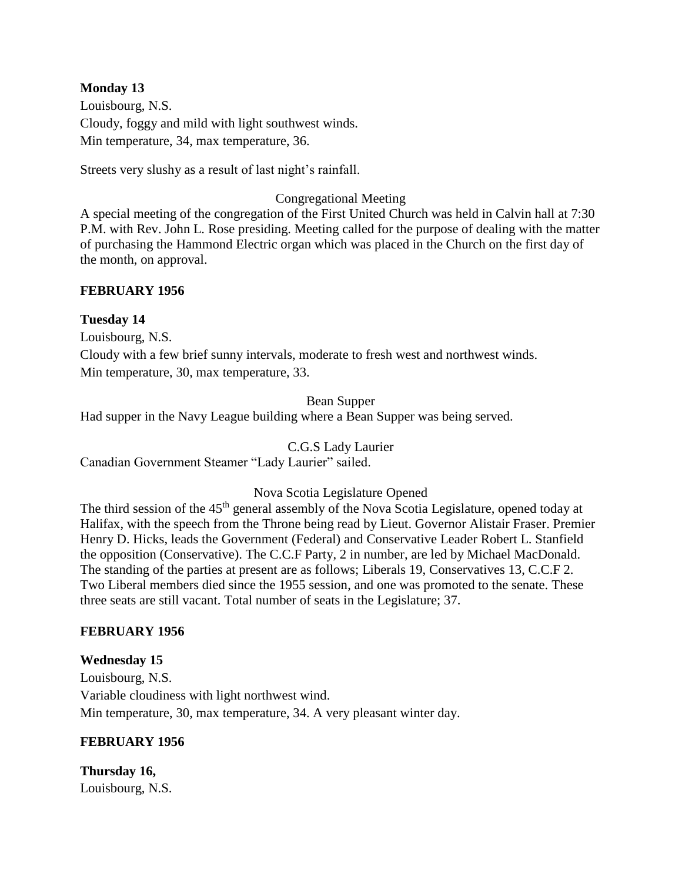**Monday 13**

Louisbourg, N.S.

Cloudy, foggy and mild with light southwest winds.

Min temperature, 34, max temperature, 36.

Streets very slushy as a result of last night's rainfall.

Congregational Meeting

A special meeting of the congregation of the First United Church was held in Calvin hall at 7:30 P.M. with Rev. John L. Rose presiding. Meeting called for the purpose of dealing with the matter of purchasing the Hammond Electric organ which was placed in the Church on the first day of the month, on approval.

**FEBRUARY 1956**

**Tuesday 14**

Louisbourg, N.S.

Cloudy with a few brief sunny intervals, moderate to fresh west and northwest winds.

Min temperature, 30, max temperature, 33.

Bean Supper

Had supper in the Navy League building where a Bean Supper was being served.

C.G.S Lady Laurier

Canadian Government Steamer "Lady Laurier" sailed.

Nova Scotia Legislature Opened

The third session of the 45th general assembly of the Nova Scotia Legislature, opened today at Halifax, with the speech from the Throne being read by Lieut. Governor Alistair Fraser. Premier Henry D. Hicks, leads the Government (Federal) and Conservative Leader Robert L. Stanfield the opposition (Conservative). The C.C.F Party, 2 in number, are led by Michael MacDonald. The standing of the parties at present are as follows; Liberals 19, Conservatives 13, C.C.F 2. Two Liberal members died since the 1955 session, and one was promoted to the senate. These three seats are still vacant. Total number of seats in the Legislature; 37.

**FEBRUARY 1956**

**Wednesday 15**

Louisbourg, N.S.

Variable cloudiness with light northwest wind.

Min temperature, 30, max temperature, 34. A very pleasant winter day.

**FEBRUARY 1956**

**Thursday 16,**

Louisbourg, N.S.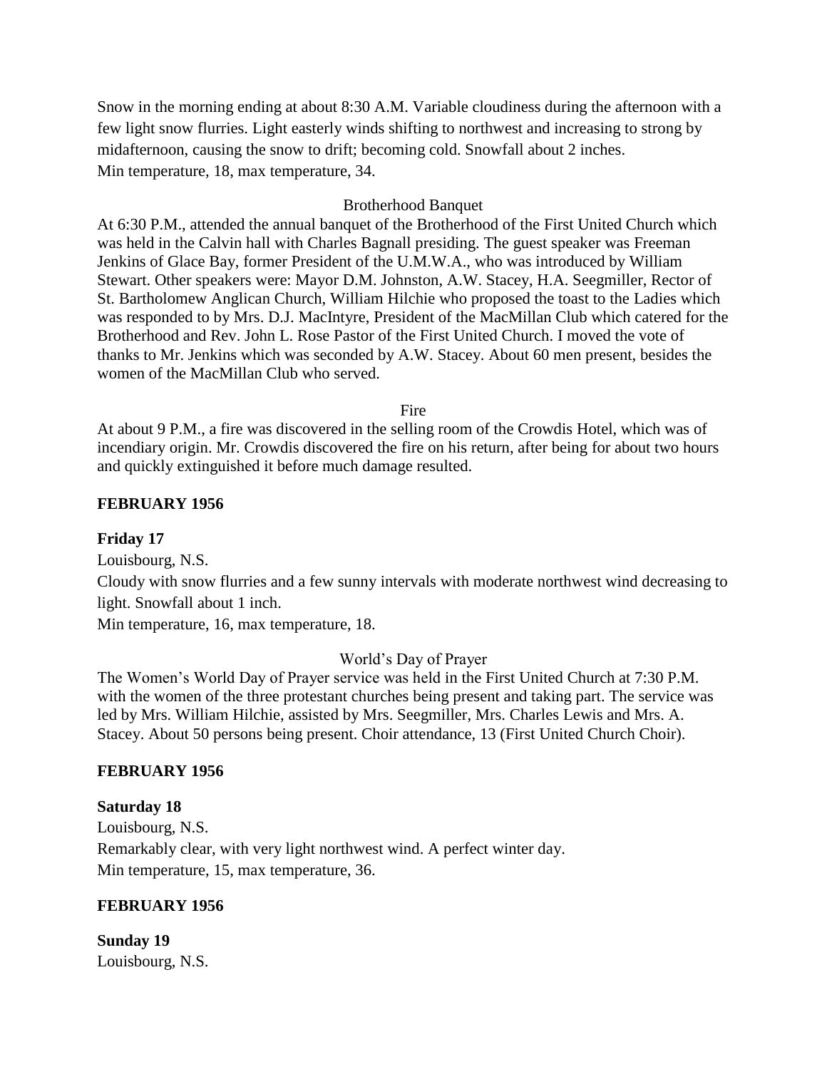Snow in the morning ending at about 8:30 A.M. Variable cloudiness during the afternoon with a few light snow flurries. Light easterly winds shifting to northwest and increasing to strong by midafternoon, causing the snow to drift; becoming cold. Snowfall about 2 inches.
Min temperature, 18, max temperature, 34.

Brotherhood Banquet

At 6:30 P.M., attended the annual banquet of the Brotherhood of the First United Church which was held in the Calvin hall with Charles Bagnall presiding. The guest speaker was Freeman Jenkins of Glace Bay, former President of the U.M.W.A., who was introduced by William Stewart. Other speakers were: Mayor D.M. Johnston, A.W. Stacey, H.A. Seegmiller, Rector of St. Bartholomew Anglican Church, William Hilchie who proposed the toast to the Ladies which was responded to by Mrs. D.J. MacIntyre, President of the MacMillan Club which catered for the Brotherhood and Rev. John L. Rose Pastor of the First United Church. I moved the vote of thanks to Mr. Jenkins which was seconded by A.W. Stacey. About 60 men present, besides the women of the MacMillan Club who served.

Fire

At about 9 P.M., a fire was discovered in the selling room of the Crowdis Hotel, which was of incendiary origin. Mr. Crowdis discovered the fire on his return, after being for about two hours and quickly extinguished it before much damage resulted.

**FEBRUARY 1956**

**Friday 17**

Louisbourg, N.S.

Cloudy with snow flurries and a few sunny intervals with moderate northwest wind decreasing to light. Snowfall about 1 inch.

Min temperature, 16, max temperature, 18.

World's Day of Prayer

The Women's World Day of Prayer service was held in the First United Church at 7:30 P.M. with the women of the three protestant churches being present and taking part. The service was led by Mrs. William Hilchie, assisted by Mrs. Seegmiller, Mrs. Charles Lewis and Mrs. A. Stacey. About 50 persons being present. Choir attendance, 13 (First United Church Choir).

**FEBRUARY 1956**

**Saturday 18**

Louisbourg, N.S.

Remarkably clear, with very light northwest wind. A perfect winter day.

Min temperature, 15, max temperature, 36.

**FEBRUARY 1956**

**Sunday 19**

Louisbourg, N.S.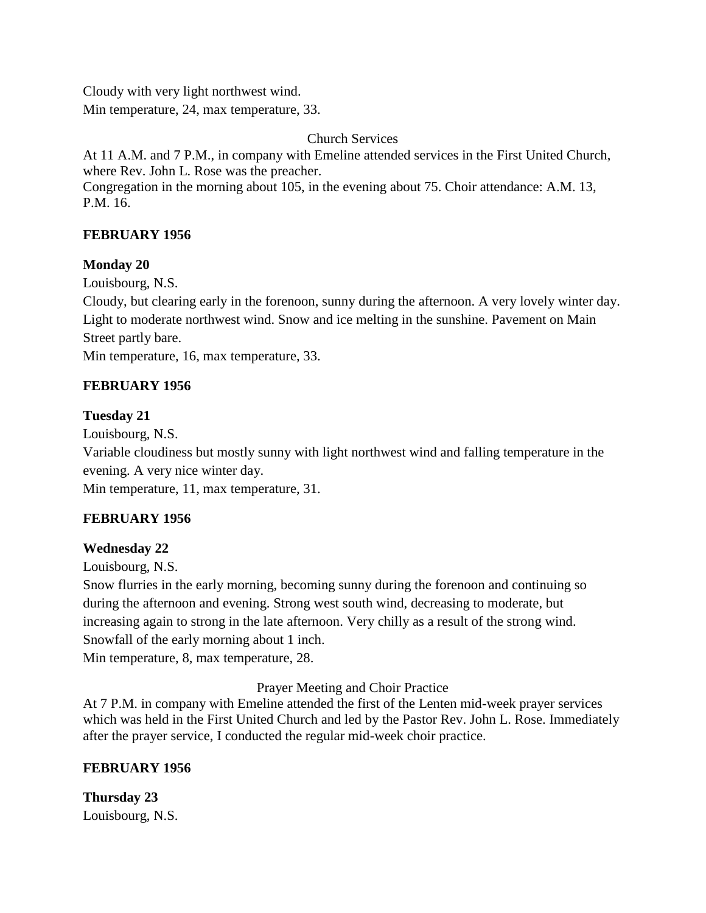Cloudy with very light northwest wind.
Min temperature, 24, max temperature, 33.

Church Services

At 11 A.M. and 7 P.M., in company with Emeline attended services in the First United Church, where Rev. John L. Rose was the preacher.
Congregation in the morning about 105, in the evening about 75. Choir attendance: A.M. 13, P.M. 16.

**FEBRUARY 1956**

**Monday 20**

Louisbourg, N.S.
Cloudy, but clearing early in the forenoon, sunny during the afternoon. A very lovely winter day. Light to moderate northwest wind. Snow and ice melting in the sunshine. Pavement on Main Street partly bare.
Min temperature, 16, max temperature, 33.

**FEBRUARY 1956**

**Tuesday 21**

Louisbourg, N.S.
Variable cloudiness but mostly sunny with light northwest wind and falling temperature in the evening. A very nice winter day.
Min temperature, 11, max temperature, 31.

**FEBRUARY 1956**

**Wednesday 22**

Louisbourg, N.S.
Snow flurries in the early morning, becoming sunny during the forenoon and continuing so during the afternoon and evening. Strong west south wind, decreasing to moderate, but increasing again to strong in the late afternoon. Very chilly as a result of the strong wind. Snowfall of the early morning about 1 inch.
Min temperature, 8, max temperature, 28.

Prayer Meeting and Choir Practice

At 7 P.M. in company with Emeline attended the first of the Lenten mid-week prayer services which was held in the First United Church and led by the Pastor Rev. John L. Rose. Immediately after the prayer service, I conducted the regular mid-week choir practice.

**FEBRUARY 1956**

**Thursday 23**

Louisbourg, N.S.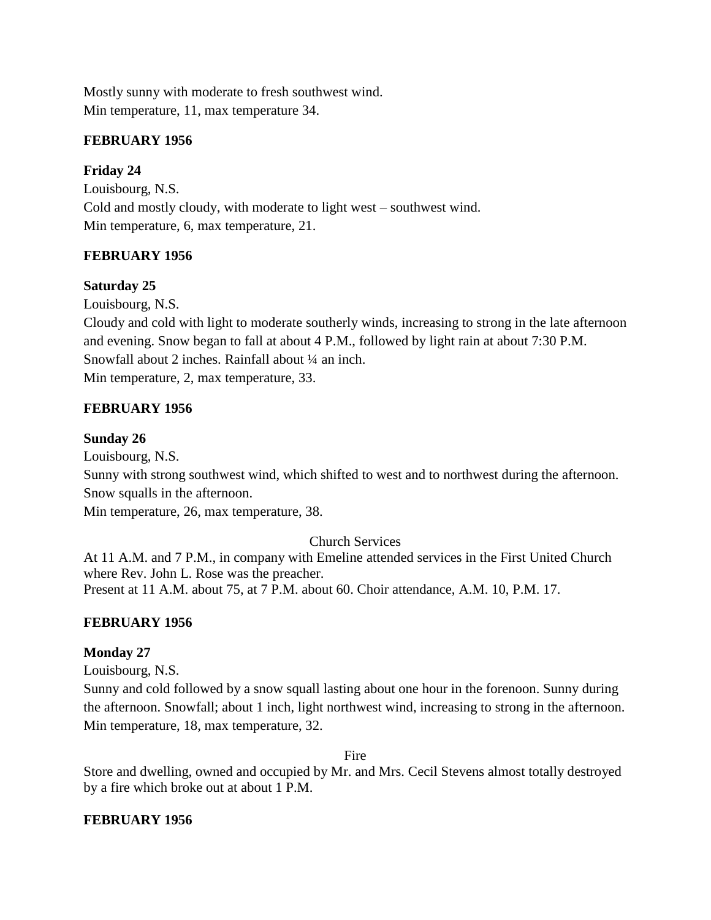Mostly sunny with moderate to fresh southwest wind.
Min temperature, 11, max temperature 34.

**FEBRUARY 1956**

**Friday 24**
Louisbourg, N.S.
Cold and mostly cloudy, with moderate to light west – southwest wind.
Min temperature, 6, max temperature, 21.

**FEBRUARY 1956**

**Saturday 25**
Louisbourg, N.S.
Cloudy and cold with light to moderate southerly winds, increasing to strong in the late afternoon and evening. Snow began to fall at about 4 P.M., followed by light rain at about 7:30 P.M.
Snowfall about 2 inches. Rainfall about ¼ an inch.
Min temperature, 2, max temperature, 33.

**FEBRUARY 1956**

**Sunday 26**
Louisbourg, N.S.
Sunny with strong southwest wind, which shifted to west and to northwest during the afternoon.
Snow squalls in the afternoon.
Min temperature, 26, max temperature, 38.

Church Services

At 11 A.M. and 7 P.M., in company with Emeline attended services in the First United Church where Rev. John L. Rose was the preacher.
Present at 11 A.M. about 75, at 7 P.M. about 60. Choir attendance, A.M. 10, P.M. 17.

**FEBRUARY 1956**

**Monday 27**
Louisbourg, N.S.
Sunny and cold followed by a snow squall lasting about one hour in the forenoon. Sunny during the afternoon. Snowfall; about 1 inch, light northwest wind, increasing to strong in the afternoon.
Min temperature, 18, max temperature, 32.

Fire

Store and dwelling, owned and occupied by Mr. and Mrs. Cecil Stevens almost totally destroyed by a fire which broke out at about 1 P.M.

**FEBRUARY 1956**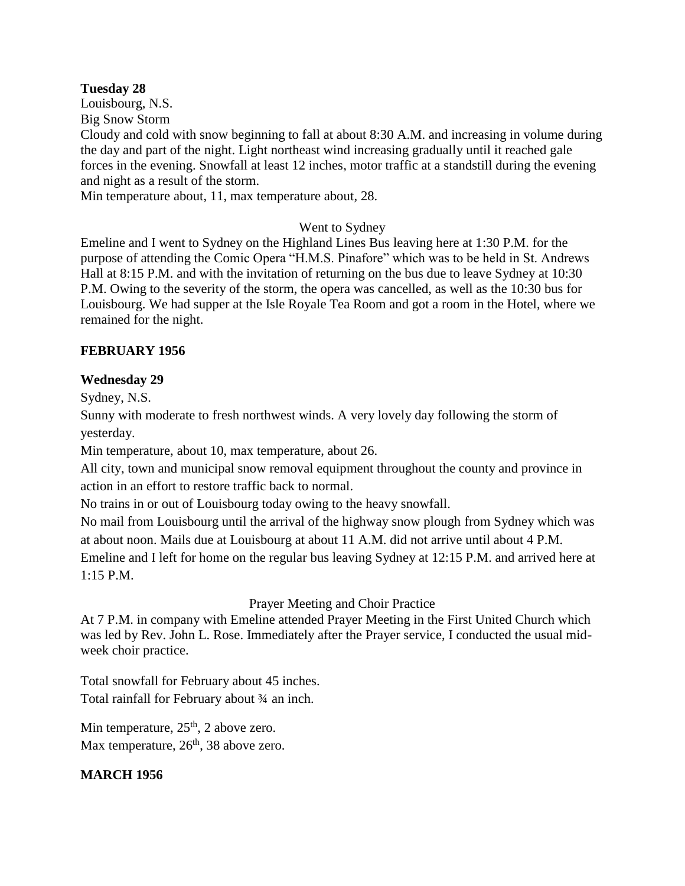**Tuesday 28**

Louisbourg, N.S.

Big Snow Storm

Cloudy and cold with snow beginning to fall at about 8:30 A.M. and increasing in volume during the day and part of the night. Light northeast wind increasing gradually until it reached gale forces in the evening. Snowfall at least 12 inches, motor traffic at a standstill during the evening and night as a result of the storm.

Min temperature about, 11, max temperature about, 28.

Went to Sydney

Emeline and I went to Sydney on the Highland Lines Bus leaving here at 1:30 P.M. for the purpose of attending the Comic Opera "H.M.S. Pinafore" which was to be held in St. Andrews Hall at 8:15 P.M. and with the invitation of returning on the bus due to leave Sydney at 10:30 P.M. Owing to the severity of the storm, the opera was cancelled, as well as the 10:30 bus for Louisbourg. We had supper at the Isle Royale Tea Room and got a room in the Hotel, where we remained for the night.

## FEBRUARY 1956

**Wednesday 29**

Sydney, N.S.

Sunny with moderate to fresh northwest winds. A very lovely day following the storm of yesterday.

Min temperature, about 10, max temperature, about 26.

All city, town and municipal snow removal equipment throughout the county and province in action in an effort to restore traffic back to normal.

No trains in or out of Louisbourg today owing to the heavy snowfall.

No mail from Louisbourg until the arrival of the highway snow plough from Sydney which was at about noon. Mails due at Louisbourg at about 11 A.M. did not arrive until about 4 P.M.

Emeline and I left for home on the regular bus leaving Sydney at 12:15 P.M. and arrived here at 1:15 P.M.

Prayer Meeting and Choir Practice

At 7 P.M. in company with Emeline attended Prayer Meeting in the First United Church which was led by Rev. John L. Rose. Immediately after the Prayer service, I conducted the usual mid-week choir practice.

Total snowfall for February about 45 inches.

Total rainfall for February about ¾ an inch.

Min temperature, 25th, 2 above zero.

Max temperature, 26th, 38 above zero.

## MARCH 1956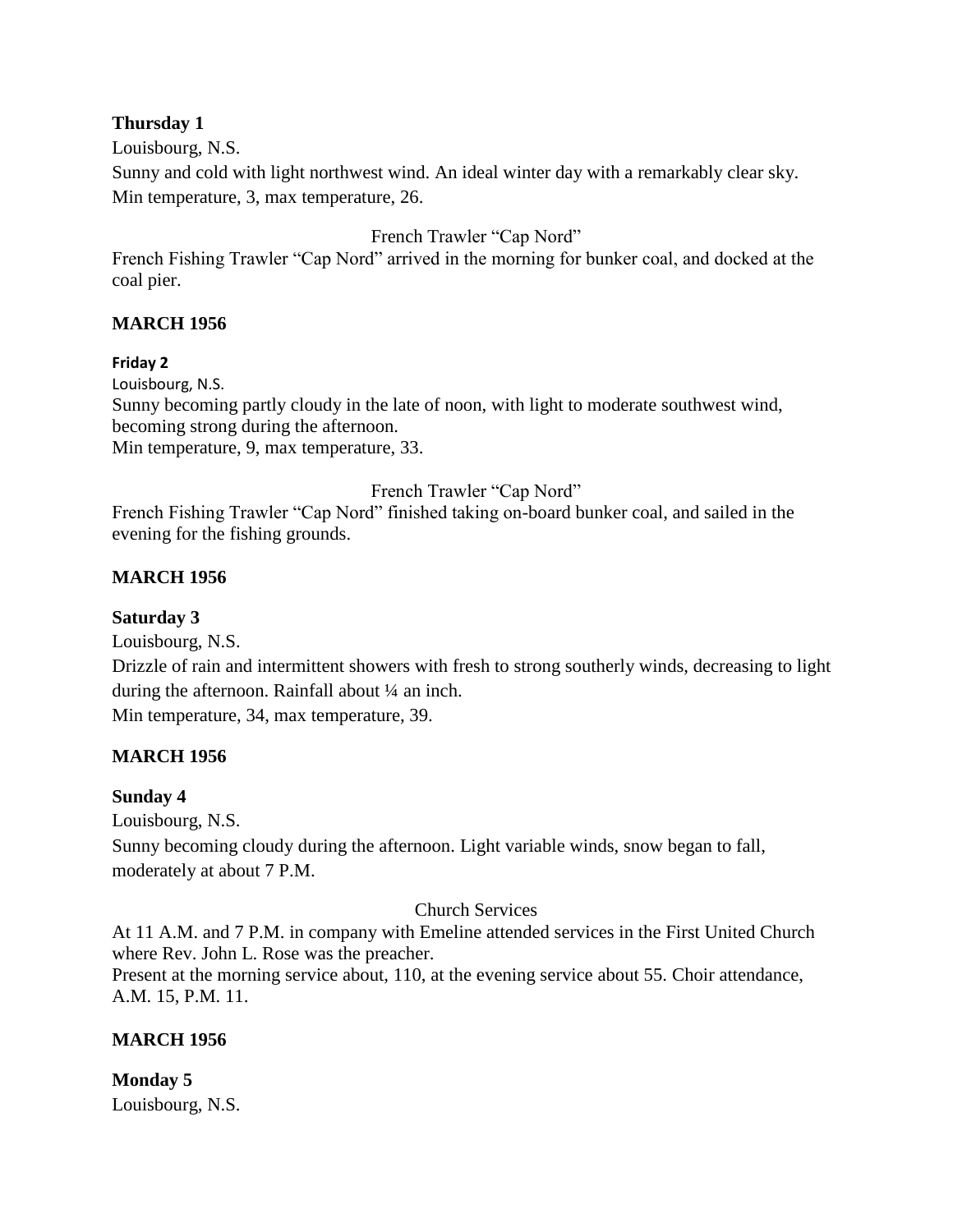**Thursday 1**

Louisbourg, N.S.

Sunny and cold with light northwest wind. An ideal winter day with a remarkably clear sky.
Min temperature, 3, max temperature, 26.

French Trawler "Cap Nord"

French Fishing Trawler "Cap Nord" arrived in the morning for bunker coal, and docked at the coal pier.

**MARCH 1956**

**Friday 2**

Louisbourg, N.S.

Sunny becoming partly cloudy in the late of noon, with light to moderate southwest wind, becoming strong during the afternoon.
Min temperature, 9, max temperature, 33.

French Trawler "Cap Nord"

French Fishing Trawler "Cap Nord" finished taking on-board bunker coal, and sailed in the evening for the fishing grounds.

**MARCH 1956**

**Saturday 3**

Louisbourg, N.S.

Drizzle of rain and intermittent showers with fresh to strong southerly winds, decreasing to light during the afternoon. Rainfall about ¼ an inch.
Min temperature, 34, max temperature, 39.

**MARCH 1956**

**Sunday 4**

Louisbourg, N.S.

Sunny becoming cloudy during the afternoon. Light variable winds, snow began to fall, moderately at about 7 P.M.

Church Services

At 11 A.M. and 7 P.M. in company with Emeline attended services in the First United Church where Rev. John L. Rose was the preacher.
Present at the morning service about, 110, at the evening service about 55. Choir attendance, A.M. 15, P.M. 11.

**MARCH 1956**

**Monday 5**

Louisbourg, N.S.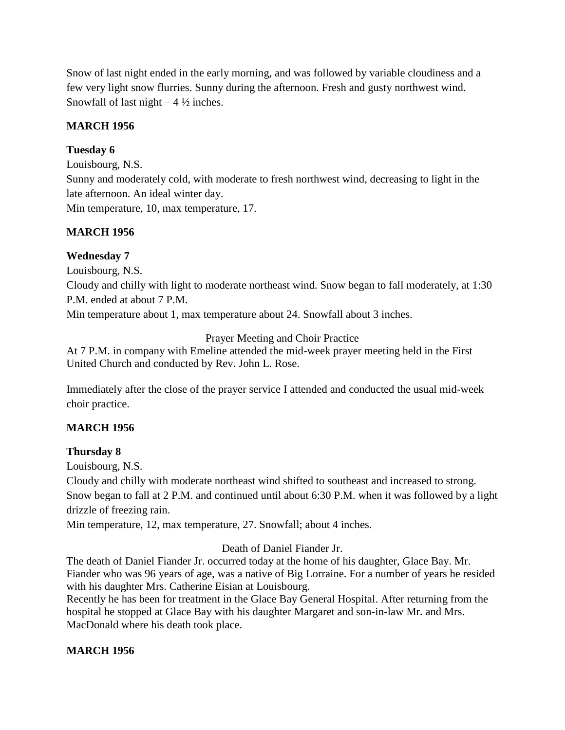Snow of last night ended in the early morning, and was followed by variable cloudiness and a few very light snow flurries. Sunny during the afternoon. Fresh and gusty northwest wind. Snowfall of last night – 4 ½ inches.

**MARCH 1956**

**Tuesday 6**

Louisbourg, N.S.
Sunny and moderately cold, with moderate to fresh northwest wind, decreasing to light in the late afternoon. An ideal winter day.
Min temperature, 10, max temperature, 17.

**MARCH 1956**

**Wednesday 7**

Louisbourg, N.S.
Cloudy and chilly with light to moderate northeast wind. Snow began to fall moderately, at 1:30 P.M. ended at about 7 P.M.
Min temperature about 1, max temperature about 24. Snowfall about 3 inches.

Prayer Meeting and Choir Practice

At 7 P.M. in company with Emeline attended the mid-week prayer meeting held in the First United Church and conducted by Rev. John L. Rose.

Immediately after the close of the prayer service I attended and conducted the usual mid-week choir practice.

**MARCH 1956**

**Thursday 8**

Louisbourg, N.S.
Cloudy and chilly with moderate northeast wind shifted to southeast and increased to strong. Snow began to fall at 2 P.M. and continued until about 6:30 P.M. when it was followed by a light drizzle of freezing rain.
Min temperature, 12, max temperature, 27. Snowfall; about 4 inches.

Death of Daniel Fiander Jr.

The death of Daniel Fiander Jr. occurred today at the home of his daughter, Glace Bay. Mr. Fiander who was 96 years of age, was a native of Big Lorraine. For a number of years he resided with his daughter Mrs. Catherine Eisian at Louisbourg.
Recently he has been for treatment in the Glace Bay General Hospital. After returning from the hospital he stopped at Glace Bay with his daughter Margaret and son-in-law Mr. and Mrs. MacDonald where his death took place.

**MARCH 1956**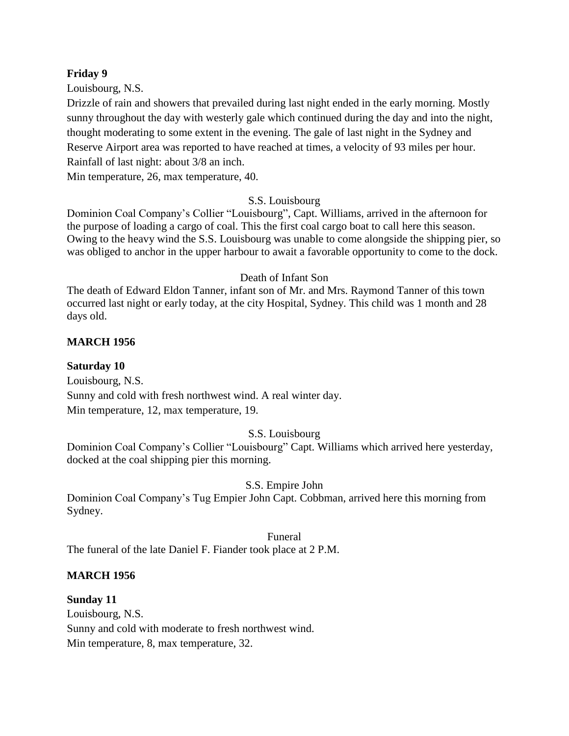**Friday 9**

Louisbourg, N.S.

Drizzle of rain and showers that prevailed during last night ended in the early morning. Mostly sunny throughout the day with westerly gale which continued during the day and into the night, thought moderating to some extent in the evening. The gale of last night in the Sydney and Reserve Airport area was reported to have reached at times, a velocity of 93 miles per hour. Rainfall of last night: about 3/8 an inch.

Min temperature, 26, max temperature, 40.

S.S. Louisbourg

Dominion Coal Company's Collier "Louisbourg", Capt. Williams, arrived in the afternoon for the purpose of loading a cargo of coal. This the first coal cargo boat to call here this season. Owing to the heavy wind the S.S. Louisbourg was unable to come alongside the shipping pier, so was obliged to anchor in the upper harbour to await a favorable opportunity to come to the dock.

Death of Infant Son

The death of Edward Eldon Tanner, infant son of Mr. and Mrs. Raymond Tanner of this town occurred last night or early today, at the city Hospital, Sydney. This child was 1 month and 28 days old.

**MARCH 1956**

**Saturday 10**

Louisbourg, N.S.

Sunny and cold with fresh northwest wind. A real winter day.

Min temperature, 12, max temperature, 19.

S.S. Louisbourg

Dominion Coal Company's Collier "Louisbourg" Capt. Williams which arrived here yesterday, docked at the coal shipping pier this morning.

S.S. Empire John

Dominion Coal Company's Tug Empier John Capt. Cobbman, arrived here this morning from Sydney.

Funeral

The funeral of the late Daniel F. Fiander took place at 2 P.M.

**MARCH 1956**

**Sunday 11**

Louisbourg, N.S.

Sunny and cold with moderate to fresh northwest wind.

Min temperature, 8, max temperature, 32.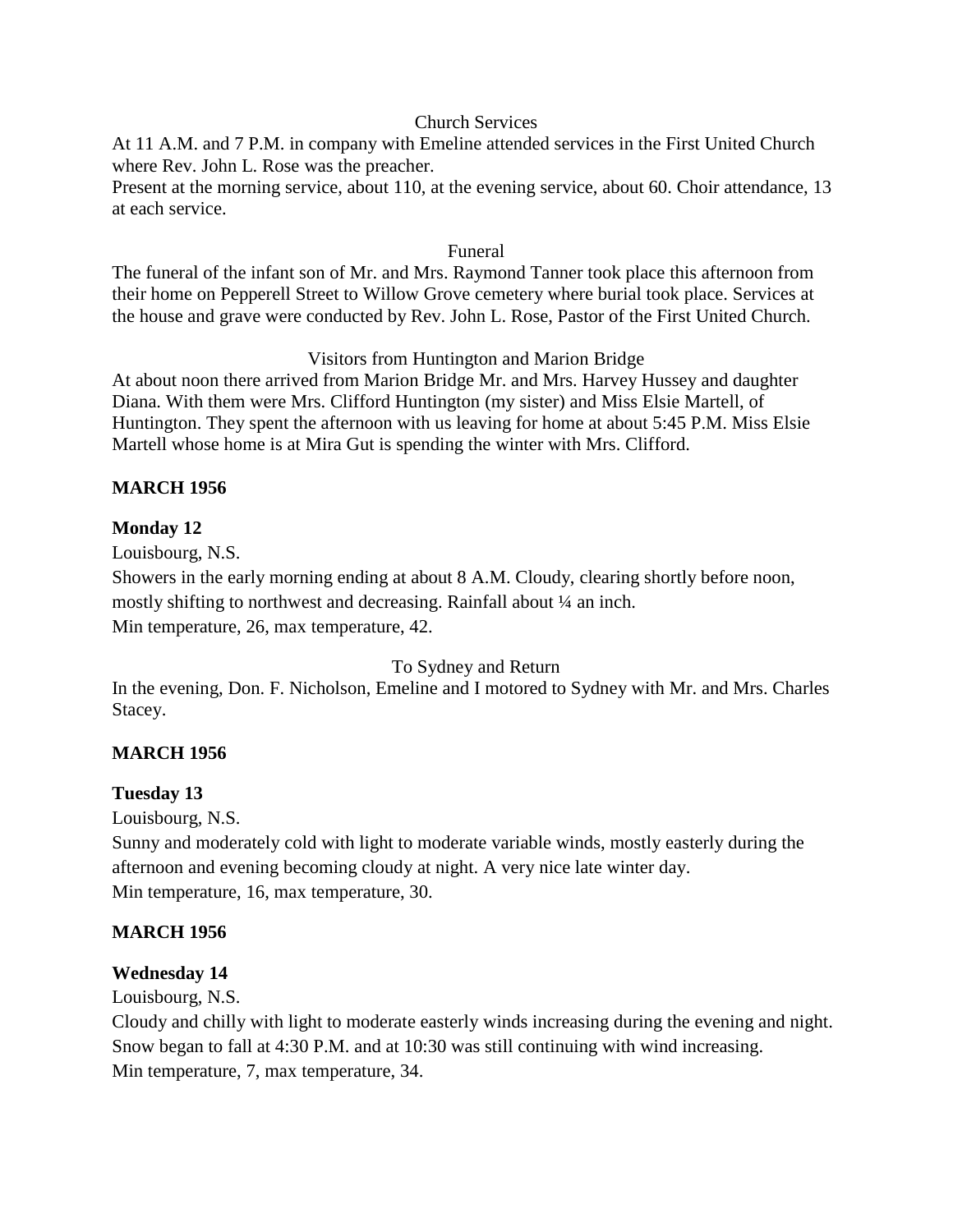Church Services

At 11 A.M. and 7 P.M. in company with Emeline attended services in the First United Church where Rev. John L. Rose was the preacher.

Present at the morning service, about 110, at the evening service, about 60. Choir attendance, 13 at each service.

Funeral

The funeral of the infant son of Mr. and Mrs. Raymond Tanner took place this afternoon from their home on Pepperell Street to Willow Grove cemetery where burial took place. Services at the house and grave were conducted by Rev. John L. Rose, Pastor of the First United Church.

Visitors from Huntington and Marion Bridge

At about noon there arrived from Marion Bridge Mr. and Mrs. Harvey Hussey and daughter Diana. With them were Mrs. Clifford Huntington (my sister) and Miss Elsie Martell, of Huntington. They spent the afternoon with us leaving for home at about 5:45 P.M. Miss Elsie Martell whose home is at Mira Gut is spending the winter with Mrs. Clifford.

**MARCH 1956**

**Monday 12**

Louisbourg, N.S.

Showers in the early morning ending at about 8 A.M. Cloudy, clearing shortly before noon, mostly shifting to northwest and decreasing. Rainfall about ¼ an inch.

Min temperature, 26, max temperature, 42.

To Sydney and Return

In the evening, Don. F. Nicholson, Emeline and I motored to Sydney with Mr. and Mrs. Charles Stacey.

**MARCH 1956**

**Tuesday 13**

Louisbourg, N.S.

Sunny and moderately cold with light to moderate variable winds, mostly easterly during the afternoon and evening becoming cloudy at night. A very nice late winter day.

Min temperature, 16, max temperature, 30.

**MARCH 1956**

**Wednesday 14**

Louisbourg, N.S.

Cloudy and chilly with light to moderate easterly winds increasing during the evening and night. Snow began to fall at 4:30 P.M. and at 10:30 was still continuing with wind increasing.

Min temperature, 7, max temperature, 34.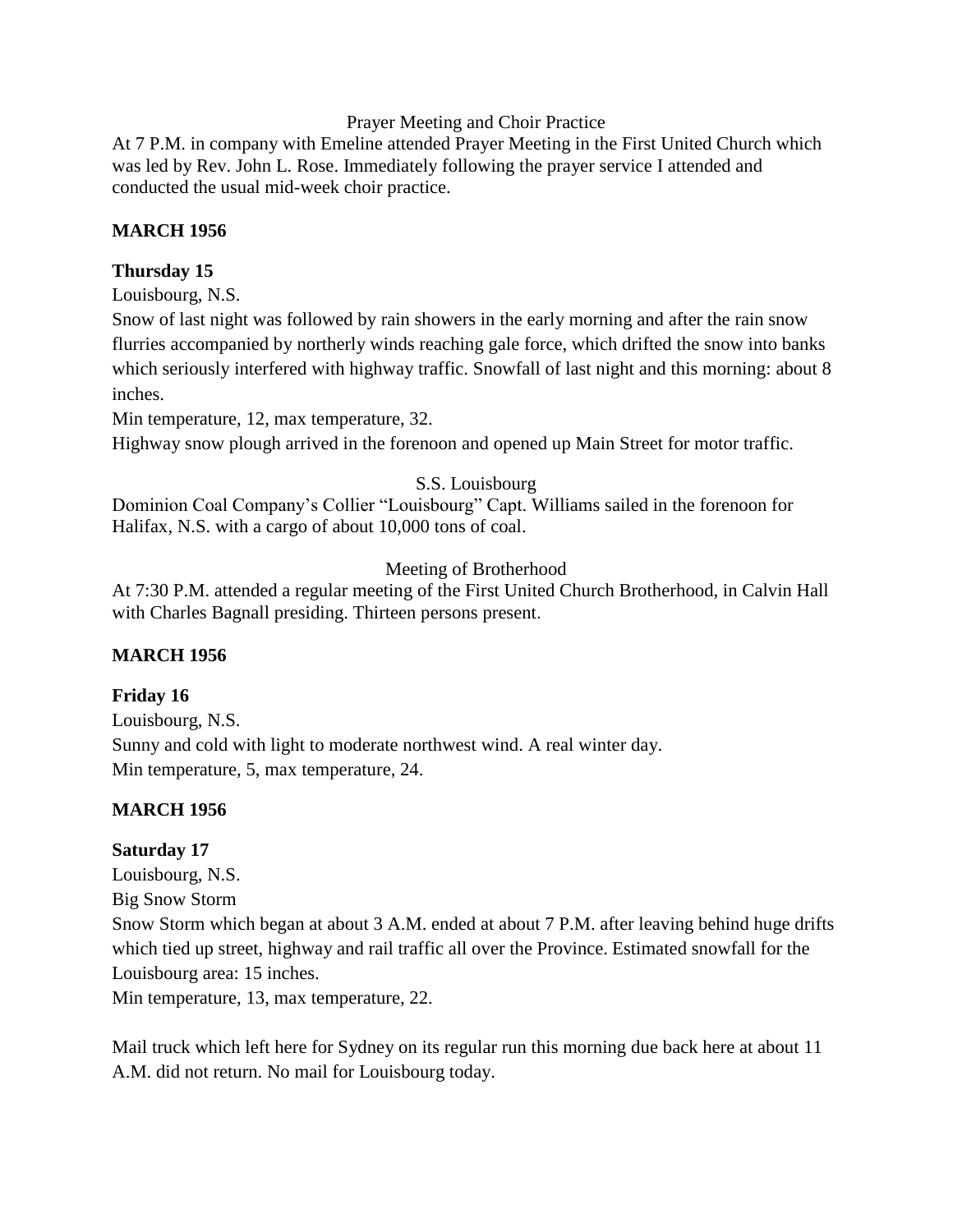Prayer Meeting and Choir Practice

At 7 P.M. in company with Emeline attended Prayer Meeting in the First United Church which was led by Rev. John L. Rose. Immediately following the prayer service I attended and conducted the usual mid-week choir practice.

**MARCH 1956**

**Thursday 15**

Louisbourg, N.S.

Snow of last night was followed by rain showers in the early morning and after the rain snow flurries accompanied by northerly winds reaching gale force, which drifted the snow into banks which seriously interfered with highway traffic. Snowfall of last night and this morning: about 8 inches.

Min temperature, 12, max temperature, 32.

Highway snow plough arrived in the forenoon and opened up Main Street for motor traffic.

S.S. Louisbourg

Dominion Coal Company's Collier "Louisbourg" Capt. Williams sailed in the forenoon for Halifax, N.S. with a cargo of about 10,000 tons of coal.

Meeting of Brotherhood

At 7:30 P.M. attended a regular meeting of the First United Church Brotherhood, in Calvin Hall with Charles Bagnall presiding. Thirteen persons present.

**MARCH 1956**

**Friday 16**

Louisbourg, N.S.

Sunny and cold with light to moderate northwest wind. A real winter day.

Min temperature, 5, max temperature, 24.

**MARCH 1956**

**Saturday 17**

Louisbourg, N.S.

Big Snow Storm

Snow Storm which began at about 3 A.M. ended at about 7 P.M. after leaving behind huge drifts which tied up street, highway and rail traffic all over the Province. Estimated snowfall for the Louisbourg area: 15 inches.

Min temperature, 13, max temperature, 22.

Mail truck which left here for Sydney on its regular run this morning due back here at about 11 A.M. did not return. No mail for Louisbourg today.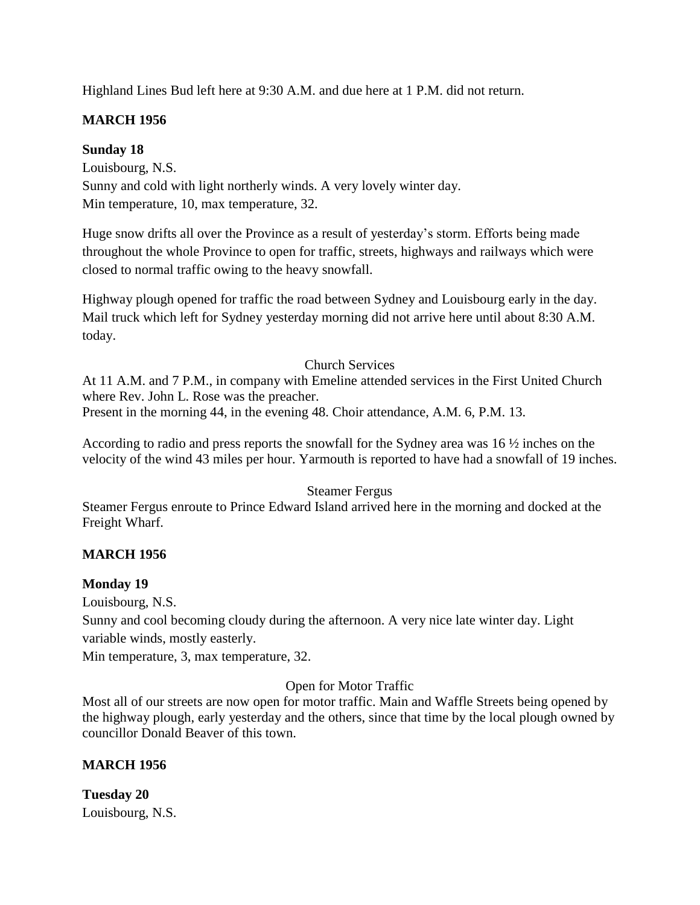Highland Lines Bud left here at 9:30 A.M. and due here at 1 P.M. did not return.

**MARCH 1956**

**Sunday 18**
Louisbourg, N.S.
Sunny and cold with light northerly winds. A very lovely winter day.
Min temperature, 10, max temperature, 32.

Huge snow drifts all over the Province as a result of yesterday's storm. Efforts being made throughout the whole Province to open for traffic, streets, highways and railways which were closed to normal traffic owing to the heavy snowfall.

Highway plough opened for traffic the road between Sydney and Louisbourg early in the day. Mail truck which left for Sydney yesterday morning did not arrive here until about 8:30 A.M. today.

Church Services

At 11 A.M. and 7 P.M., in company with Emeline attended services in the First United Church where Rev. John L. Rose was the preacher.
Present in the morning 44, in the evening 48. Choir attendance, A.M. 6, P.M. 13.

According to radio and press reports the snowfall for the Sydney area was 16 ½ inches on the velocity of the wind 43 miles per hour. Yarmouth is reported to have had a snowfall of 19 inches.

Steamer Fergus

Steamer Fergus enroute to Prince Edward Island arrived here in the morning and docked at the Freight Wharf.

**MARCH 1956**

**Monday 19**
Louisbourg, N.S.
Sunny and cool becoming cloudy during the afternoon. A very nice late winter day. Light variable winds, mostly easterly.
Min temperature, 3, max temperature, 32.

Open for Motor Traffic

Most all of our streets are now open for motor traffic. Main and Waffle Streets being opened by the highway plough, early yesterday and the others, since that time by the local plough owned by councillor Donald Beaver of this town.

**MARCH 1956**

**Tuesday 20**
Louisbourg, N.S.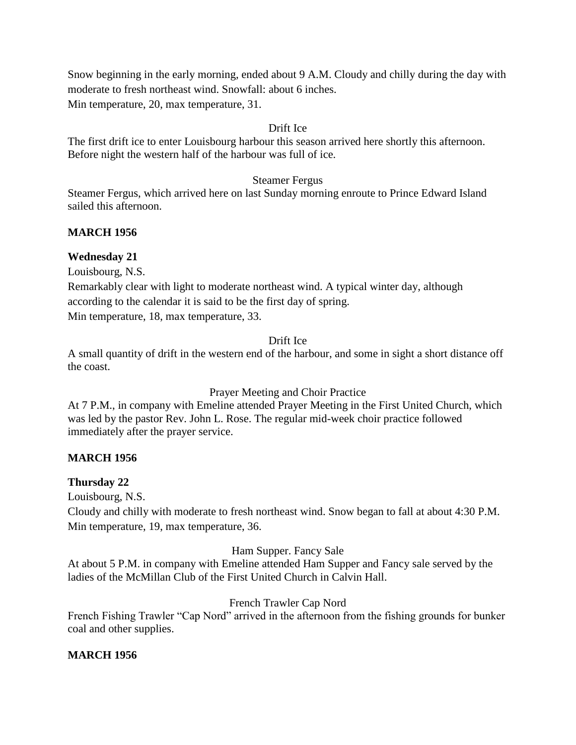Snow beginning in the early morning, ended about 9 A.M. Cloudy and chilly during the day with moderate to fresh northeast wind. Snowfall: about 6 inches.
Min temperature, 20, max temperature, 31.

Drift Ice

The first drift ice to enter Louisbourg harbour this season arrived here shortly this afternoon. Before night the western half of the harbour was full of ice.

Steamer Fergus

Steamer Fergus, which arrived here on last Sunday morning enroute to Prince Edward Island sailed this afternoon.

**MARCH 1956**

**Wednesday 21**

Louisbourg, N.S.
Remarkably clear with light to moderate northeast wind. A typical winter day, although according to the calendar it is said to be the first day of spring.
Min temperature, 18, max temperature, 33.

Drift Ice

A small quantity of drift in the western end of the harbour, and some in sight a short distance off the coast.

Prayer Meeting and Choir Practice

At 7 P.M., in company with Emeline attended Prayer Meeting in the First United Church, which was led by the pastor Rev. John L. Rose. The regular mid-week choir practice followed immediately after the prayer service.

**MARCH 1956**

**Thursday 22**

Louisbourg, N.S.
Cloudy and chilly with moderate to fresh northeast wind. Snow began to fall at about 4:30 P.M.
Min temperature, 19, max temperature, 36.

Ham Supper. Fancy Sale

At about 5 P.M. in company with Emeline attended Ham Supper and Fancy sale served by the ladies of the McMillan Club of the First United Church in Calvin Hall.

French Trawler Cap Nord

French Fishing Trawler "Cap Nord" arrived in the afternoon from the fishing grounds for bunker coal and other supplies.

**MARCH 1956**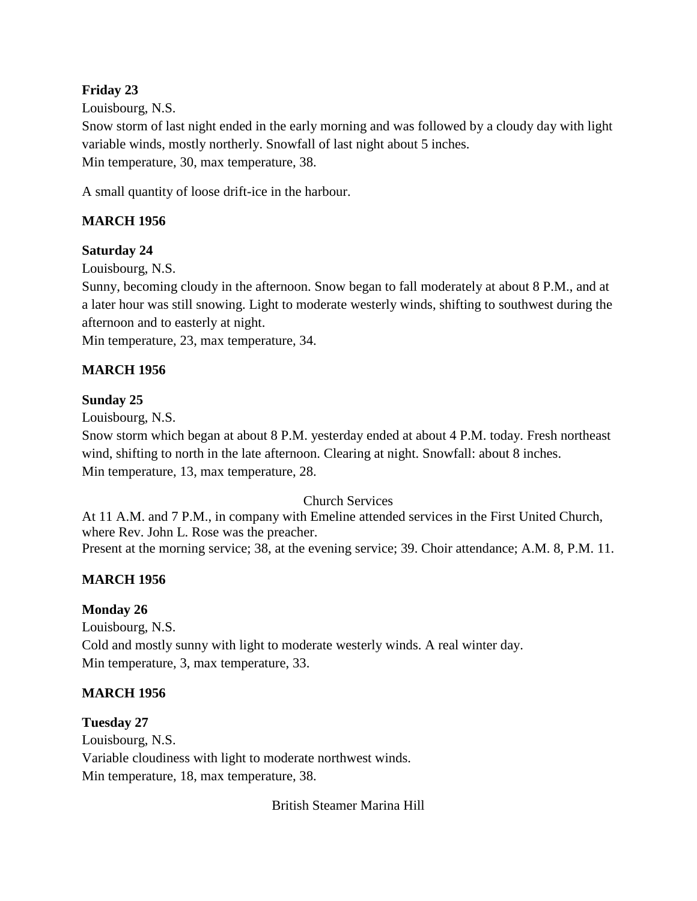**Friday 23**

Louisbourg, N.S.

Snow storm of last night ended in the early morning and was followed by a cloudy day with light variable winds, mostly northerly. Snowfall of last night about 5 inches.

Min temperature, 30, max temperature, 38.

A small quantity of loose drift-ice in the harbour.

**MARCH 1956**

**Saturday 24**

Louisbourg, N.S.

Sunny, becoming cloudy in the afternoon. Snow began to fall moderately at about 8 P.M., and at a later hour was still snowing. Light to moderate westerly winds, shifting to southwest during the afternoon and to easterly at night.

Min temperature, 23, max temperature, 34.

**MARCH 1956**

**Sunday 25**

Louisbourg, N.S.

Snow storm which began at about 8 P.M. yesterday ended at about 4 P.M. today. Fresh northeast wind, shifting to north in the late afternoon. Clearing at night. Snowfall: about 8 inches.

Min temperature, 13, max temperature, 28.

Church Services

At 11 A.M. and 7 P.M., in company with Emeline attended services in the First United Church, where Rev. John L. Rose was the preacher.

Present at the morning service; 38, at the evening service; 39. Choir attendance; A.M. 8, P.M. 11.

**MARCH 1956**

**Monday 26**

Louisbourg, N.S.

Cold and mostly sunny with light to moderate westerly winds. A real winter day.

Min temperature, 3, max temperature, 33.

**MARCH 1956**

**Tuesday 27**

Louisbourg, N.S.

Variable cloudiness with light to moderate northwest winds.

Min temperature, 18, max temperature, 38.

British Steamer Marina Hill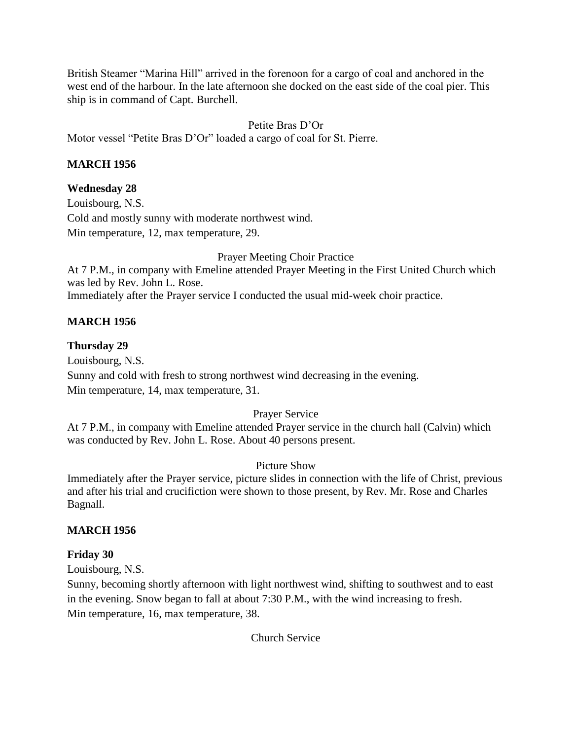British Steamer "Marina Hill" arrived in the forenoon for a cargo of coal and anchored in the west end of the harbour. In the late afternoon she docked on the east side of the coal pier. This ship is in command of Capt. Burchell.

Petite Bras D'Or

Motor vessel "Petite Bras D'Or" loaded a cargo of coal for St. Pierre.

**MARCH 1956**

**Wednesday 28**

Louisbourg, N.S.
Cold and mostly sunny with moderate northwest wind.
Min temperature, 12, max temperature, 29.

Prayer Meeting Choir Practice

At 7 P.M., in company with Emeline attended Prayer Meeting in the First United Church which was led by Rev. John L. Rose.
Immediately after the Prayer service I conducted the usual mid-week choir practice.

**MARCH 1956**

**Thursday 29**

Louisbourg, N.S.
Sunny and cold with fresh to strong northwest wind decreasing in the evening.
Min temperature, 14, max temperature, 31.

Prayer Service

At 7 P.M., in company with Emeline attended Prayer service in the church hall (Calvin) which was conducted by Rev. John L. Rose. About 40 persons present.

Picture Show

Immediately after the Prayer service, picture slides in connection with the life of Christ, previous and after his trial and crucifiction were shown to those present, by Rev. Mr. Rose and Charles Bagnall.

**MARCH 1956**

**Friday 30**

Louisbourg, N.S.
Sunny, becoming shortly afternoon with light northwest wind, shifting to southwest and to east in the evening. Snow began to fall at about 7:30 P.M., with the wind increasing to fresh.
Min temperature, 16, max temperature, 38.

Church Service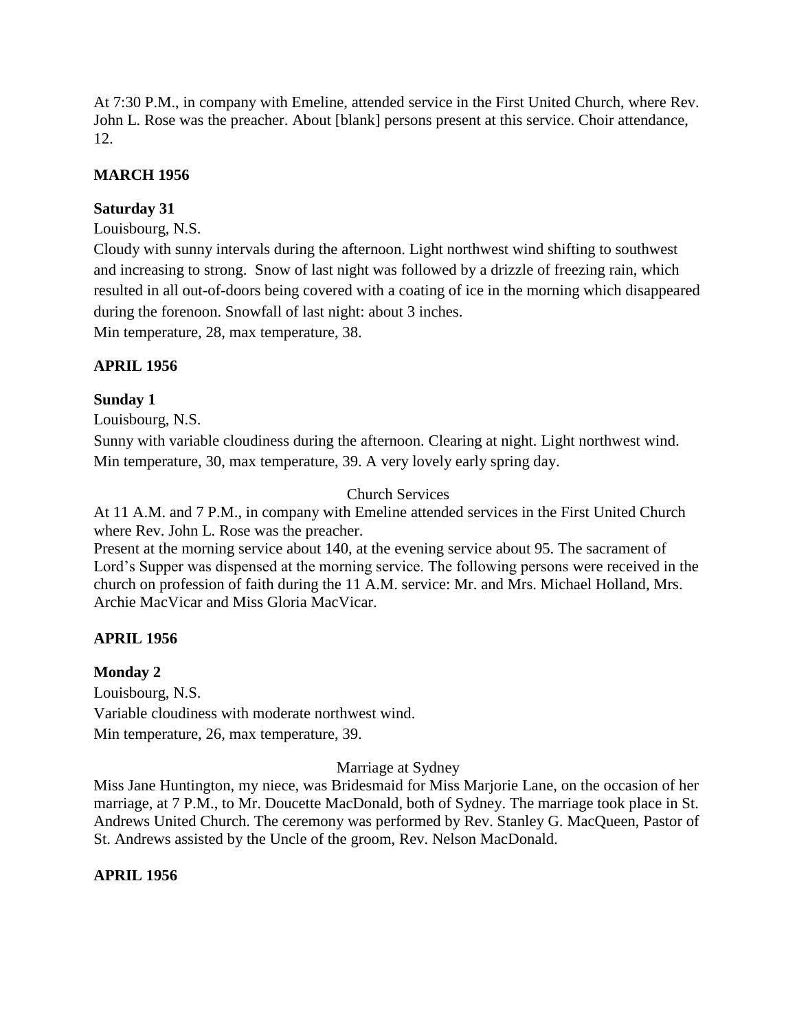At 7:30 P.M., in company with Emeline, attended service in the First United Church, where Rev. John L. Rose was the preacher. About [blank] persons present at this service. Choir attendance, 12.

**MARCH 1956**

**Saturday 31**

Louisbourg, N.S.

Cloudy with sunny intervals during the afternoon. Light northwest wind shifting to southwest and increasing to strong. Snow of last night was followed by a drizzle of freezing rain, which resulted in all out-of-doors being covered with a coating of ice in the morning which disappeared during the forenoon. Snowfall of last night: about 3 inches.

Min temperature, 28, max temperature, 38.

**APRIL 1956**

**Sunday 1**

Louisbourg, N.S.

Sunny with variable cloudiness during the afternoon. Clearing at night. Light northwest wind. Min temperature, 30, max temperature, 39. A very lovely early spring day.

Church Services

At 11 A.M. and 7 P.M., in company with Emeline attended services in the First United Church where Rev. John L. Rose was the preacher.

Present at the morning service about 140, at the evening service about 95. The sacrament of Lord's Supper was dispensed at the morning service. The following persons were received in the church on profession of faith during the 11 A.M. service: Mr. and Mrs. Michael Holland, Mrs. Archie MacVicar and Miss Gloria MacVicar.

**APRIL 1956**

**Monday 2**

Louisbourg, N.S.

Variable cloudiness with moderate northwest wind.

Min temperature, 26, max temperature, 39.

Marriage at Sydney

Miss Jane Huntington, my niece, was Bridesmaid for Miss Marjorie Lane, on the occasion of her marriage, at 7 P.M., to Mr. Doucette MacDonald, both of Sydney. The marriage took place in St. Andrews United Church. The ceremony was performed by Rev. Stanley G. MacQueen, Pastor of St. Andrews assisted by the Uncle of the groom, Rev. Nelson MacDonald.

**APRIL 1956**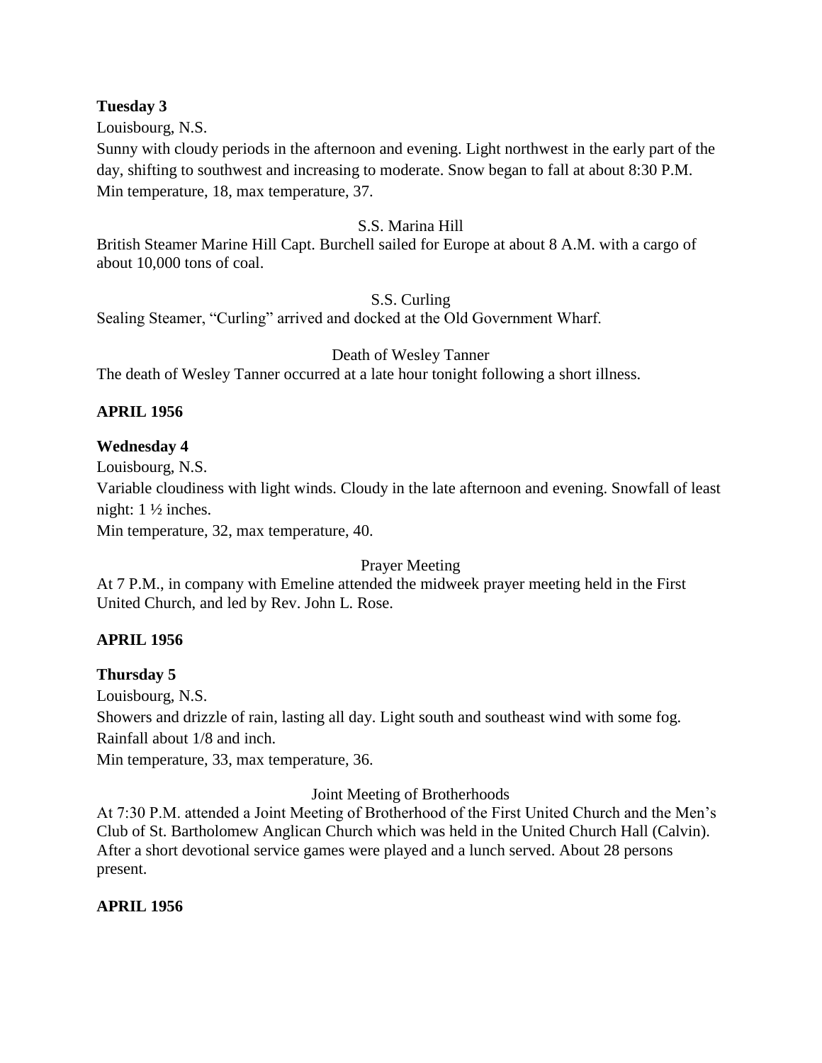**Tuesday 3**

Louisbourg, N.S.

Sunny with cloudy periods in the afternoon and evening. Light northwest in the early part of the day, shifting to southwest and increasing to moderate. Snow began to fall at about 8:30 P.M.

Min temperature, 18, max temperature, 37.

S.S. Marina Hill

British Steamer Marine Hill Capt. Burchell sailed for Europe at about 8 A.M. with a cargo of about 10,000 tons of coal.

S.S. Curling

Sealing Steamer, "Curling" arrived and docked at the Old Government Wharf.

Death of Wesley Tanner

The death of Wesley Tanner occurred at a late hour tonight following a short illness.

**APRIL 1956**

**Wednesday 4**

Louisbourg, N.S.

Variable cloudiness with light winds. Cloudy in the late afternoon and evening. Snowfall of least night: 1 ½ inches.

Min temperature, 32, max temperature, 40.

Prayer Meeting

At 7 P.M., in company with Emeline attended the midweek prayer meeting held in the First United Church, and led by Rev. John L. Rose.

**APRIL 1956**

**Thursday 5**

Louisbourg, N.S.

Showers and drizzle of rain, lasting all day. Light south and southeast wind with some fog.

Rainfall about 1/8 and inch.

Min temperature, 33, max temperature, 36.

Joint Meeting of Brotherhoods

At 7:30 P.M. attended a Joint Meeting of Brotherhood of the First United Church and the Men's Club of St. Bartholomew Anglican Church which was held in the United Church Hall (Calvin). After a short devotional service games were played and a lunch served. About 28 persons present.

**APRIL 1956**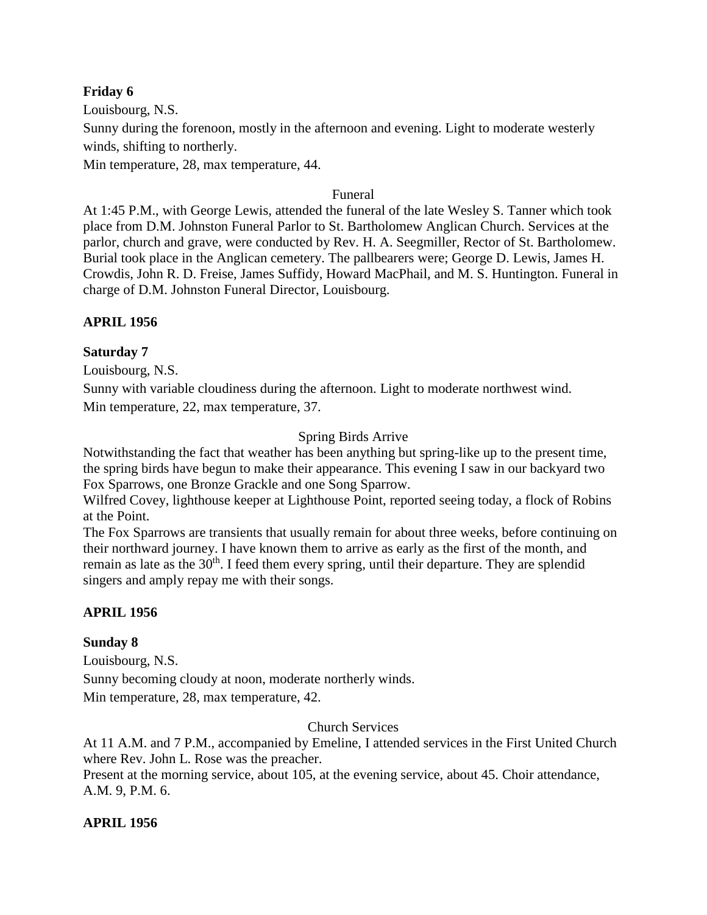**Friday 6**

Louisbourg, N.S.

Sunny during the forenoon, mostly in the afternoon and evening. Light to moderate westerly winds, shifting to northerly.

Min temperature, 28, max temperature, 44.

Funeral

At 1:45 P.M., with George Lewis, attended the funeral of the late Wesley S. Tanner which took place from D.M. Johnston Funeral Parlor to St. Bartholomew Anglican Church. Services at the parlor, church and grave, were conducted by Rev. H. A. Seegmiller, Rector of St. Bartholomew. Burial took place in the Anglican cemetery. The pallbearers were; George D. Lewis, James H. Crowdis, John R. D. Freise, James Suffidy, Howard MacPhail, and M. S. Huntington. Funeral in charge of D.M. Johnston Funeral Director, Louisbourg.

**APRIL 1956**

**Saturday 7**

Louisbourg, N.S.

Sunny with variable cloudiness during the afternoon. Light to moderate northwest wind.

Min temperature, 22, max temperature, 37.

Spring Birds Arrive

Notwithstanding the fact that weather has been anything but spring-like up to the present time, the spring birds have begun to make their appearance. This evening I saw in our backyard two Fox Sparrows, one Bronze Grackle and one Song Sparrow.

Wilfred Covey, lighthouse keeper at Lighthouse Point, reported seeing today, a flock of Robins at the Point.

The Fox Sparrows are transients that usually remain for about three weeks, before continuing on their northward journey. I have known them to arrive as early as the first of the month, and remain as late as the 30th. I feed them every spring, until their departure. They are splendid singers and amply repay me with their songs.

**APRIL 1956**

**Sunday 8**

Louisbourg, N.S.

Sunny becoming cloudy at noon, moderate northerly winds.

Min temperature, 28, max temperature, 42.

Church Services

At 11 A.M. and 7 P.M., accompanied by Emeline, I attended services in the First United Church where Rev. John L. Rose was the preacher.

Present at the morning service, about 105, at the evening service, about 45. Choir attendance, A.M. 9, P.M. 6.

**APRIL 1956**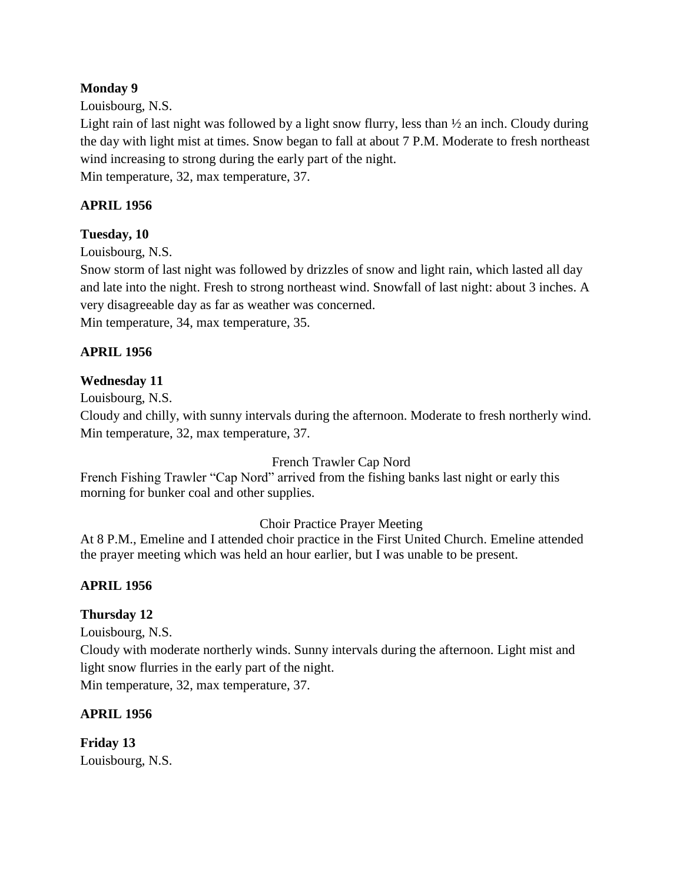**Monday 9**

Louisbourg, N.S.

Light rain of last night was followed by a light snow flurry, less than ½ an inch. Cloudy during the day with light mist at times. Snow began to fall at about 7 P.M. Moderate to fresh northeast wind increasing to strong during the early part of the night.

Min temperature, 32, max temperature, 37.

**APRIL 1956**

**Tuesday, 10**

Louisbourg, N.S.

Snow storm of last night was followed by drizzles of snow and light rain, which lasted all day and late into the night. Fresh to strong northeast wind. Snowfall of last night: about 3 inches. A very disagreeable day as far as weather was concerned.

Min temperature, 34, max temperature, 35.

**APRIL 1956**

**Wednesday 11**

Louisbourg, N.S.

Cloudy and chilly, with sunny intervals during the afternoon. Moderate to fresh northerly wind.

Min temperature, 32, max temperature, 37.

French Trawler Cap Nord

French Fishing Trawler "Cap Nord" arrived from the fishing banks last night or early this morning for bunker coal and other supplies.

Choir Practice Prayer Meeting

At 8 P.M., Emeline and I attended choir practice in the First United Church. Emeline attended the prayer meeting which was held an hour earlier, but I was unable to be present.

**APRIL 1956**

**Thursday 12**

Louisbourg, N.S.

Cloudy with moderate northerly winds. Sunny intervals during the afternoon. Light mist and light snow flurries in the early part of the night.

Min temperature, 32, max temperature, 37.

**APRIL 1956**

**Friday 13**

Louisbourg, N.S.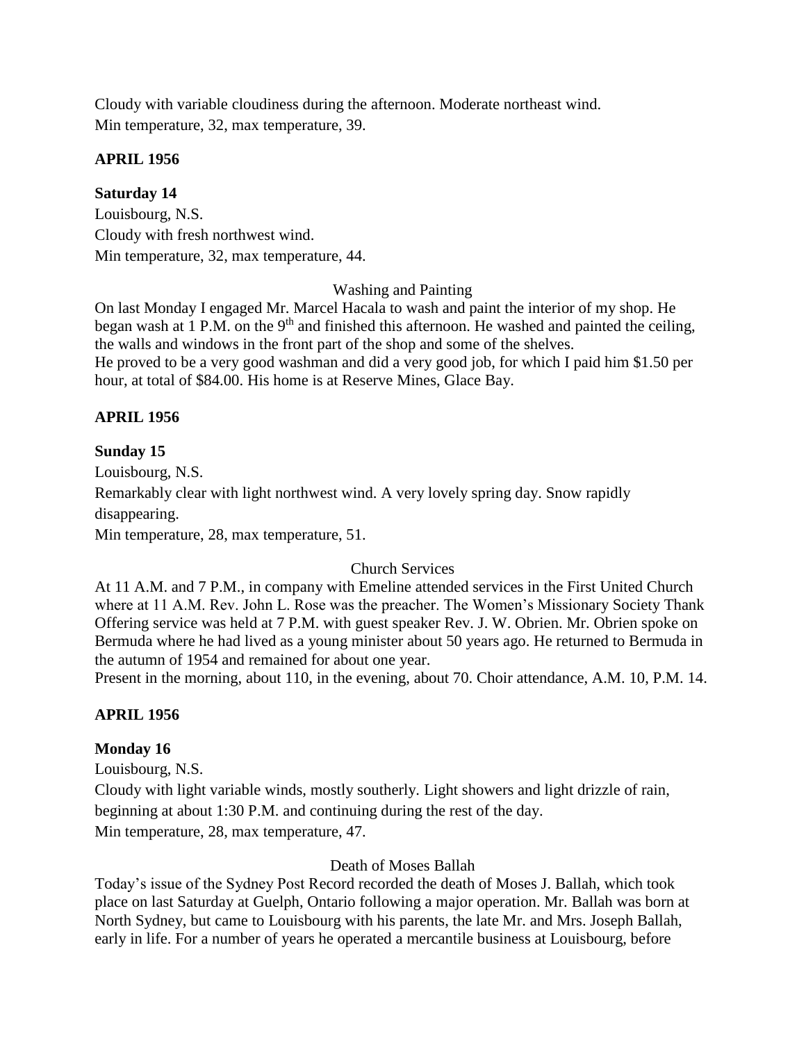Cloudy with variable cloudiness during the afternoon. Moderate northeast wind.
Min temperature, 32, max temperature, 39.

**APRIL 1956**

**Saturday 14**

Louisbourg, N.S.
Cloudy with fresh northwest wind.
Min temperature, 32, max temperature, 44.

Washing and Painting

On last Monday I engaged Mr. Marcel Hacala to wash and paint the interior of my shop. He began wash at 1 P.M. on the 9th and finished this afternoon. He washed and painted the ceiling, the walls and windows in the front part of the shop and some of the shelves.
He proved to be a very good washman and did a very good job, for which I paid him $1.50 per hour, at total of $84.00. His home is at Reserve Mines, Glace Bay.

**APRIL 1956**

**Sunday 15**

Louisbourg, N.S.
Remarkably clear with light northwest wind. A very lovely spring day. Snow rapidly disappearing.
Min temperature, 28, max temperature, 51.

Church Services

At 11 A.M. and 7 P.M., in company with Emeline attended services in the First United Church where at 11 A.M. Rev. John L. Rose was the preacher. The Women's Missionary Society Thank Offering service was held at 7 P.M. with guest speaker Rev. J. W. Obrien. Mr. Obrien spoke on Bermuda where he had lived as a young minister about 50 years ago. He returned to Bermuda in the autumn of 1954 and remained for about one year.
Present in the morning, about 110, in the evening, about 70. Choir attendance, A.M. 10, P.M. 14.

**APRIL 1956**

**Monday 16**

Louisbourg, N.S.
Cloudy with light variable winds, mostly southerly. Light showers and light drizzle of rain, beginning at about 1:30 P.M. and continuing during the rest of the day.
Min temperature, 28, max temperature, 47.

Death of Moses Ballah

Today's issue of the Sydney Post Record recorded the death of Moses J. Ballah, which took place on last Saturday at Guelph, Ontario following a major operation. Mr. Ballah was born at North Sydney, but came to Louisbourg with his parents, the late Mr. and Mrs. Joseph Ballah, early in life. For a number of years he operated a mercantile business at Louisbourg, before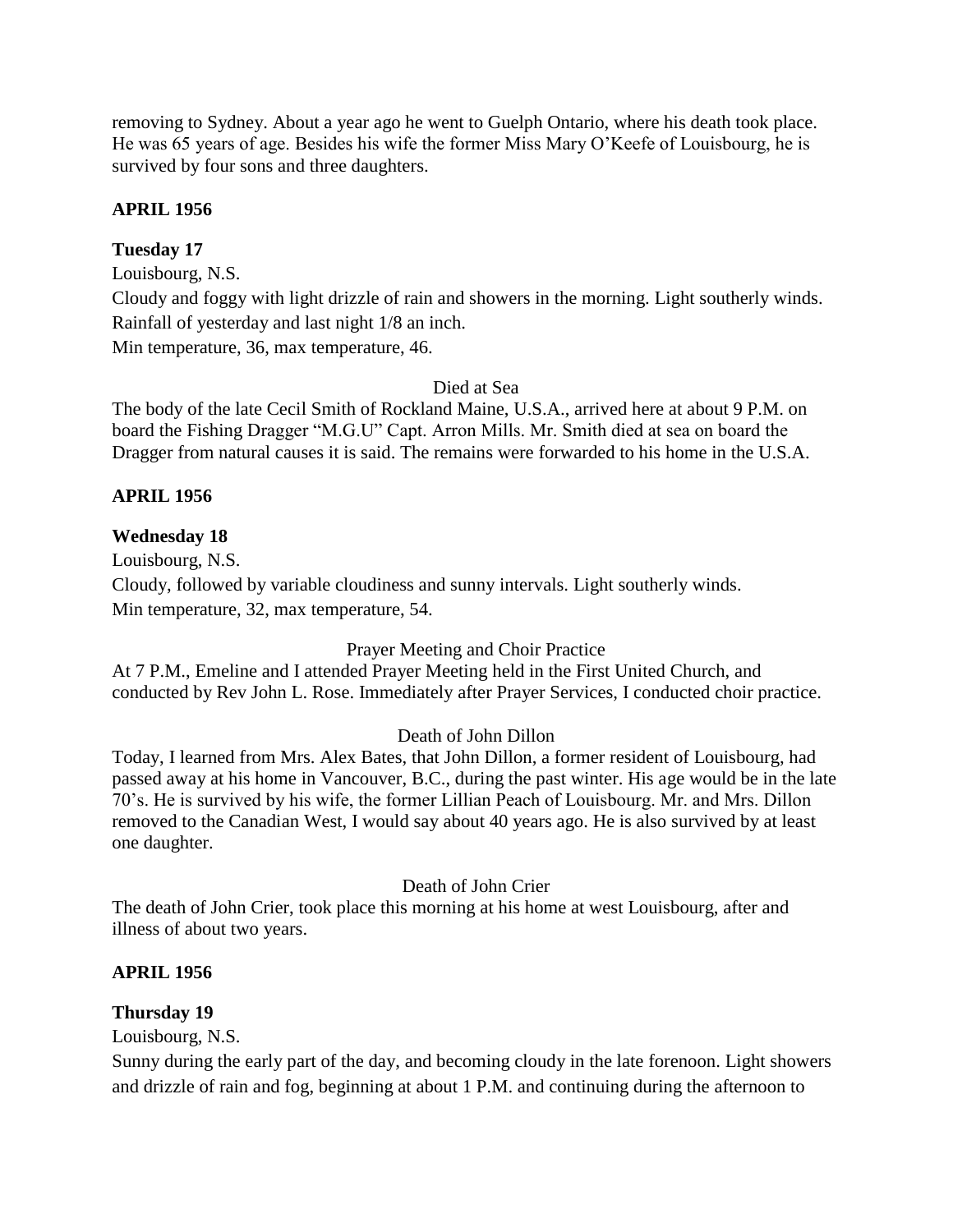removing to Sydney. About a year ago he went to Guelph Ontario, where his death took place. He was 65 years of age. Besides his wife the former Miss Mary O'Keefe of Louisbourg, he is survived by four sons and three daughters.

**APRIL 1956**

**Tuesday 17**

Louisbourg, N.S.

Cloudy and foggy with light drizzle of rain and showers in the morning. Light southerly winds.
Rainfall of yesterday and last night 1/8 an inch.
Min temperature, 36, max temperature, 46.

Died at Sea

The body of the late Cecil Smith of Rockland Maine, U.S.A., arrived here at about 9 P.M. on board the Fishing Dragger "M.G.U" Capt. Arron Mills. Mr. Smith died at sea on board the Dragger from natural causes it is said. The remains were forwarded to his home in the U.S.A.

**APRIL 1956**

**Wednesday 18**

Louisbourg, N.S.

Cloudy, followed by variable cloudiness and sunny intervals. Light southerly winds.
Min temperature, 32, max temperature, 54.

Prayer Meeting and Choir Practice

At 7 P.M., Emeline and I attended Prayer Meeting held in the First United Church, and conducted by Rev John L. Rose. Immediately after Prayer Services, I conducted choir practice.

Death of John Dillon

Today, I learned from Mrs. Alex Bates, that John Dillon, a former resident of Louisbourg, had passed away at his home in Vancouver, B.C., during the past winter. His age would be in the late 70's. He is survived by his wife, the former Lillian Peach of Louisbourg. Mr. and Mrs. Dillon removed to the Canadian West, I would say about 40 years ago. He is also survived by at least one daughter.

Death of John Crier

The death of John Crier, took place this morning at his home at west Louisbourg, after and illness of about two years.

**APRIL 1956**

**Thursday 19**

Louisbourg, N.S.

Sunny during the early part of the day, and becoming cloudy in the late forenoon. Light showers and drizzle of rain and fog, beginning at about 1 P.M. and continuing during the afternoon to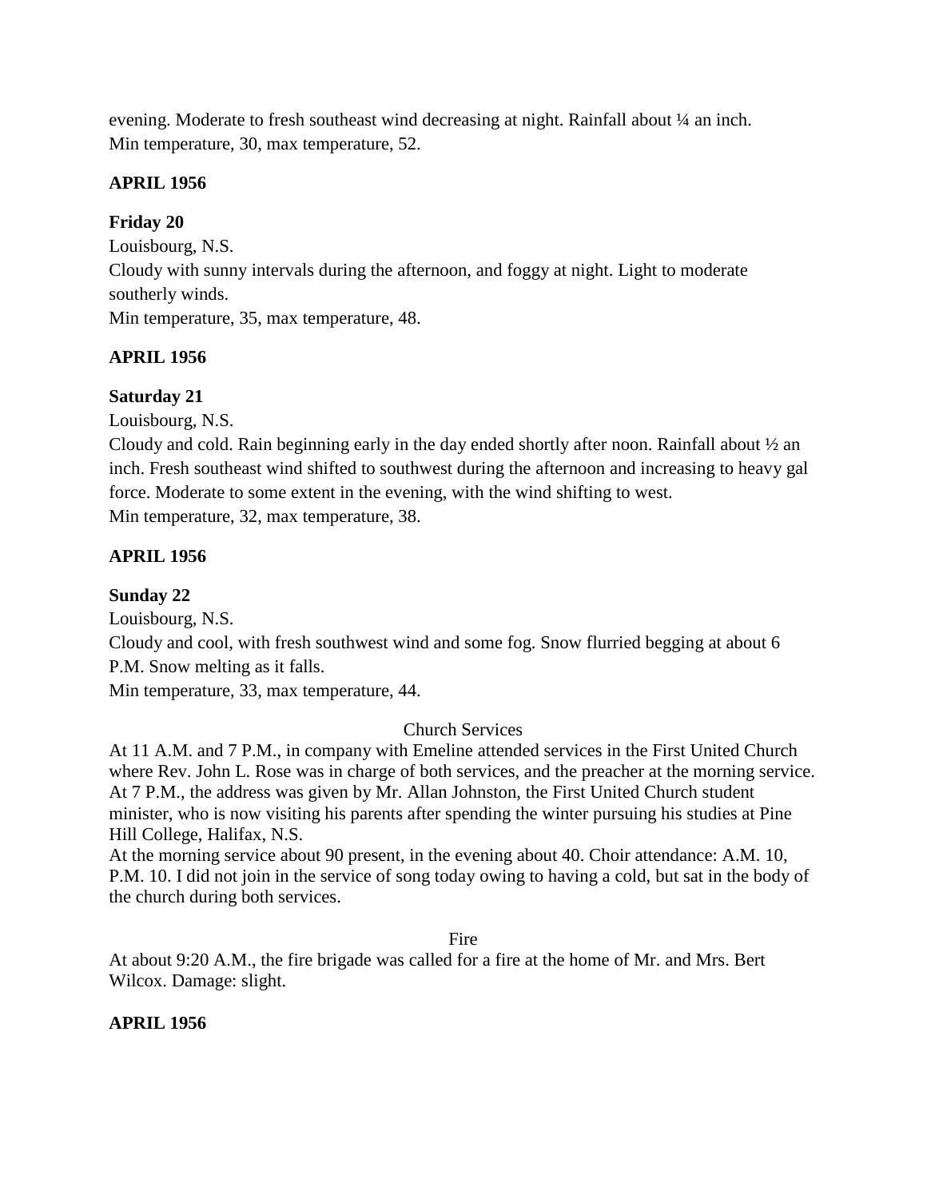evening. Moderate to fresh southeast wind decreasing at night. Rainfall about ¼ an inch.
Min temperature, 30, max temperature, 52.

**APRIL 1956**

**Friday 20**

Louisbourg, N.S.
Cloudy with sunny intervals during the afternoon, and foggy at night. Light to moderate southerly winds.
Min temperature, 35, max temperature, 48.

**APRIL 1956**

**Saturday 21**

Louisbourg, N.S.
Cloudy and cold. Rain beginning early in the day ended shortly after noon. Rainfall about ½ an inch. Fresh southeast wind shifted to southwest during the afternoon and increasing to heavy gal force. Moderate to some extent in the evening, with the wind shifting to west.
Min temperature, 32, max temperature, 38.

**APRIL 1956**

**Sunday 22**

Louisbourg, N.S.
Cloudy and cool, with fresh southwest wind and some fog. Snow flurried begging at about 6 P.M. Snow melting as it falls.
Min temperature, 33, max temperature, 44.

Church Services

At 11 A.M. and 7 P.M., in company with Emeline attended services in the First United Church where Rev. John L. Rose was in charge of both services, and the preacher at the morning service. At 7 P.M., the address was given by Mr. Allan Johnston, the First United Church student minister, who is now visiting his parents after spending the winter pursuing his studies at Pine Hill College, Halifax, N.S.
At the morning service about 90 present, in the evening about 40. Choir attendance: A.M. 10, P.M. 10. I did not join in the service of song today owing to having a cold, but sat in the body of the church during both services.

Fire

At about 9:20 A.M., the fire brigade was called for a fire at the home of Mr. and Mrs. Bert Wilcox. Damage: slight.

**APRIL 1956**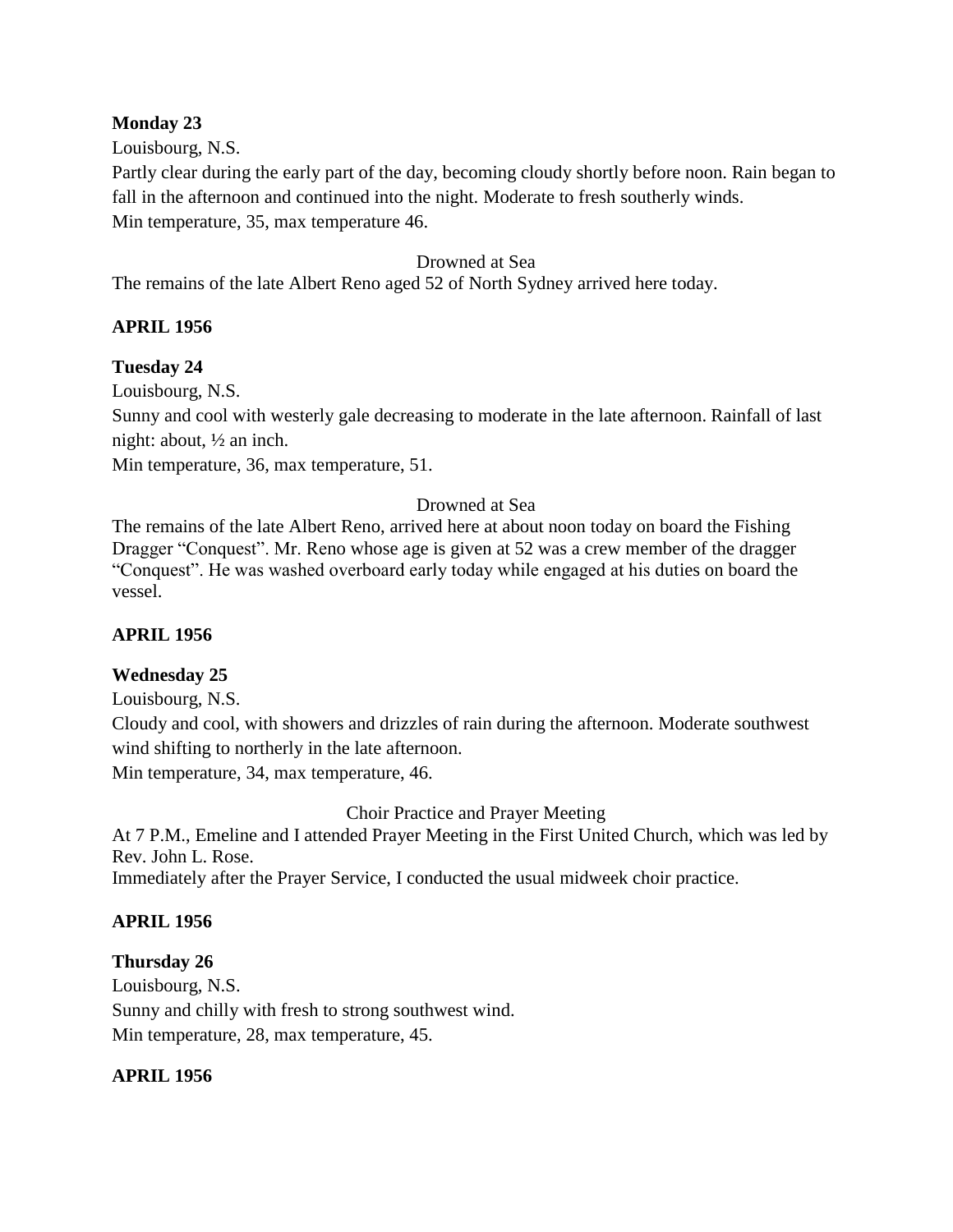**Monday 23**

Louisbourg, N.S.

Partly clear during the early part of the day, becoming cloudy shortly before noon. Rain began to fall in the afternoon and continued into the night. Moderate to fresh southerly winds.

Min temperature, 35, max temperature 46.

Drowned at Sea

The remains of the late Albert Reno aged 52 of North Sydney arrived here today.

**APRIL 1956**

**Tuesday 24**

Louisbourg, N.S.

Sunny and cool with westerly gale decreasing to moderate in the late afternoon. Rainfall of last night: about, ½ an inch.

Min temperature, 36, max temperature, 51.

Drowned at Sea

The remains of the late Albert Reno, arrived here at about noon today on board the Fishing Dragger "Conquest". Mr. Reno whose age is given at 52 was a crew member of the dragger "Conquest". He was washed overboard early today while engaged at his duties on board the vessel.

**APRIL 1956**

**Wednesday 25**

Louisbourg, N.S.

Cloudy and cool, with showers and drizzles of rain during the afternoon. Moderate southwest wind shifting to northerly in the late afternoon.

Min temperature, 34, max temperature, 46.

Choir Practice and Prayer Meeting

At 7 P.M., Emeline and I attended Prayer Meeting in the First United Church, which was led by Rev. John L. Rose.

Immediately after the Prayer Service, I conducted the usual midweek choir practice.

**APRIL 1956**

**Thursday 26**

Louisbourg, N.S.

Sunny and chilly with fresh to strong southwest wind.

Min temperature, 28, max temperature, 45.

**APRIL 1956**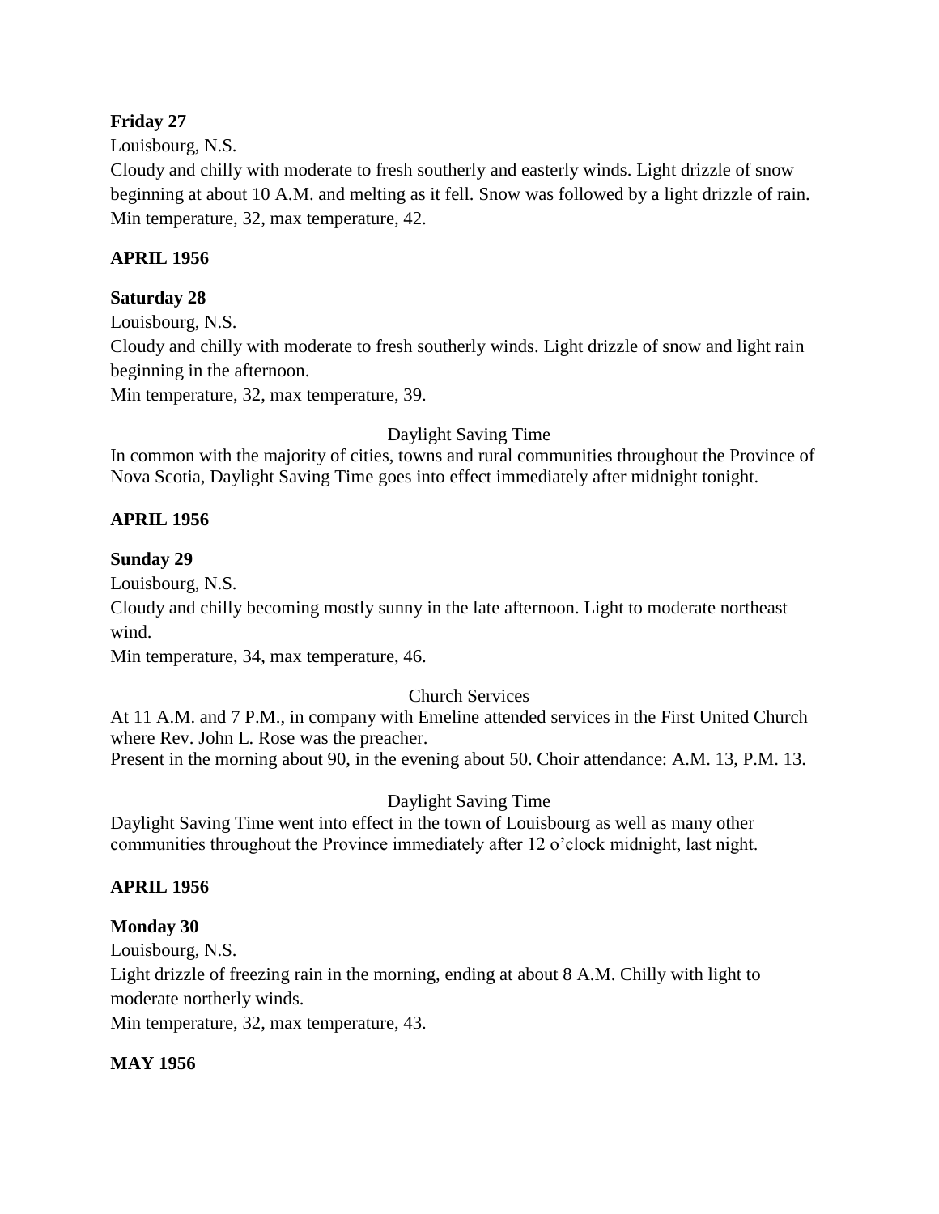**Friday 27**

Louisbourg, N.S.

Cloudy and chilly with moderate to fresh southerly and easterly winds. Light drizzle of snow beginning at about 10 A.M. and melting as it fell. Snow was followed by a light drizzle of rain. Min temperature, 32, max temperature, 42.

**APRIL 1956**

**Saturday 28**

Louisbourg, N.S.

Cloudy and chilly with moderate to fresh southerly winds. Light drizzle of snow and light rain beginning in the afternoon.

Min temperature, 32, max temperature, 39.

Daylight Saving Time

In common with the majority of cities, towns and rural communities throughout the Province of Nova Scotia, Daylight Saving Time goes into effect immediately after midnight tonight.

**APRIL 1956**

**Sunday 29**

Louisbourg, N.S.

Cloudy and chilly becoming mostly sunny in the late afternoon. Light to moderate northeast wind.

Min temperature, 34, max temperature, 46.

Church Services

At 11 A.M. and 7 P.M., in company with Emeline attended services in the First United Church where Rev. John L. Rose was the preacher.

Present in the morning about 90, in the evening about 50. Choir attendance: A.M. 13, P.M. 13.

Daylight Saving Time

Daylight Saving Time went into effect in the town of Louisbourg as well as many other communities throughout the Province immediately after 12 o'clock midnight, last night.

**APRIL 1956**

**Monday 30**

Louisbourg, N.S.

Light drizzle of freezing rain in the morning, ending at about 8 A.M. Chilly with light to moderate northerly winds.

Min temperature, 32, max temperature, 43.

**MAY 1956**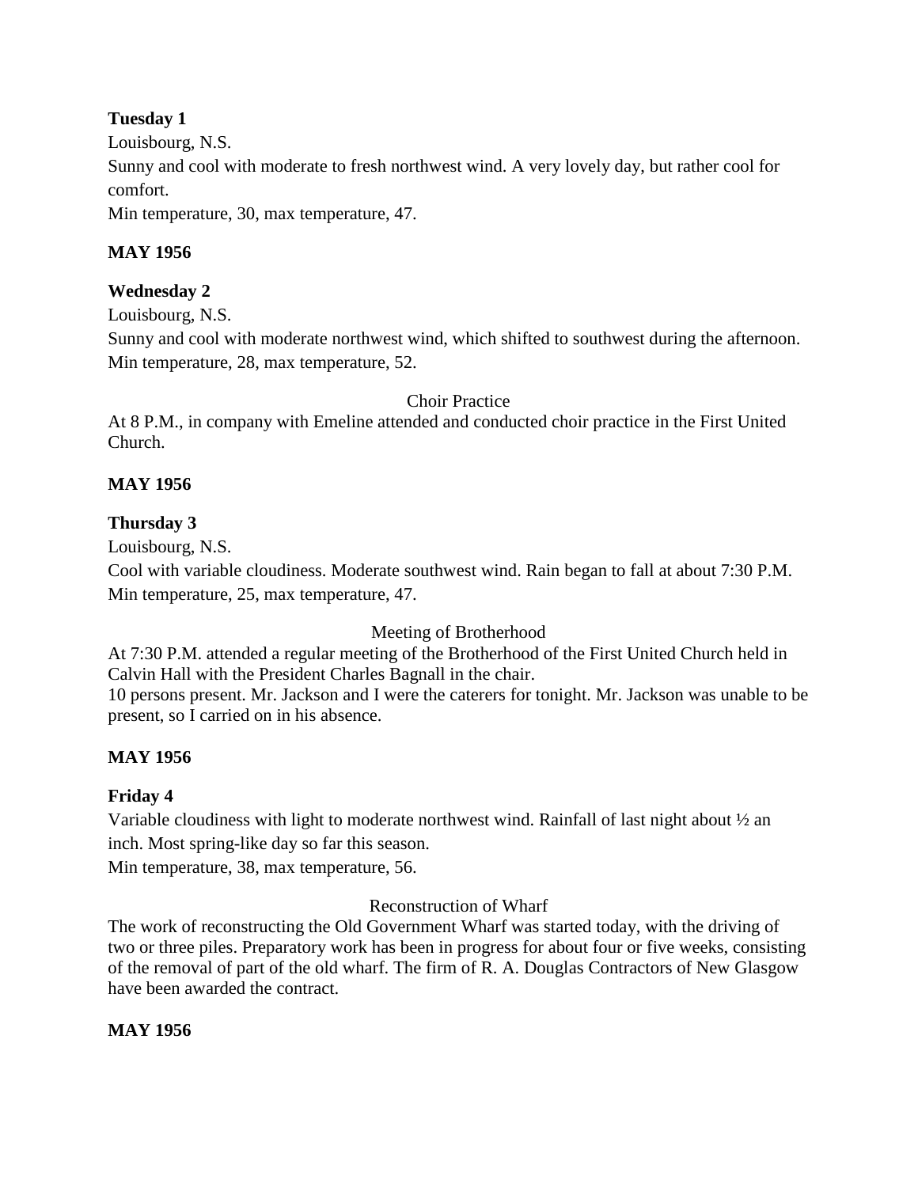**Tuesday 1**

Louisbourg, N.S.

Sunny and cool with moderate to fresh northwest wind. A very lovely day, but rather cool for comfort.

Min temperature, 30, max temperature, 47.

**MAY 1956**

**Wednesday 2**

Louisbourg, N.S.

Sunny and cool with moderate northwest wind, which shifted to southwest during the afternoon.

Min temperature, 28, max temperature, 52.

Choir Practice

At 8 P.M., in company with Emeline attended and conducted choir practice in the First United Church.

**MAY 1956**

**Thursday 3**

Louisbourg, N.S.

Cool with variable cloudiness. Moderate southwest wind. Rain began to fall at about 7:30 P.M.

Min temperature, 25, max temperature, 47.

Meeting of Brotherhood

At 7:30 P.M. attended a regular meeting of the Brotherhood of the First United Church held in Calvin Hall with the President Charles Bagnall in the chair.

10 persons present. Mr. Jackson and I were the caterers for tonight. Mr. Jackson was unable to be present, so I carried on in his absence.

**MAY 1956**

**Friday 4**

Variable cloudiness with light to moderate northwest wind. Rainfall of last night about ½ an inch. Most spring-like day so far this season.

Min temperature, 38, max temperature, 56.

Reconstruction of Wharf

The work of reconstructing the Old Government Wharf was started today, with the driving of two or three piles. Preparatory work has been in progress for about four or five weeks, consisting of the removal of part of the old wharf. The firm of R. A. Douglas Contractors of New Glasgow have been awarded the contract.

**MAY 1956**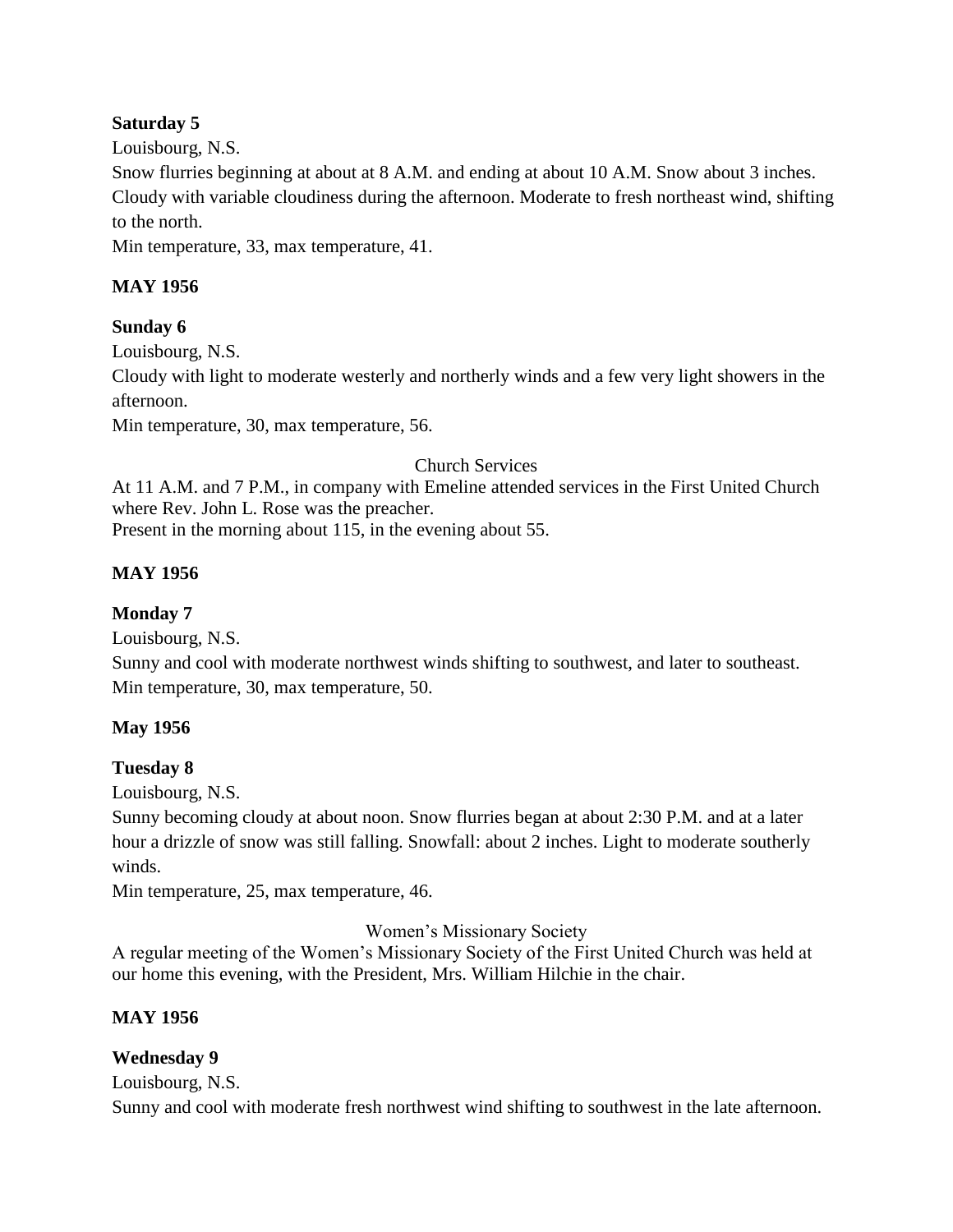**Saturday 5**

Louisbourg, N.S.

Snow flurries beginning at about at 8 A.M. and ending at about 10 A.M. Snow about 3 inches. Cloudy with variable cloudiness during the afternoon. Moderate to fresh northeast wind, shifting to the north.

Min temperature, 33, max temperature, 41.

**MAY 1956**

**Sunday 6**

Louisbourg, N.S.

Cloudy with light to moderate westerly and northerly winds and a few very light showers in the afternoon.

Min temperature, 30, max temperature, 56.

Church Services

At 11 A.M. and 7 P.M., in company with Emeline attended services in the First United Church where Rev. John L. Rose was the preacher.

Present in the morning about 115, in the evening about 55.

**MAY 1956**

**Monday 7**

Louisbourg, N.S.

Sunny and cool with moderate northwest winds shifting to southwest, and later to southeast.

Min temperature, 30, max temperature, 50.

**May 1956**

**Tuesday 8**

Louisbourg, N.S.

Sunny becoming cloudy at about noon. Snow flurries began at about 2:30 P.M. and at a later hour a drizzle of snow was still falling. Snowfall: about 2 inches. Light to moderate southerly winds.

Min temperature, 25, max temperature, 46.

Women's Missionary Society

A regular meeting of the Women's Missionary Society of the First United Church was held at our home this evening, with the President, Mrs. William Hilchie in the chair.

**MAY 1956**

**Wednesday 9**

Louisbourg, N.S.

Sunny and cool with moderate fresh northwest wind shifting to southwest in the late afternoon.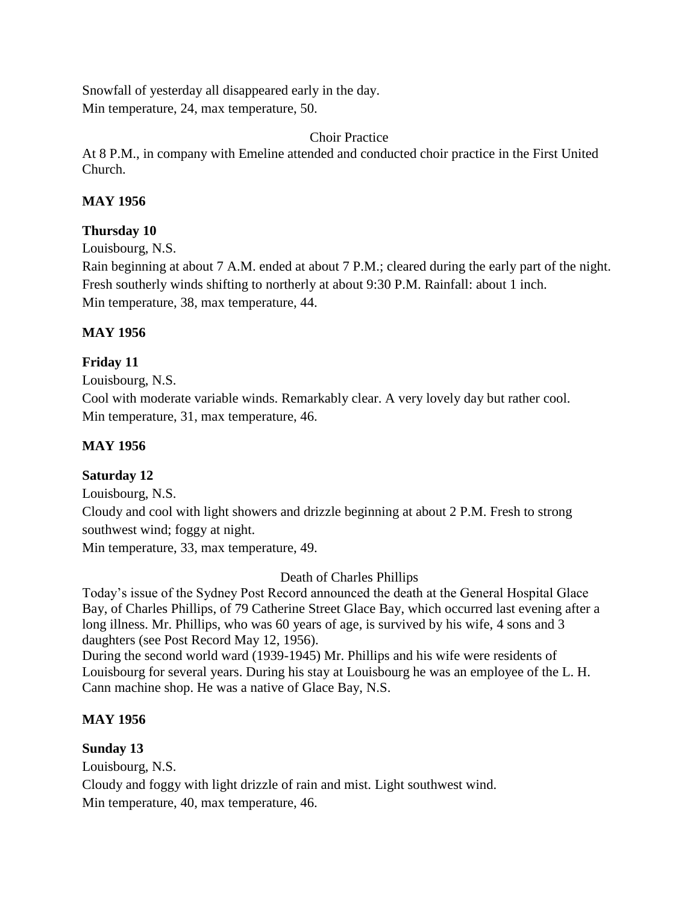Snowfall of yesterday all disappeared early in the day.
Min temperature, 24, max temperature, 50.

Choir Practice

At 8 P.M., in company with Emeline attended and conducted choir practice in the First United Church.

**MAY 1956**

**Thursday 10**

Louisbourg, N.S.
Rain beginning at about 7 A.M. ended at about 7 P.M.; cleared during the early part of the night. Fresh southerly winds shifting to northerly at about 9:30 P.M. Rainfall: about 1 inch.
Min temperature, 38, max temperature, 44.

**MAY 1956**

**Friday 11**

Louisbourg, N.S.
Cool with moderate variable winds. Remarkably clear. A very lovely day but rather cool.
Min temperature, 31, max temperature, 46.

**MAY 1956**

**Saturday 12**

Louisbourg, N.S.
Cloudy and cool with light showers and drizzle beginning at about 2 P.M. Fresh to strong southwest wind; foggy at night.
Min temperature, 33, max temperature, 49.

Death of Charles Phillips

Today's issue of the Sydney Post Record announced the death at the General Hospital Glace Bay, of Charles Phillips, of 79 Catherine Street Glace Bay, which occurred last evening after a long illness. Mr. Phillips, who was 60 years of age, is survived by his wife, 4 sons and 3 daughters (see Post Record May 12, 1956).
During the second world ward (1939-1945) Mr. Phillips and his wife were residents of Louisbourg for several years. During his stay at Louisbourg he was an employee of the L. H. Cann machine shop. He was a native of Glace Bay, N.S.

**MAY 1956**

**Sunday 13**

Louisbourg, N.S.
Cloudy and foggy with light drizzle of rain and mist. Light southwest wind.
Min temperature, 40, max temperature, 46.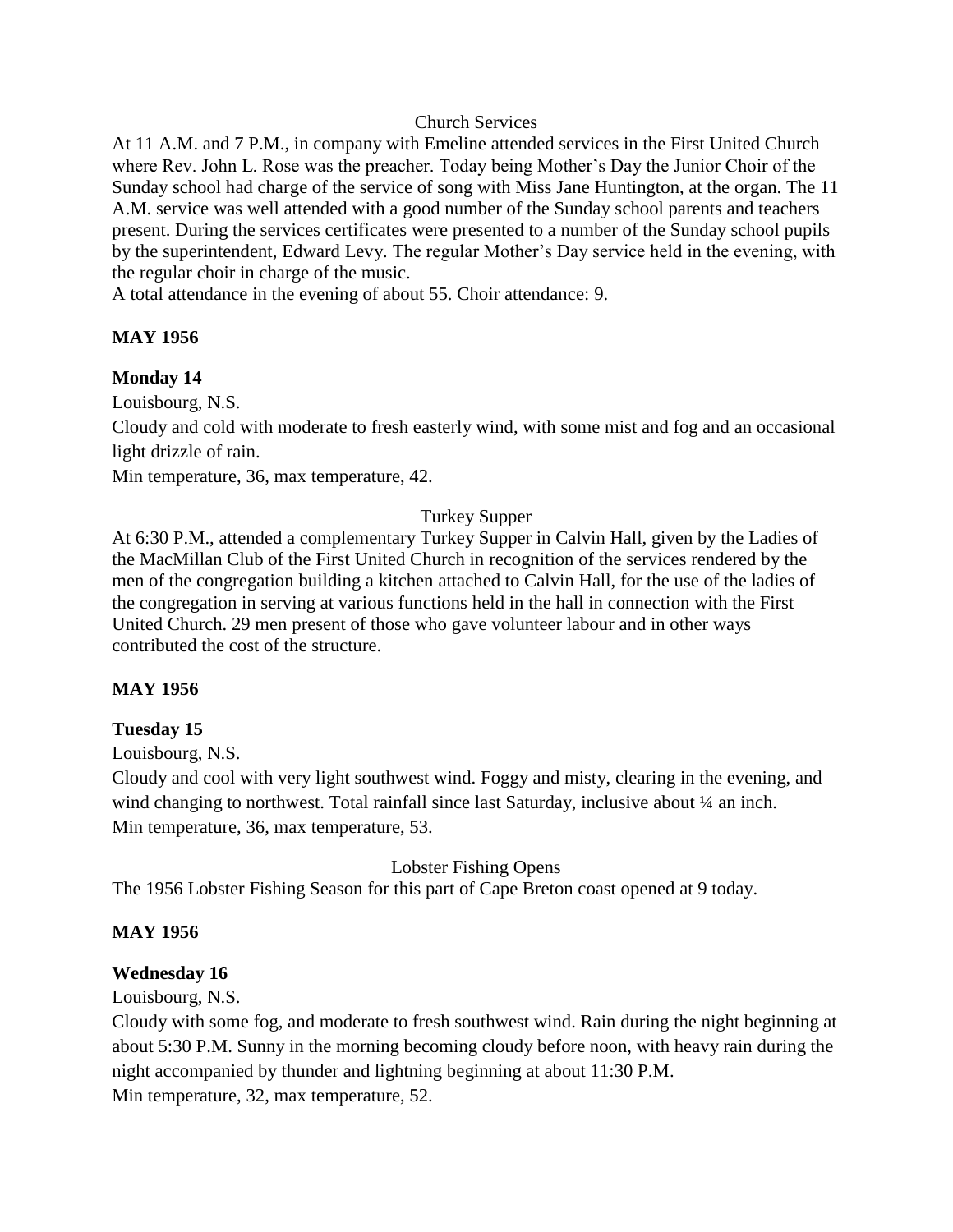Church Services

At 11 A.M. and 7 P.M., in company with Emeline attended services in the First United Church where Rev. John L. Rose was the preacher. Today being Mother's Day the Junior Choir of the Sunday school had charge of the service of song with Miss Jane Huntington, at the organ. The 11 A.M. service was well attended with a good number of the Sunday school parents and teachers present. During the services certificates were presented to a number of the Sunday school pupils by the superintendent, Edward Levy. The regular Mother's Day service held in the evening, with the regular choir in charge of the music.

A total attendance in the evening of about 55. Choir attendance: 9.

**MAY 1956**

**Monday 14**

Louisbourg, N.S.

Cloudy and cold with moderate to fresh easterly wind, with some mist and fog and an occasional light drizzle of rain.

Min temperature, 36, max temperature, 42.

Turkey Supper

At 6:30 P.M., attended a complementary Turkey Supper in Calvin Hall, given by the Ladies of the MacMillan Club of the First United Church in recognition of the services rendered by the men of the congregation building a kitchen attached to Calvin Hall, for the use of the ladies of the congregation in serving at various functions held in the hall in connection with the First United Church. 29 men present of those who gave volunteer labour and in other ways contributed the cost of the structure.

**MAY 1956**

**Tuesday 15**

Louisbourg, N.S.

Cloudy and cool with very light southwest wind. Foggy and misty, clearing in the evening, and wind changing to northwest. Total rainfall since last Saturday, inclusive about ¼ an inch.

Min temperature, 36, max temperature, 53.

Lobster Fishing Opens

The 1956 Lobster Fishing Season for this part of Cape Breton coast opened at 9 today.

**MAY 1956**

**Wednesday 16**

Louisbourg, N.S.

Cloudy with some fog, and moderate to fresh southwest wind. Rain during the night beginning at about 5:30 P.M. Sunny in the morning becoming cloudy before noon, with heavy rain during the night accompanied by thunder and lightning beginning at about 11:30 P.M.

Min temperature, 32, max temperature, 52.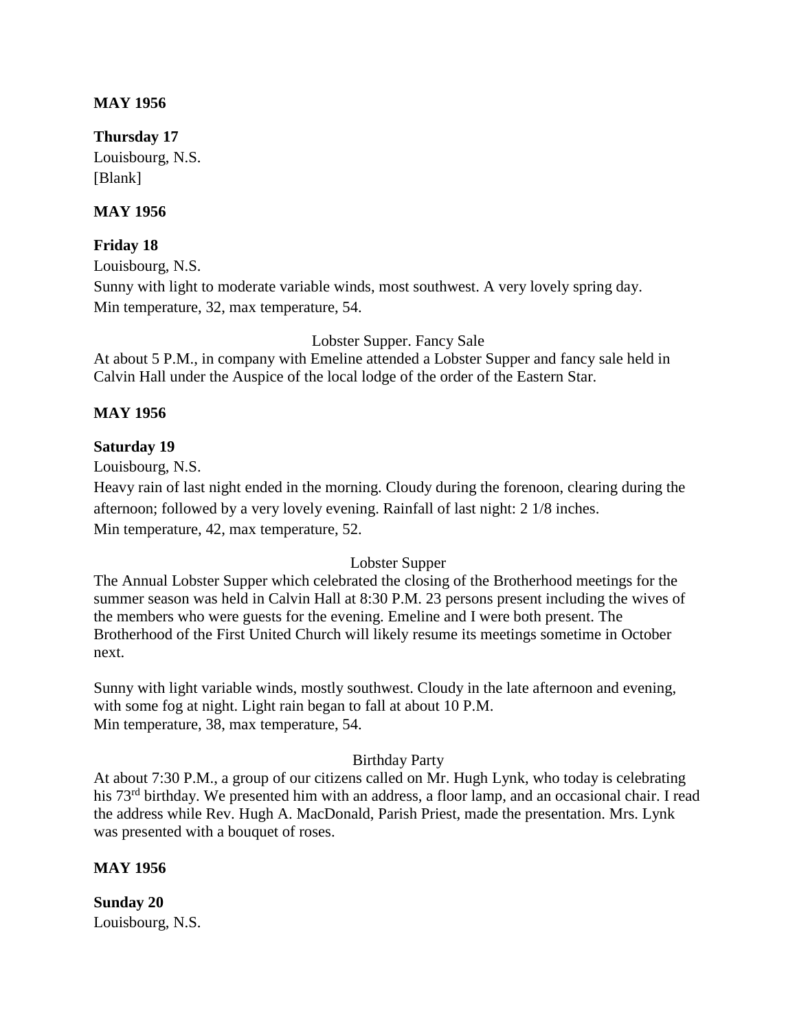**MAY 1956**

**Thursday 17**
Louisbourg, N.S.
[Blank]

**MAY 1956**

**Friday 18**
Louisbourg, N.S.
Sunny with light to moderate variable winds, most southwest. A very lovely spring day.
Min temperature, 32, max temperature, 54.

Lobster Supper. Fancy Sale

At about 5 P.M., in company with Emeline attended a Lobster Supper and fancy sale held in Calvin Hall under the Auspice of the local lodge of the order of the Eastern Star.

**MAY 1956**

**Saturday 19**
Louisbourg, N.S.
Heavy rain of last night ended in the morning. Cloudy during the forenoon, clearing during the afternoon; followed by a very lovely evening. Rainfall of last night: 2 1/8 inches.
Min temperature, 42, max temperature, 52.

Lobster Supper

The Annual Lobster Supper which celebrated the closing of the Brotherhood meetings for the summer season was held in Calvin Hall at 8:30 P.M. 23 persons present including the wives of the members who were guests for the evening. Emeline and I were both present. The Brotherhood of the First United Church will likely resume its meetings sometime in October next.

Sunny with light variable winds, mostly southwest. Cloudy in the late afternoon and evening, with some fog at night. Light rain began to fall at about 10 P.M.
Min temperature, 38, max temperature, 54.

Birthday Party

At about 7:30 P.M., a group of our citizens called on Mr. Hugh Lynk, who today is celebrating his 73rd birthday. We presented him with an address, a floor lamp, and an occasional chair. I read the address while Rev. Hugh A. MacDonald, Parish Priest, made the presentation. Mrs. Lynk was presented with a bouquet of roses.

**MAY 1956**

**Sunday 20**
Louisbourg, N.S.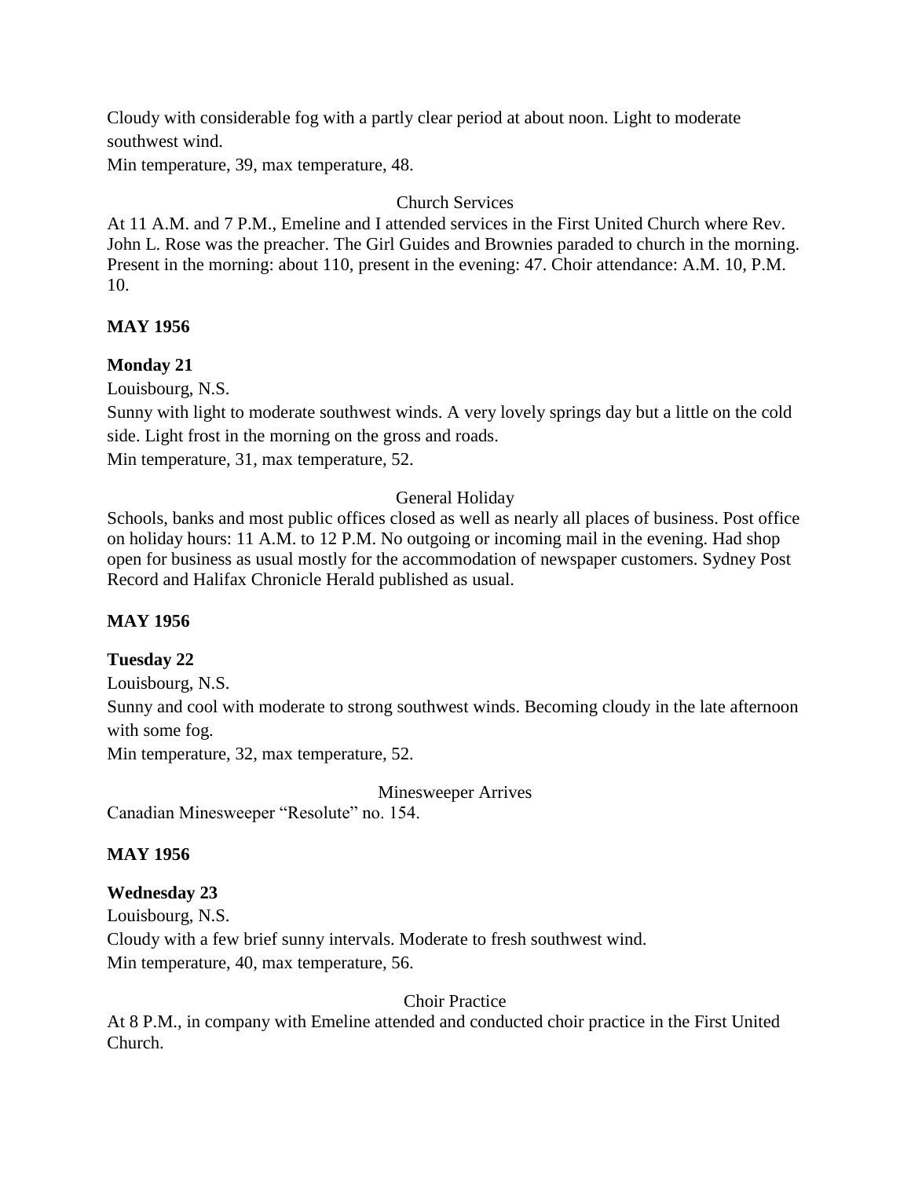Cloudy with considerable fog with a partly clear period at about noon. Light to moderate southwest wind.
Min temperature, 39, max temperature, 48.

Church Services

At 11 A.M. and 7 P.M., Emeline and I attended services in the First United Church where Rev. John L. Rose was the preacher. The Girl Guides and Brownies paraded to church in the morning. Present in the morning: about 110, present in the evening: 47. Choir attendance: A.M. 10, P.M. 10.

**MAY 1956**

**Monday 21**

Louisbourg, N.S.
Sunny with light to moderate southwest winds. A very lovely springs day but a little on the cold side. Light frost in the morning on the gross and roads.
Min temperature, 31, max temperature, 52.

General Holiday

Schools, banks and most public offices closed as well as nearly all places of business. Post office on holiday hours: 11 A.M. to 12 P.M. No outgoing or incoming mail in the evening. Had shop open for business as usual mostly for the accommodation of newspaper customers. Sydney Post Record and Halifax Chronicle Herald published as usual.

**MAY 1956**

**Tuesday 22**

Louisbourg, N.S.
Sunny and cool with moderate to strong southwest winds. Becoming cloudy in the late afternoon with some fog.
Min temperature, 32, max temperature, 52.

Minesweeper Arrives

Canadian Minesweeper "Resolute" no. 154.

**MAY 1956**

**Wednesday 23**

Louisbourg, N.S.
Cloudy with a few brief sunny intervals. Moderate to fresh southwest wind.
Min temperature, 40, max temperature, 56.

Choir Practice

At 8 P.M., in company with Emeline attended and conducted choir practice in the First United Church.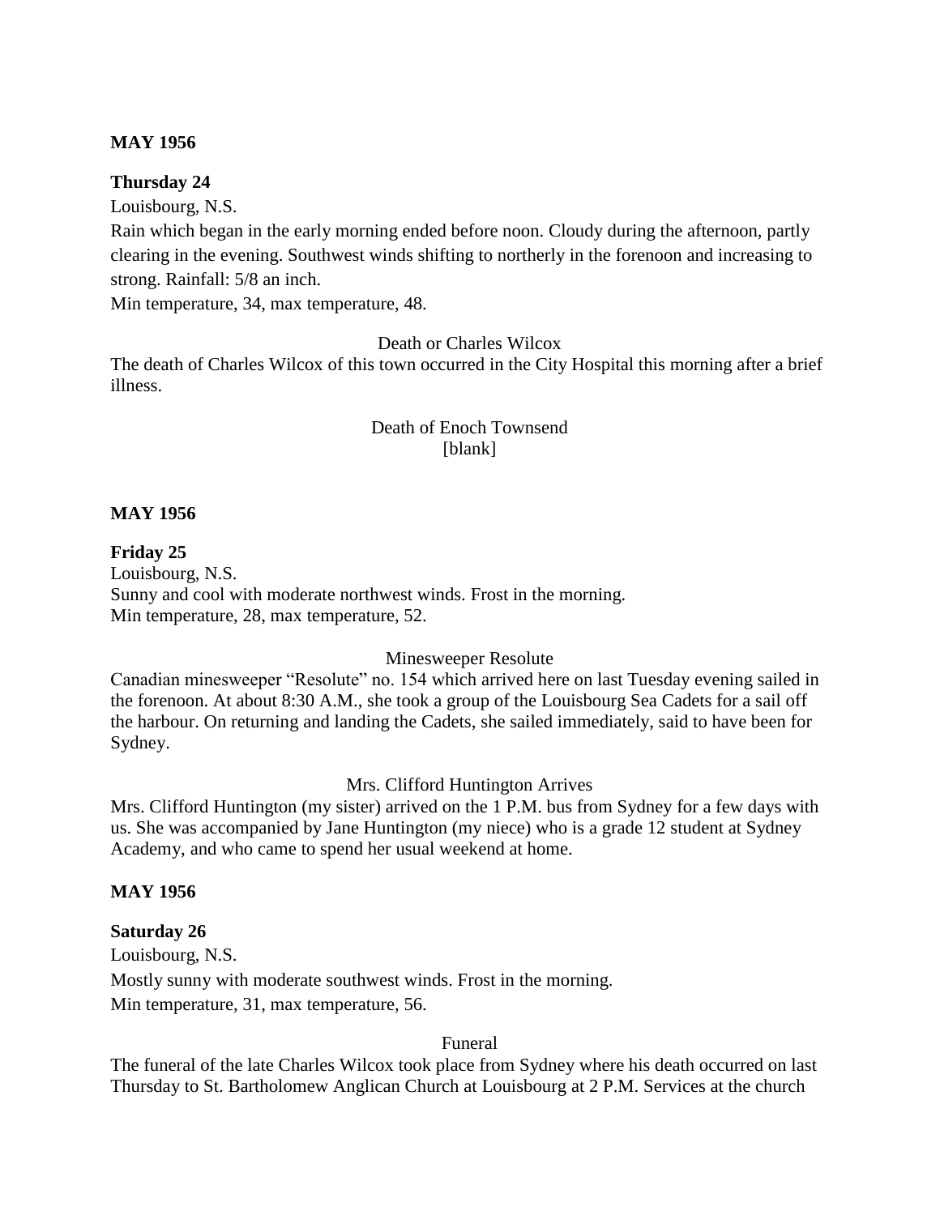**MAY 1956**

**Thursday 24**

Louisbourg, N.S.

Rain which began in the early morning ended before noon. Cloudy during the afternoon, partly clearing in the evening. Southwest winds shifting to northerly in the forenoon and increasing to strong. Rainfall: 5/8 an inch.

Min temperature, 34, max temperature, 48.

Death or Charles Wilcox

The death of Charles Wilcox of this town occurred in the City Hospital this morning after a brief illness.

Death of Enoch Townsend

[blank]

**MAY 1956**

**Friday 25**

Louisbourg, N.S.

Sunny and cool with moderate northwest winds. Frost in the morning.

Min temperature, 28, max temperature, 52.

Minesweeper Resolute

Canadian minesweeper "Resolute" no. 154 which arrived here on last Tuesday evening sailed in the forenoon. At about 8:30 A.M., she took a group of the Louisbourg Sea Cadets for a sail off the harbour. On returning and landing the Cadets, she sailed immediately, said to have been for Sydney.

Mrs. Clifford Huntington Arrives

Mrs. Clifford Huntington (my sister) arrived on the 1 P.M. bus from Sydney for a few days with us. She was accompanied by Jane Huntington (my niece) who is a grade 12 student at Sydney Academy, and who came to spend her usual weekend at home.

**MAY 1956**

**Saturday 26**

Louisbourg, N.S.

Mostly sunny with moderate southwest winds. Frost in the morning.

Min temperature, 31, max temperature, 56.

Funeral

The funeral of the late Charles Wilcox took place from Sydney where his death occurred on last Thursday to St. Bartholomew Anglican Church at Louisbourg at 2 P.M. Services at the church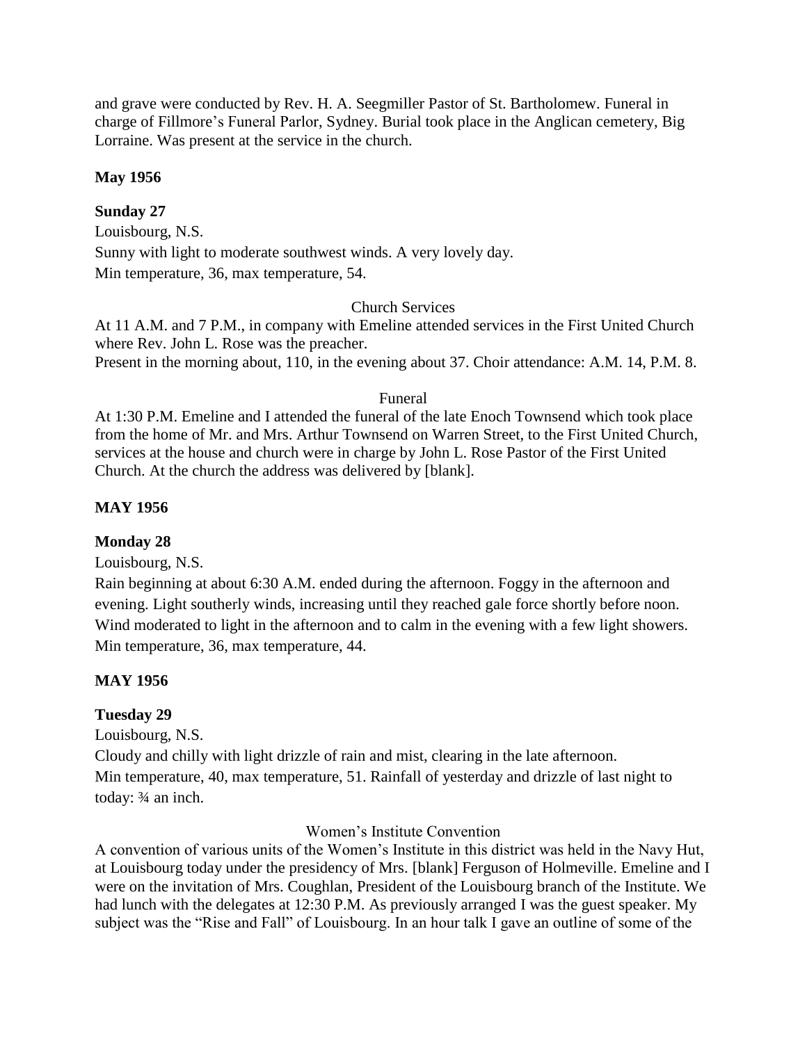and grave were conducted by Rev. H. A. Seegmiller Pastor of St. Bartholomew. Funeral in charge of Fillmore's Funeral Parlor, Sydney. Burial took place in the Anglican cemetery, Big Lorraine. Was present at the service in the church.

**May 1956**

**Sunday 27**

Louisbourg, N.S.

Sunny with light to moderate southwest winds. A very lovely day.

Min temperature, 36, max temperature, 54.

Church Services

At 11 A.M. and 7 P.M., in company with Emeline attended services in the First United Church where Rev. John L. Rose was the preacher.

Present in the morning about, 110, in the evening about 37. Choir attendance: A.M. 14, P.M. 8.

Funeral

At 1:30 P.M. Emeline and I attended the funeral of the late Enoch Townsend which took place from the home of Mr. and Mrs. Arthur Townsend on Warren Street, to the First United Church, services at the house and church were in charge by John L. Rose Pastor of the First United Church. At the church the address was delivered by [blank].

**MAY 1956**

**Monday 28**

Louisbourg, N.S.

Rain beginning at about 6:30 A.M. ended during the afternoon. Foggy in the afternoon and evening. Light southerly winds, increasing until they reached gale force shortly before noon. Wind moderated to light in the afternoon and to calm in the evening with a few light showers.

Min temperature, 36, max temperature, 44.

**MAY 1956**

**Tuesday 29**

Louisbourg, N.S.

Cloudy and chilly with light drizzle of rain and mist, clearing in the late afternoon.

Min temperature, 40, max temperature, 51. Rainfall of yesterday and drizzle of last night to today: ¾ an inch.

Women's Institute Convention

A convention of various units of the Women's Institute in this district was held in the Navy Hut, at Louisbourg today under the presidency of Mrs. [blank] Ferguson of Holmeville. Emeline and I were on the invitation of Mrs. Coughlan, President of the Louisbourg branch of the Institute. We had lunch with the delegates at 12:30 P.M. As previously arranged I was the guest speaker. My subject was the "Rise and Fall" of Louisbourg. In an hour talk I gave an outline of some of the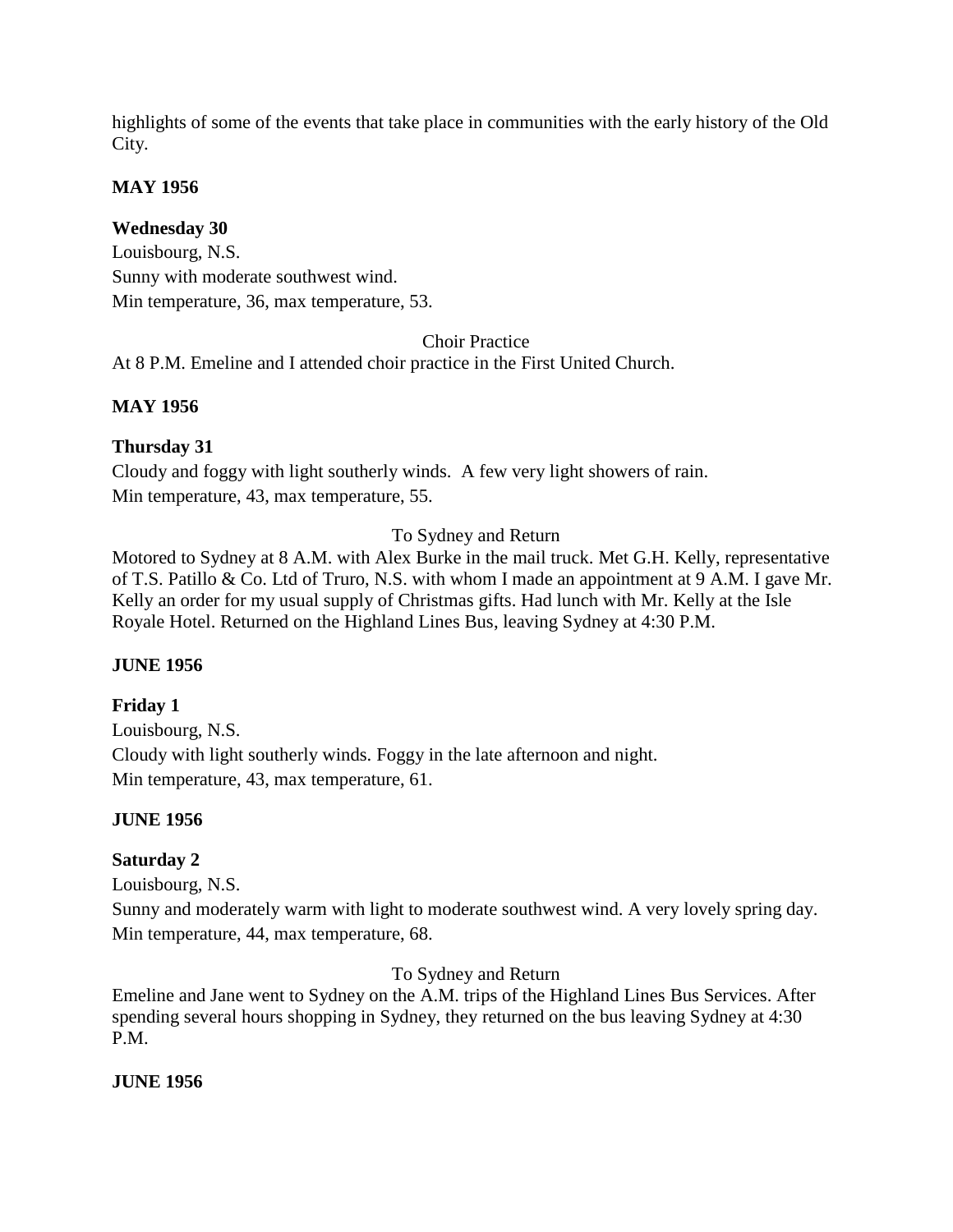highlights of some of the events that take place in communities with the early history of the Old City.

**MAY 1956**

**Wednesday 30**

Louisbourg, N.S.
Sunny with moderate southwest wind.
Min temperature, 36, max temperature, 53.

Choir Practice

At 8 P.M. Emeline and I attended choir practice in the First United Church.

**MAY 1956**

**Thursday 31**

Cloudy and foggy with light southerly winds. A few very light showers of rain.
Min temperature, 43, max temperature, 55.

To Sydney and Return

Motored to Sydney at 8 A.M. with Alex Burke in the mail truck. Met G.H. Kelly, representative of T.S. Patillo & Co. Ltd of Truro, N.S. with whom I made an appointment at 9 A.M. I gave Mr. Kelly an order for my usual supply of Christmas gifts. Had lunch with Mr. Kelly at the Isle Royale Hotel. Returned on the Highland Lines Bus, leaving Sydney at 4:30 P.M.

**JUNE 1956**

**Friday 1**

Louisbourg, N.S.
Cloudy with light southerly winds. Foggy in the late afternoon and night.
Min temperature, 43, max temperature, 61.

**JUNE 1956**

**Saturday 2**

Louisbourg, N.S.
Sunny and moderately warm with light to moderate southwest wind. A very lovely spring day.
Min temperature, 44, max temperature, 68.

To Sydney and Return

Emeline and Jane went to Sydney on the A.M. trips of the Highland Lines Bus Services. After spending several hours shopping in Sydney, they returned on the bus leaving Sydney at 4:30 P.M.

**JUNE 1956**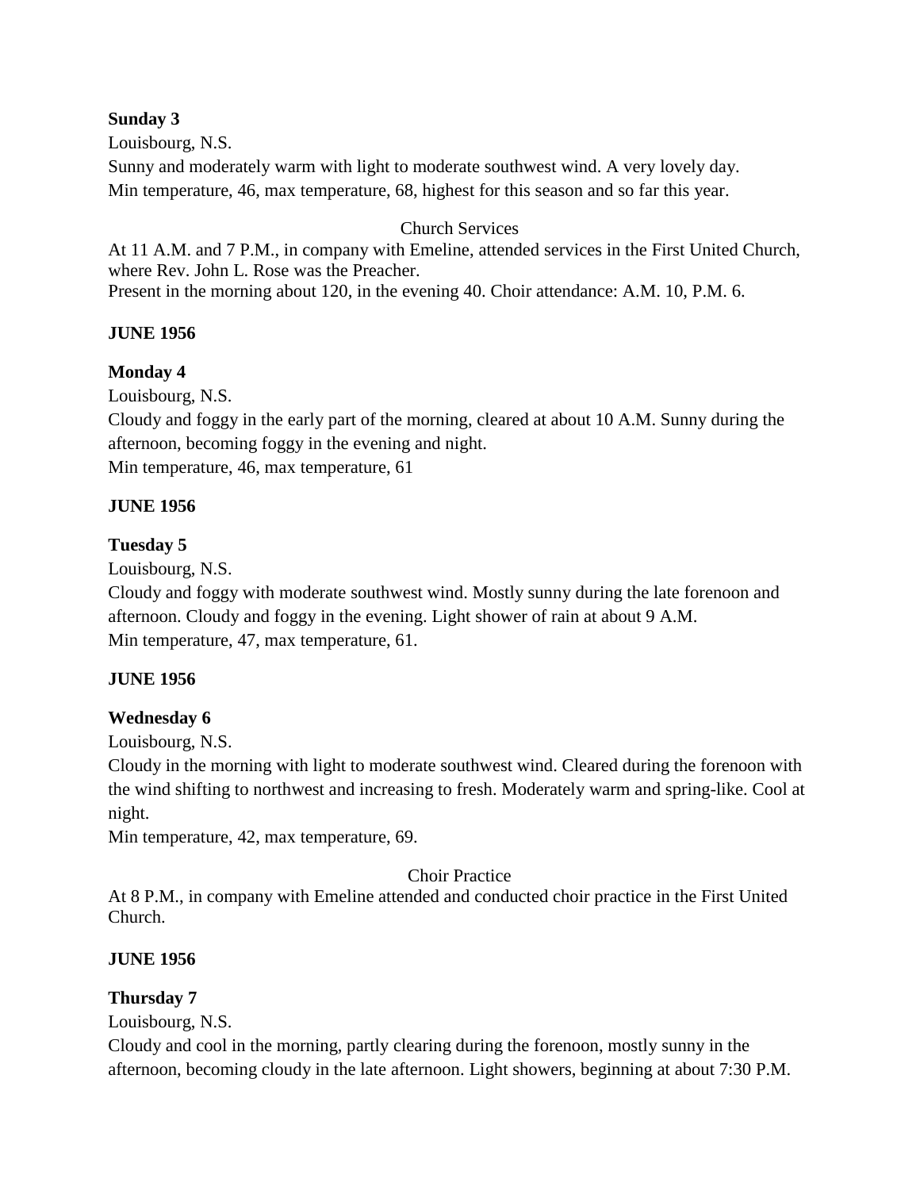**Sunday 3**

Louisbourg, N.S.

Sunny and moderately warm with light to moderate southwest wind. A very lovely day.
Min temperature, 46, max temperature, 68, highest for this season and so far this year.

Church Services

At 11 A.M. and 7 P.M., in company with Emeline, attended services in the First United Church, where Rev. John L. Rose was the Preacher.
Present in the morning about 120, in the evening 40. Choir attendance: A.M. 10, P.M. 6.

**JUNE 1956**

**Monday 4**

Louisbourg, N.S.

Cloudy and foggy in the early part of the morning, cleared at about 10 A.M. Sunny during the afternoon, becoming foggy in the evening and night.
Min temperature, 46, max temperature, 61

**JUNE 1956**

**Tuesday 5**

Louisbourg, N.S.

Cloudy and foggy with moderate southwest wind. Mostly sunny during the late forenoon and afternoon. Cloudy and foggy in the evening. Light shower of rain at about 9 A.M.
Min temperature, 47, max temperature, 61.

**JUNE 1956**

**Wednesday 6**

Louisbourg, N.S.

Cloudy in the morning with light to moderate southwest wind. Cleared during the forenoon with the wind shifting to northwest and increasing to fresh. Moderately warm and spring-like. Cool at night.
Min temperature, 42, max temperature, 69.

Choir Practice

At 8 P.M., in company with Emeline attended and conducted choir practice in the First United Church.

**JUNE 1956**

**Thursday 7**

Louisbourg, N.S.

Cloudy and cool in the morning, partly clearing during the forenoon, mostly sunny in the afternoon, becoming cloudy in the late afternoon. Light showers, beginning at about 7:30 P.M.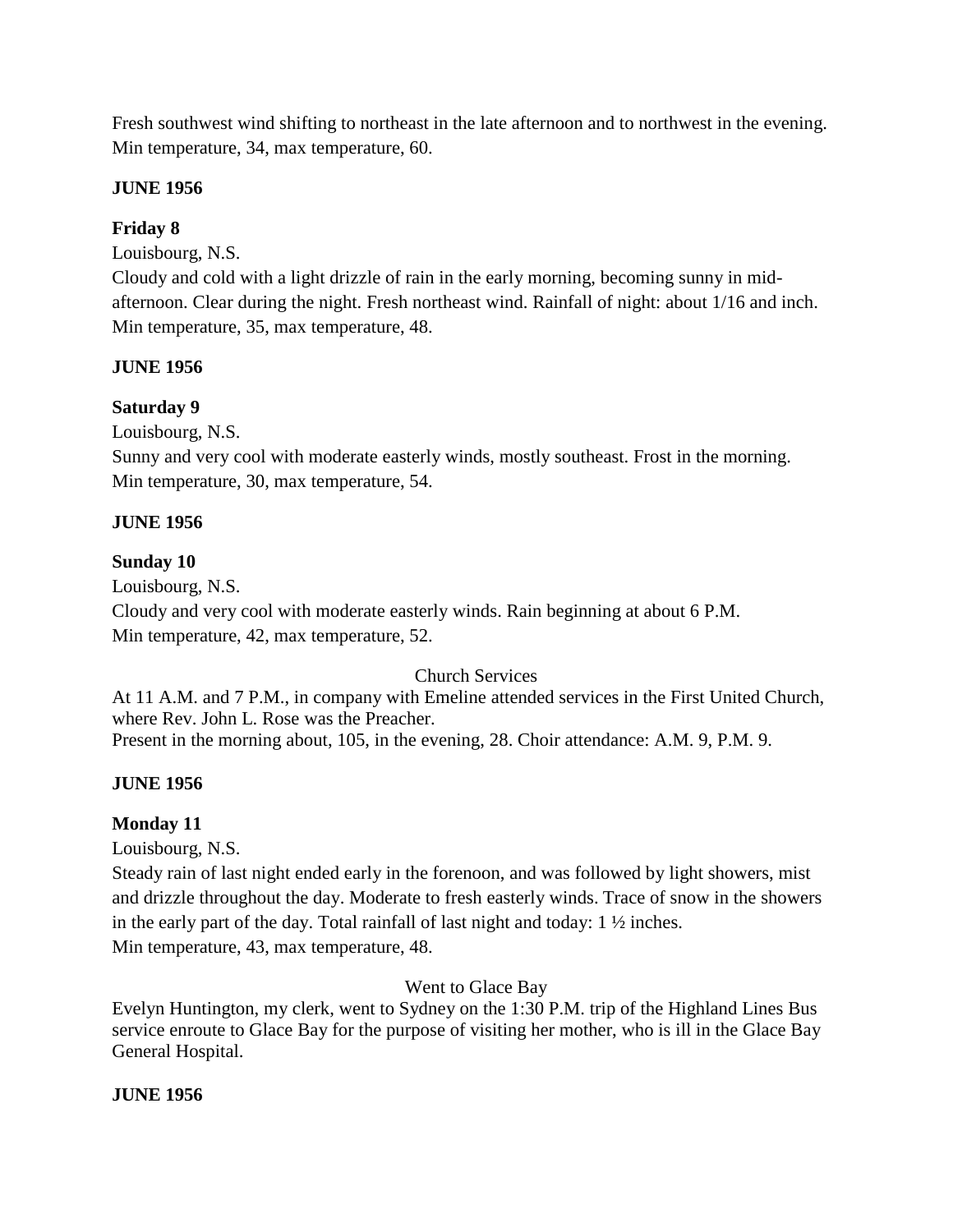Fresh southwest wind shifting to northeast in the late afternoon and to northwest in the evening. Min temperature, 34, max temperature, 60.

**JUNE 1956**

**Friday 8**

Louisbourg, N.S.

Cloudy and cold with a light drizzle of rain in the early morning, becoming sunny in mid-afternoon. Clear during the night. Fresh northeast wind. Rainfall of night: about 1/16 and inch. Min temperature, 35, max temperature, 48.

**JUNE 1956**

**Saturday 9**

Louisbourg, N.S.

Sunny and very cool with moderate easterly winds, mostly southeast. Frost in the morning. Min temperature, 30, max temperature, 54.

**JUNE 1956**

**Sunday 10**

Louisbourg, N.S.

Cloudy and very cool with moderate easterly winds. Rain beginning at about 6 P.M. Min temperature, 42, max temperature, 52.

Church Services

At 11 A.M. and 7 P.M., in company with Emeline attended services in the First United Church, where Rev. John L. Rose was the Preacher.

Present in the morning about, 105, in the evening, 28. Choir attendance: A.M. 9, P.M. 9.

**JUNE 1956**

**Monday 11**

Louisbourg, N.S.

Steady rain of last night ended early in the forenoon, and was followed by light showers, mist and drizzle throughout the day. Moderate to fresh easterly winds. Trace of snow in the showers in the early part of the day. Total rainfall of last night and today: 1 ½ inches. Min temperature, 43, max temperature, 48.

Went to Glace Bay

Evelyn Huntington, my clerk, went to Sydney on the 1:30 P.M. trip of the Highland Lines Bus service enroute to Glace Bay for the purpose of visiting her mother, who is ill in the Glace Bay General Hospital.

**JUNE 1956**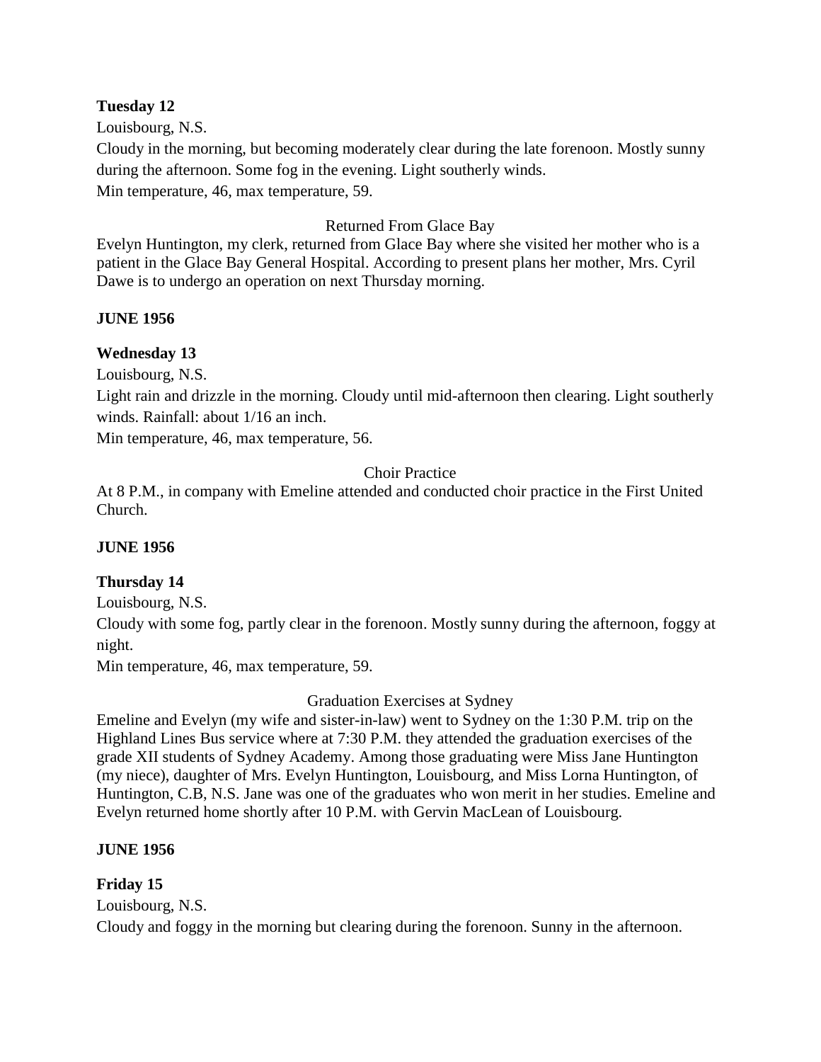**Tuesday 12**

Louisbourg, N.S.

Cloudy in the morning, but becoming moderately clear during the late forenoon. Mostly sunny during the afternoon. Some fog in the evening. Light southerly winds.

Min temperature, 46, max temperature, 59.

Returned From Glace Bay

Evelyn Huntington, my clerk, returned from Glace Bay where she visited her mother who is a patient in the Glace Bay General Hospital. According to present plans her mother, Mrs. Cyril Dawe is to undergo an operation on next Thursday morning.

**JUNE 1956**

**Wednesday 13**

Louisbourg, N.S.

Light rain and drizzle in the morning. Cloudy until mid-afternoon then clearing. Light southerly winds. Rainfall: about 1/16 an inch.

Min temperature, 46, max temperature, 56.

Choir Practice

At 8 P.M., in company with Emeline attended and conducted choir practice in the First United Church.

**JUNE 1956**

**Thursday 14**

Louisbourg, N.S.

Cloudy with some fog, partly clear in the forenoon. Mostly sunny during the afternoon, foggy at night.

Min temperature, 46, max temperature, 59.

Graduation Exercises at Sydney

Emeline and Evelyn (my wife and sister-in-law) went to Sydney on the 1:30 P.M. trip on the Highland Lines Bus service where at 7:30 P.M. they attended the graduation exercises of the grade XII students of Sydney Academy. Among those graduating were Miss Jane Huntington (my niece), daughter of Mrs. Evelyn Huntington, Louisbourg, and Miss Lorna Huntington, of Huntington, C.B, N.S. Jane was one of the graduates who won merit in her studies. Emeline and Evelyn returned home shortly after 10 P.M. with Gervin MacLean of Louisbourg.

**JUNE 1956**

**Friday 15**

Louisbourg, N.S.

Cloudy and foggy in the morning but clearing during the forenoon. Sunny in the afternoon.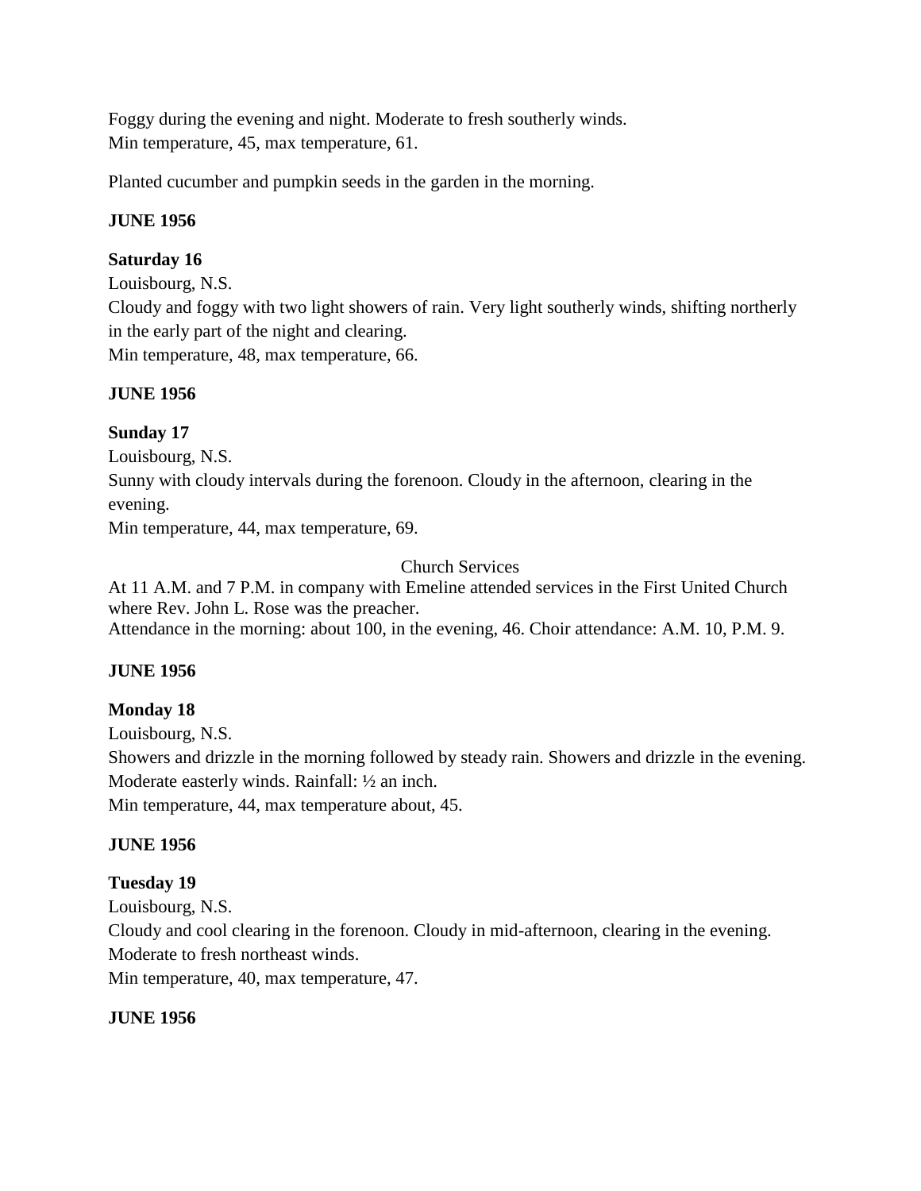Foggy during the evening and night. Moderate to fresh southerly winds.
Min temperature, 45, max temperature, 61.

Planted cucumber and pumpkin seeds in the garden in the morning.

**JUNE 1956**

**Saturday 16**
Louisbourg, N.S.
Cloudy and foggy with two light showers of rain. Very light southerly winds, shifting northerly in the early part of the night and clearing.
Min temperature, 48, max temperature, 66.

**JUNE 1956**

**Sunday 17**
Louisbourg, N.S.
Sunny with cloudy intervals during the forenoon. Cloudy in the afternoon, clearing in the evening.
Min temperature, 44, max temperature, 69.

Church Services

At 11 A.M. and 7 P.M. in company with Emeline attended services in the First United Church where Rev. John L. Rose was the preacher.
Attendance in the morning: about 100, in the evening, 46. Choir attendance: A.M. 10, P.M. 9.

**JUNE 1956**

**Monday 18**
Louisbourg, N.S.
Showers and drizzle in the morning followed by steady rain. Showers and drizzle in the evening. Moderate easterly winds. Rainfall: ½ an inch.
Min temperature, 44, max temperature about, 45.

**JUNE 1956**

**Tuesday 19**
Louisbourg, N.S.
Cloudy and cool clearing in the forenoon. Cloudy in mid-afternoon, clearing in the evening. Moderate to fresh northeast winds.
Min temperature, 40, max temperature, 47.

**JUNE 1956**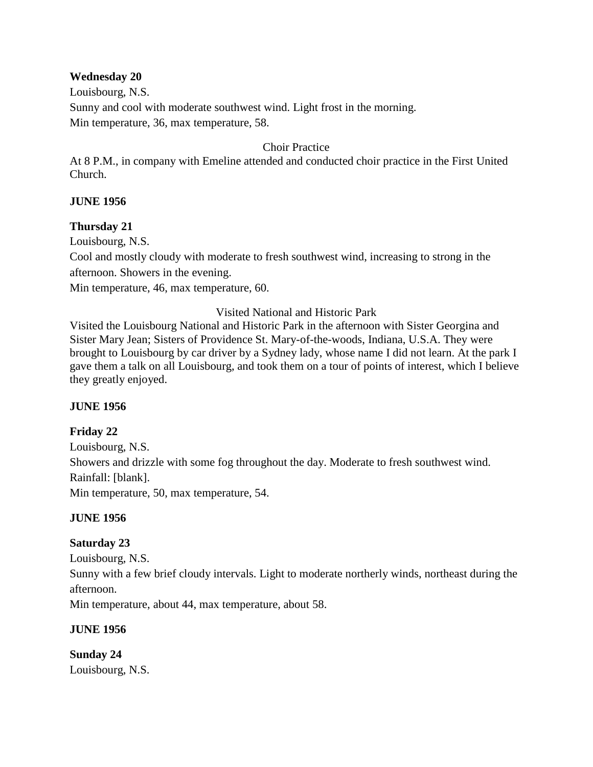**Wednesday 20**

Louisbourg, N.S.

Sunny and cool with moderate southwest wind. Light frost in the morning.

Min temperature, 36, max temperature, 58.

Choir Practice

At 8 P.M., in company with Emeline attended and conducted choir practice in the First United Church.

**JUNE 1956**

**Thursday 21**

Louisbourg, N.S.

Cool and mostly cloudy with moderate to fresh southwest wind, increasing to strong in the afternoon. Showers in the evening.

Min temperature, 46, max temperature, 60.

Visited National and Historic Park

Visited the Louisbourg National and Historic Park in the afternoon with Sister Georgina and Sister Mary Jean; Sisters of Providence St. Mary-of-the-woods, Indiana, U.S.A. They were brought to Louisbourg by car driver by a Sydney lady, whose name I did not learn. At the park I gave them a talk on all Louisbourg, and took them on a tour of points of interest, which I believe they greatly enjoyed.

**JUNE 1956**

**Friday 22**

Louisbourg, N.S.

Showers and drizzle with some fog throughout the day. Moderate to fresh southwest wind.

Rainfall: [blank].

Min temperature, 50, max temperature, 54.

**JUNE 1956**

**Saturday 23**

Louisbourg, N.S.

Sunny with a few brief cloudy intervals. Light to moderate northerly winds, northeast during the afternoon.

Min temperature, about 44, max temperature, about 58.

**JUNE 1956**

**Sunday 24**

Louisbourg, N.S.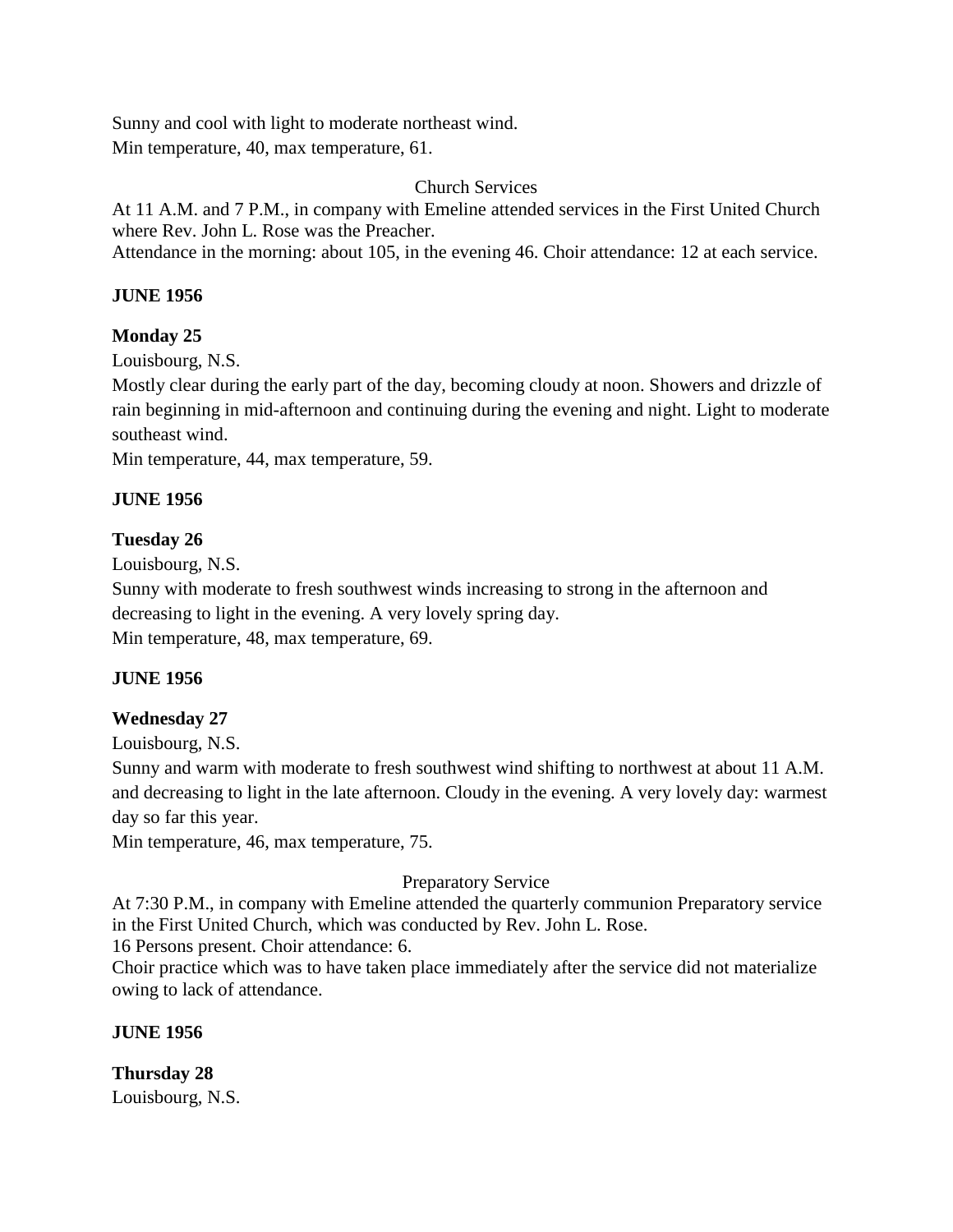Sunny and cool with light to moderate northeast wind.
Min temperature, 40, max temperature, 61.

Church Services

At 11 A.M. and 7 P.M., in company with Emeline attended services in the First United Church where Rev. John L. Rose was the Preacher.
Attendance in the morning: about 105, in the evening 46. Choir attendance: 12 at each service.

**JUNE 1956**

**Monday 25**

Louisbourg, N.S.
Mostly clear during the early part of the day, becoming cloudy at noon. Showers and drizzle of rain beginning in mid-afternoon and continuing during the evening and night. Light to moderate southeast wind.
Min temperature, 44, max temperature, 59.

**JUNE 1956**

**Tuesday 26**

Louisbourg, N.S.
Sunny with moderate to fresh southwest winds increasing to strong in the afternoon and decreasing to light in the evening. A very lovely spring day.
Min temperature, 48, max temperature, 69.

**JUNE 1956**

**Wednesday 27**

Louisbourg, N.S.
Sunny and warm with moderate to fresh southwest wind shifting to northwest at about 11 A.M. and decreasing to light in the late afternoon. Cloudy in the evening. A very lovely day: warmest day so far this year.
Min temperature, 46, max temperature, 75.

Preparatory Service

At 7:30 P.M., in company with Emeline attended the quarterly communion Preparatory service in the First United Church, which was conducted by Rev. John L. Rose.
16 Persons present. Choir attendance: 6.
Choir practice which was to have taken place immediately after the service did not materialize owing to lack of attendance.

**JUNE 1956**

**Thursday 28**

Louisbourg, N.S.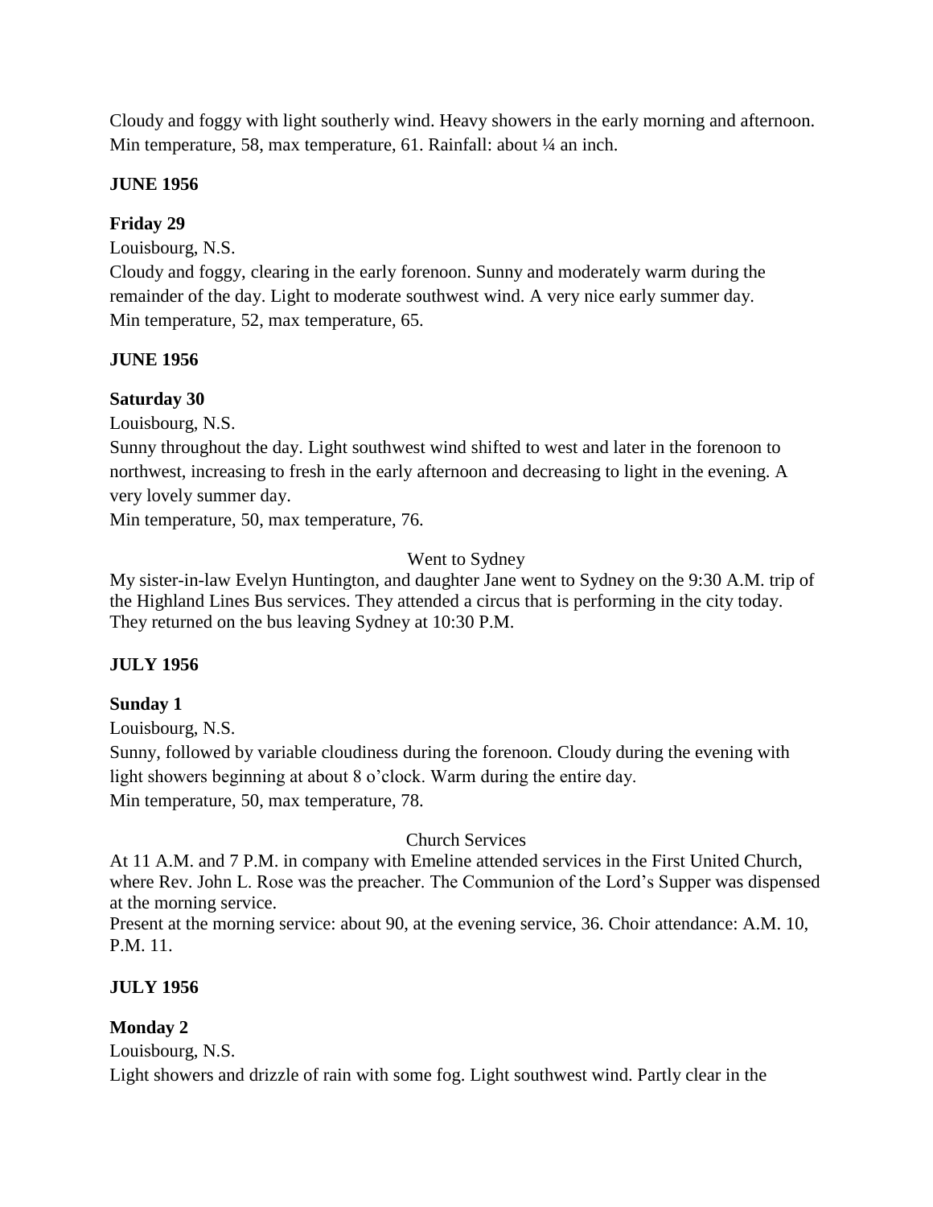Cloudy and foggy with light southerly wind. Heavy showers in the early morning and afternoon. Min temperature, 58, max temperature, 61. Rainfall: about ¼ an inch.

**JUNE 1956**

**Friday 29**

Louisbourg, N.S.

Cloudy and foggy, clearing in the early forenoon. Sunny and moderately warm during the remainder of the day. Light to moderate southwest wind. A very nice early summer day.
Min temperature, 52, max temperature, 65.

**JUNE 1956**

**Saturday 30**

Louisbourg, N.S.

Sunny throughout the day. Light southwest wind shifted to west and later in the forenoon to northwest, increasing to fresh in the early afternoon and decreasing to light in the evening. A very lovely summer day.

Min temperature, 50, max temperature, 76.

Went to Sydney

My sister-in-law Evelyn Huntington, and daughter Jane went to Sydney on the 9:30 A.M. trip of the Highland Lines Bus services. They attended a circus that is performing in the city today. They returned on the bus leaving Sydney at 10:30 P.M.

**JULY 1956**

**Sunday 1**

Louisbourg, N.S.

Sunny, followed by variable cloudiness during the forenoon. Cloudy during the evening with light showers beginning at about 8 o'clock. Warm during the entire day.
Min temperature, 50, max temperature, 78.

Church Services

At 11 A.M. and 7 P.M. in company with Emeline attended services in the First United Church, where Rev. John L. Rose was the preacher. The Communion of the Lord's Supper was dispensed at the morning service.

Present at the morning service: about 90, at the evening service, 36. Choir attendance: A.M. 10, P.M. 11.

**JULY 1956**

**Monday 2**

Louisbourg, N.S.

Light showers and drizzle of rain with some fog. Light southwest wind. Partly clear in the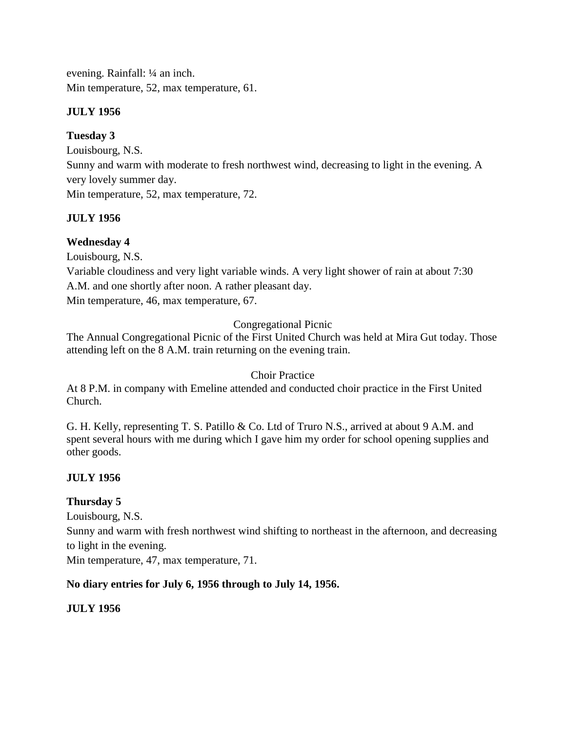evening. Rainfall: ¼ an inch.
Min temperature, 52, max temperature, 61.

**JULY 1956**

**Tuesday 3**
Louisbourg, N.S.
Sunny and warm with moderate to fresh northwest wind, decreasing to light in the evening. A very lovely summer day.
Min temperature, 52, max temperature, 72.

**JULY 1956**

**Wednesday 4**
Louisbourg, N.S.
Variable cloudiness and very light variable winds. A very light shower of rain at about 7:30 A.M. and one shortly after noon. A rather pleasant day.
Min temperature, 46, max temperature, 67.

Congregational Picnic

The Annual Congregational Picnic of the First United Church was held at Mira Gut today. Those attending left on the 8 A.M. train returning on the evening train.

Choir Practice

At 8 P.M. in company with Emeline attended and conducted choir practice in the First United Church.

G. H. Kelly, representing T. S. Patillo & Co. Ltd of Truro N.S., arrived at about 9 A.M. and spent several hours with me during which I gave him my order for school opening supplies and other goods.

**JULY 1956**

**Thursday 5**
Louisbourg, N.S.
Sunny and warm with fresh northwest wind shifting to northeast in the afternoon, and decreasing to light in the evening.
Min temperature, 47, max temperature, 71.

**No diary entries for July 6, 1956 through to July 14, 1956.**

**JULY 1956**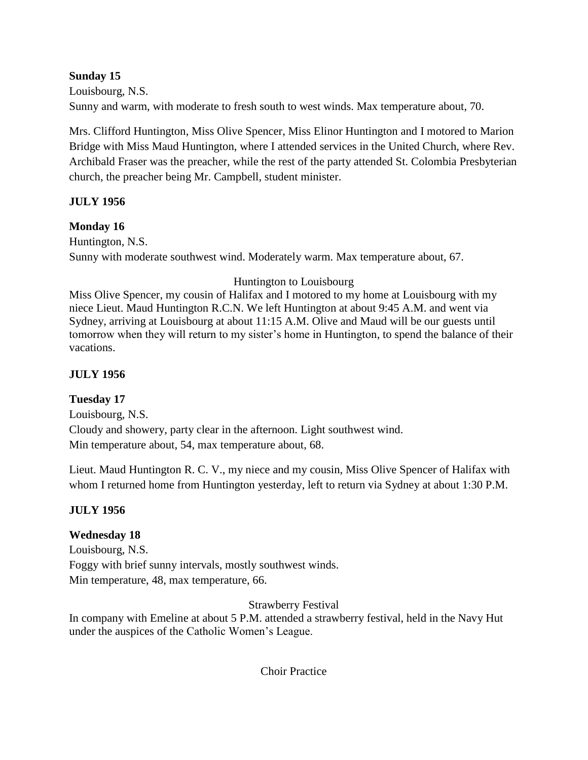**Sunday 15**

Louisbourg, N.S.

Sunny and warm, with moderate to fresh south to west winds. Max temperature about, 70.

Mrs. Clifford Huntington, Miss Olive Spencer, Miss Elinor Huntington and I motored to Marion Bridge with Miss Maud Huntington, where I attended services in the United Church, where Rev. Archibald Fraser was the preacher, while the rest of the party attended St. Colombia Presbyterian church, the preacher being Mr. Campbell, student minister.

**JULY 1956**

**Monday 16**

Huntington, N.S.

Sunny with moderate southwest wind. Moderately warm. Max temperature about, 67.

Huntington to Louisbourg

Miss Olive Spencer, my cousin of Halifax and I motored to my home at Louisbourg with my niece Lieut. Maud Huntington R.C.N. We left Huntington at about 9:45 A.M. and went via Sydney, arriving at Louisbourg at about 11:15 A.M. Olive and Maud will be our guests until tomorrow when they will return to my sister's home in Huntington, to spend the balance of their vacations.

**JULY 1956**

**Tuesday 17**

Louisbourg, N.S.

Cloudy and showery, party clear in the afternoon. Light southwest wind.

Min temperature about, 54, max temperature about, 68.

Lieut. Maud Huntington R. C. V., my niece and my cousin, Miss Olive Spencer of Halifax with whom I returned home from Huntington yesterday, left to return via Sydney at about 1:30 P.M.

**JULY 1956**

**Wednesday 18**

Louisbourg, N.S.

Foggy with brief sunny intervals, mostly southwest winds.

Min temperature, 48, max temperature, 66.

Strawberry Festival

In company with Emeline at about 5 P.M. attended a strawberry festival, held in the Navy Hut under the auspices of the Catholic Women's League.

Choir Practice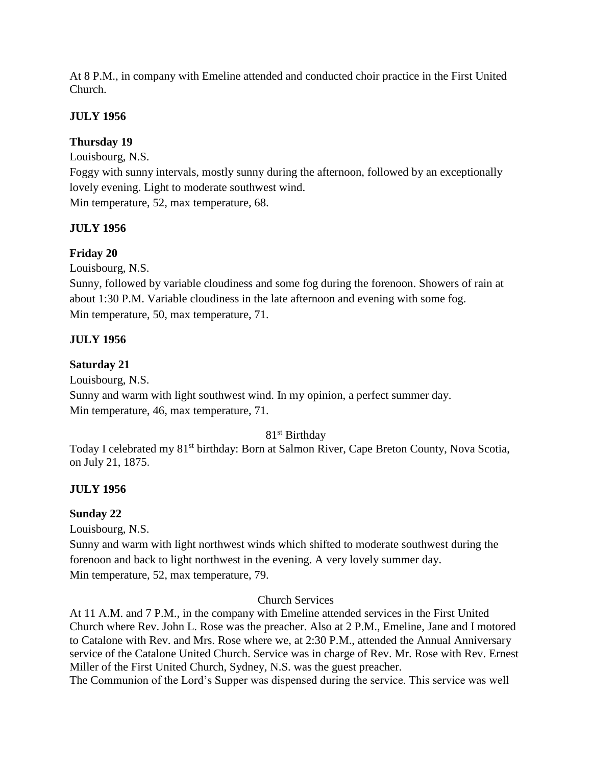At 8 P.M., in company with Emeline attended and conducted choir practice in the First United Church.

**JULY 1956**

**Thursday 19**

Louisbourg, N.S.
Foggy with sunny intervals, mostly sunny during the afternoon, followed by an exceptionally lovely evening. Light to moderate southwest wind.
Min temperature, 52, max temperature, 68.

**JULY 1956**

**Friday 20**

Louisbourg, N.S.
Sunny, followed by variable cloudiness and some fog during the forenoon. Showers of rain at about 1:30 P.M. Variable cloudiness in the late afternoon and evening with some fog.
Min temperature, 50, max temperature, 71.

**JULY 1956**

**Saturday 21**

Louisbourg, N.S.
Sunny and warm with light southwest wind. In my opinion, a perfect summer day.
Min temperature, 46, max temperature, 71.

81st Birthday

Today I celebrated my 81st birthday: Born at Salmon River, Cape Breton County, Nova Scotia, on July 21, 1875.

**JULY 1956**

**Sunday 22**

Louisbourg, N.S.
Sunny and warm with light northwest winds which shifted to moderate southwest during the forenoon and back to light northwest in the evening. A very lovely summer day.
Min temperature, 52, max temperature, 79.

Church Services

At 11 A.M. and 7 P.M., in the company with Emeline attended services in the First United Church where Rev. John L. Rose was the preacher. Also at 2 P.M., Emeline, Jane and I motored to Catalone with Rev. and Mrs. Rose where we, at 2:30 P.M., attended the Annual Anniversary service of the Catalone United Church. Service was in charge of Rev. Mr. Rose with Rev. Ernest Miller of the First United Church, Sydney, N.S. was the guest preacher.
The Communion of the Lord's Supper was dispensed during the service. This service was well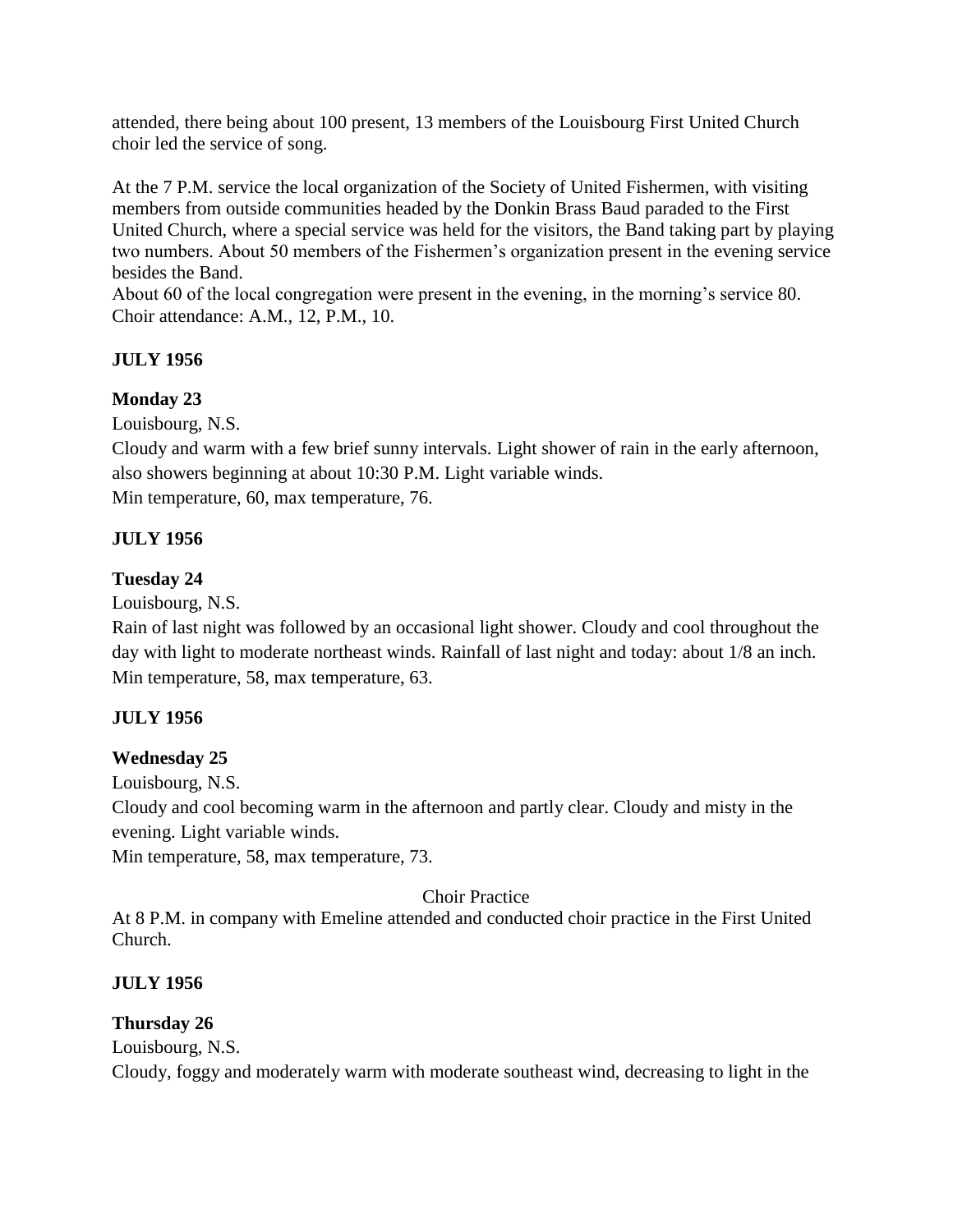attended, there being about 100 present, 13 members of the Louisbourg First United Church choir led the service of song.

At the 7 P.M. service the local organization of the Society of United Fishermen, with visiting members from outside communities headed by the Donkin Brass Baud paraded to the First United Church, where a special service was held for the visitors, the Band taking part by playing two numbers. About 50 members of the Fishermen's organization present in the evening service besides the Band.
About 60 of the local congregation were present in the evening, in the morning's service 80. Choir attendance: A.M., 12, P.M., 10.

**JULY 1956**

**Monday 23**

Louisbourg, N.S.
Cloudy and warm with a few brief sunny intervals. Light shower of rain in the early afternoon, also showers beginning at about 10:30 P.M. Light variable winds.
Min temperature, 60, max temperature, 76.

**JULY 1956**

**Tuesday 24**

Louisbourg, N.S.
Rain of last night was followed by an occasional light shower. Cloudy and cool throughout the day with light to moderate northeast winds. Rainfall of last night and today: about 1/8 an inch.
Min temperature, 58, max temperature, 63.

**JULY 1956**

**Wednesday 25**

Louisbourg, N.S.
Cloudy and cool becoming warm in the afternoon and partly clear. Cloudy and misty in the evening. Light variable winds.
Min temperature, 58, max temperature, 73.

Choir Practice

At 8 P.M. in company with Emeline attended and conducted choir practice in the First United Church.

**JULY 1956**

**Thursday 26**

Louisbourg, N.S.
Cloudy, foggy and moderately warm with moderate southeast wind, decreasing to light in the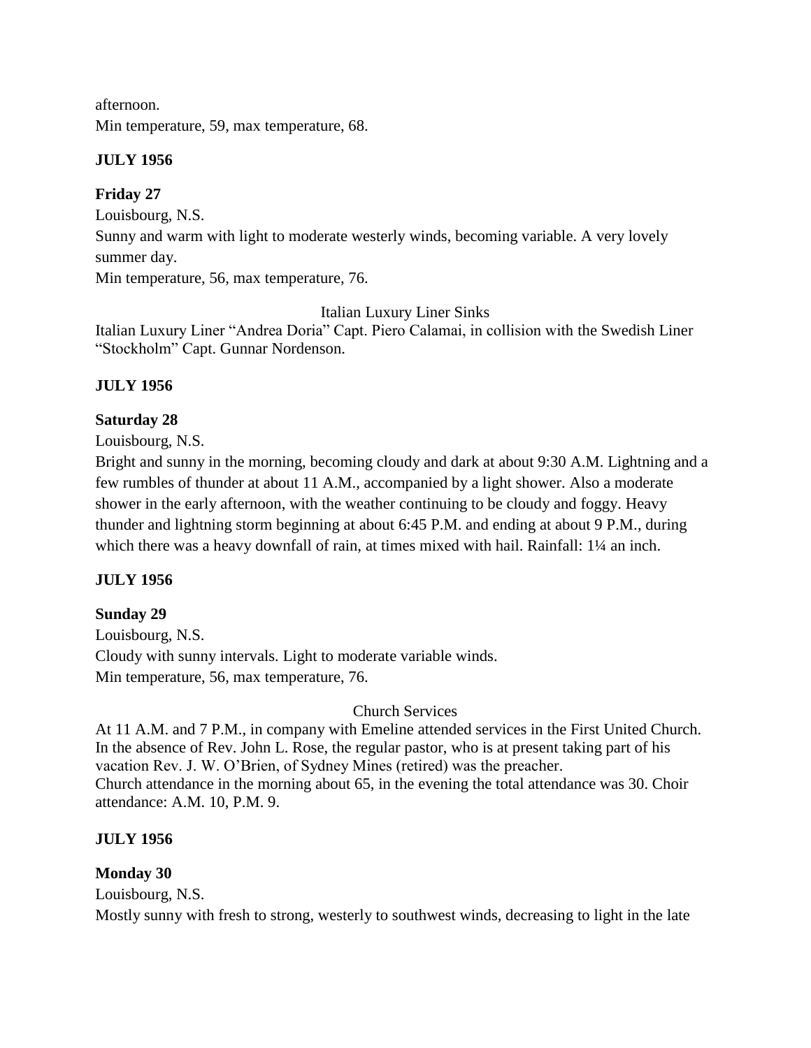afternoon.
Min temperature, 59, max temperature, 68.

**JULY 1956**

**Friday 27**

Louisbourg, N.S.
Sunny and warm with light to moderate westerly winds, becoming variable. A very lovely summer day.
Min temperature, 56, max temperature, 76.

Italian Luxury Liner Sinks

Italian Luxury Liner "Andrea Doria" Capt. Piero Calamai, in collision with the Swedish Liner "Stockholm" Capt. Gunnar Nordenson.

**JULY 1956**

**Saturday 28**

Louisbourg, N.S.
Bright and sunny in the morning, becoming cloudy and dark at about 9:30 A.M. Lightning and a few rumbles of thunder at about 11 A.M., accompanied by a light shower. Also a moderate shower in the early afternoon, with the weather continuing to be cloudy and foggy. Heavy thunder and lightning storm beginning at about 6:45 P.M. and ending at about 9 P.M., during which there was a heavy downfall of rain, at times mixed with hail. Rainfall: 1¼ an inch.

**JULY 1956**

**Sunday 29**

Louisbourg, N.S.
Cloudy with sunny intervals. Light to moderate variable winds.
Min temperature, 56, max temperature, 76.

Church Services

At 11 A.M. and 7 P.M., in company with Emeline attended services in the First United Church. In the absence of Rev. John L. Rose, the regular pastor, who is at present taking part of his vacation Rev. J. W. O'Brien, of Sydney Mines (retired) was the preacher.
Church attendance in the morning about 65, in the evening the total attendance was 30. Choir attendance: A.M. 10, P.M. 9.

**JULY 1956**

**Monday 30**

Louisbourg, N.S.
Mostly sunny with fresh to strong, westerly to southwest winds, decreasing to light in the late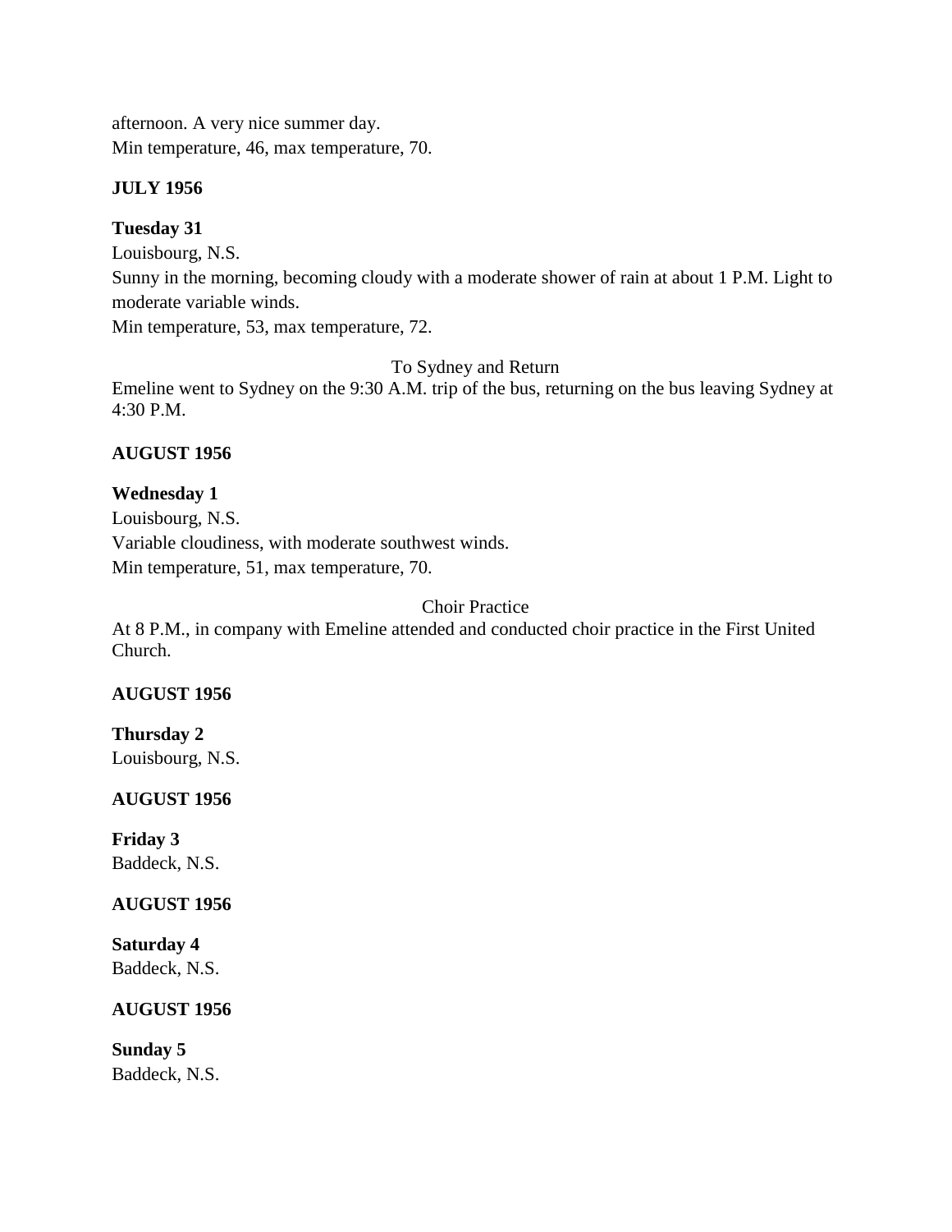afternoon. A very nice summer day.
Min temperature, 46, max temperature, 70.

**JULY 1956**

**Tuesday 31**
Louisbourg, N.S.
Sunny in the morning, becoming cloudy with a moderate shower of rain at about 1 P.M. Light to moderate variable winds.
Min temperature, 53, max temperature, 72.

To Sydney and Return

Emeline went to Sydney on the 9:30 A.M. trip of the bus, returning on the bus leaving Sydney at 4:30 P.M.

**AUGUST 1956**

**Wednesday 1**
Louisbourg, N.S.
Variable cloudiness, with moderate southwest winds.
Min temperature, 51, max temperature, 70.

Choir Practice

At 8 P.M., in company with Emeline attended and conducted choir practice in the First United Church.

**AUGUST 1956**

**Thursday 2**
Louisbourg, N.S.

**AUGUST 1956**

**Friday 3**
Baddeck, N.S.

**AUGUST 1956**

**Saturday 4**
Baddeck, N.S.

**AUGUST 1956**

**Sunday 5**
Baddeck, N.S.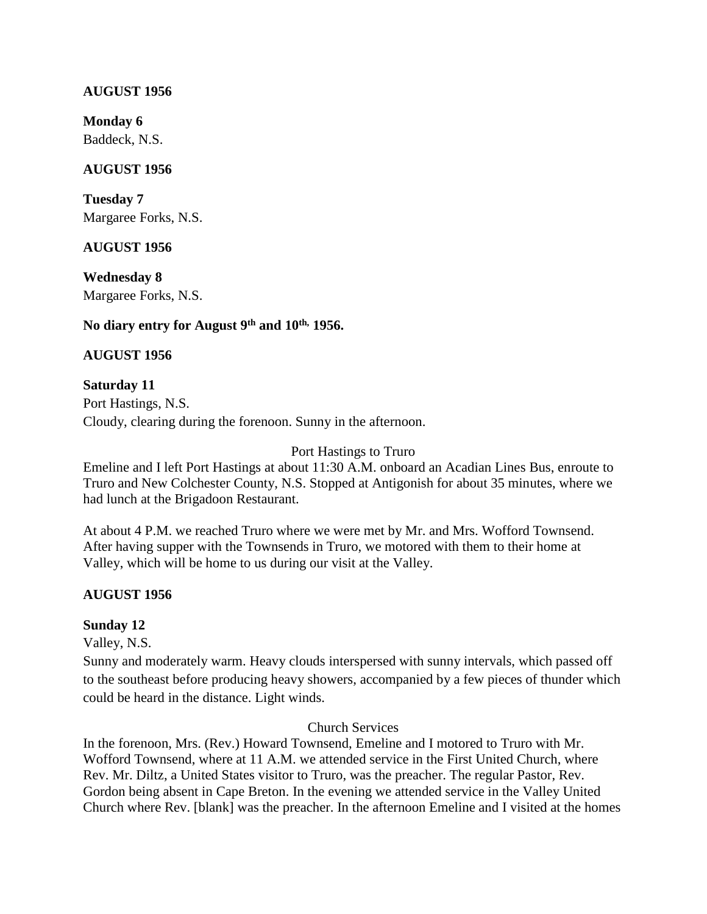**AUGUST 1956**

**Monday 6**
Baddeck, N.S.

**AUGUST 1956**

**Tuesday 7**
Margaree Forks, N.S.

**AUGUST 1956**

**Wednesday 8**
Margaree Forks, N.S.

**No diary entry for August 9th and 10th, 1956.**

**AUGUST 1956**

**Saturday 11**
Port Hastings, N.S.
Cloudy, clearing during the forenoon. Sunny in the afternoon.

Port Hastings to Truro

Emeline and I left Port Hastings at about 11:30 A.M. onboard an Acadian Lines Bus, enroute to Truro and New Colchester County, N.S. Stopped at Antigonish for about 35 minutes, where we had lunch at the Brigadoon Restaurant.

At about 4 P.M. we reached Truro where we were met by Mr. and Mrs. Wofford Townsend. After having supper with the Townsends in Truro, we motored with them to their home at Valley, which will be home to us during our visit at the Valley.

**AUGUST 1956**

**Sunday 12**
Valley, N.S.
Sunny and moderately warm. Heavy clouds interspersed with sunny intervals, which passed off to the southeast before producing heavy showers, accompanied by a few pieces of thunder which could be heard in the distance. Light winds.

Church Services

In the forenoon, Mrs. (Rev.) Howard Townsend, Emeline and I motored to Truro with Mr. Wofford Townsend, where at 11 A.M. we attended service in the First United Church, where Rev. Mr. Diltz, a United States visitor to Truro, was the preacher. The regular Pastor, Rev. Gordon being absent in Cape Breton. In the evening we attended service in the Valley United Church where Rev. [blank] was the preacher. In the afternoon Emeline and I visited at the homes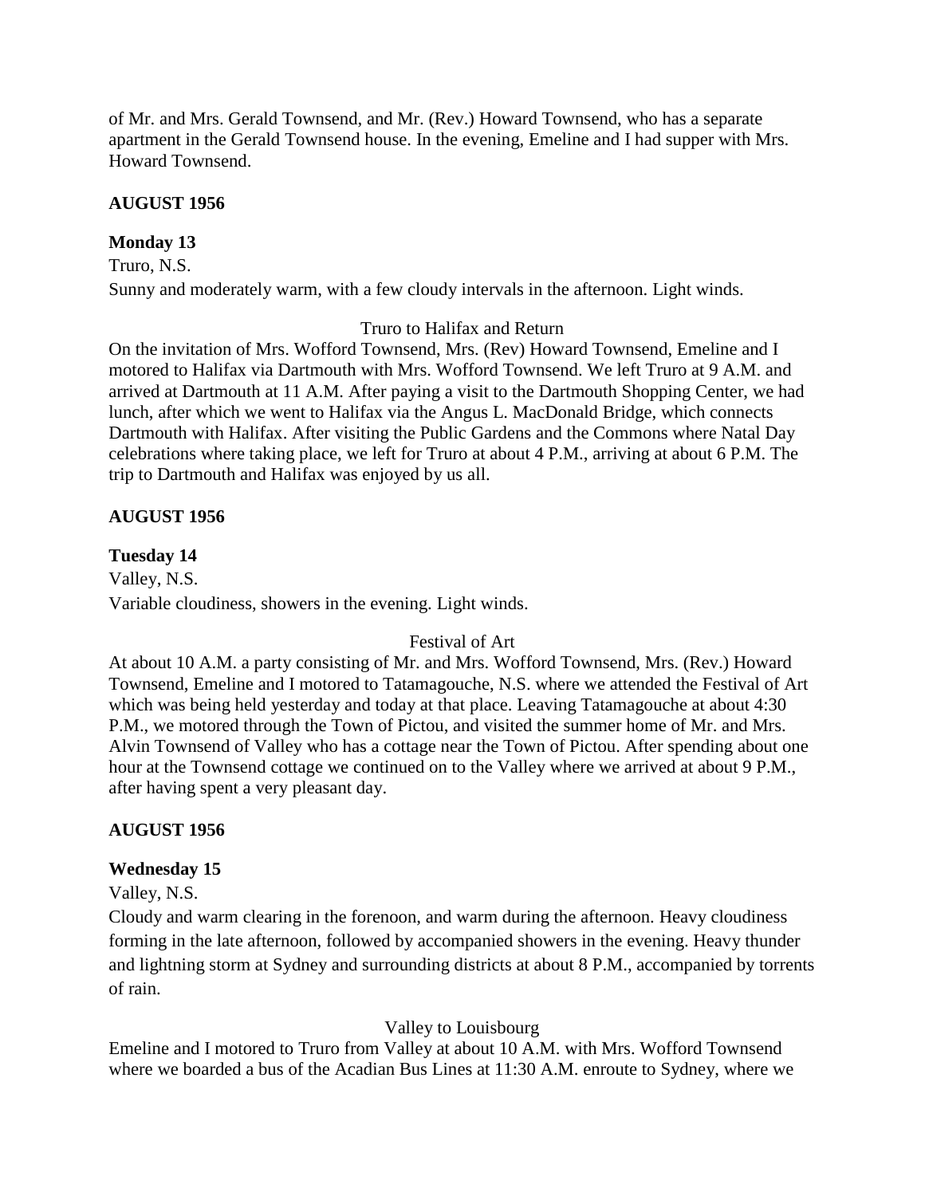of Mr. and Mrs. Gerald Townsend, and Mr. (Rev.) Howard Townsend, who has a separate apartment in the Gerald Townsend house. In the evening, Emeline and I had supper with Mrs. Howard Townsend.

**AUGUST 1956**

**Monday 13**

Truro, N.S.

Sunny and moderately warm, with a few cloudy intervals in the afternoon. Light winds.

Truro to Halifax and Return

On the invitation of Mrs. Wofford Townsend, Mrs. (Rev) Howard Townsend, Emeline and I motored to Halifax via Dartmouth with Mrs. Wofford Townsend. We left Truro at 9 A.M. and arrived at Dartmouth at 11 A.M. After paying a visit to the Dartmouth Shopping Center, we had lunch, after which we went to Halifax via the Angus L. MacDonald Bridge, which connects Dartmouth with Halifax. After visiting the Public Gardens and the Commons where Natal Day celebrations where taking place, we left for Truro at about 4 P.M., arriving at about 6 P.M. The trip to Dartmouth and Halifax was enjoyed by us all.

**AUGUST 1956**

**Tuesday 14**

Valley, N.S.

Variable cloudiness, showers in the evening. Light winds.

Festival of Art

At about 10 A.M. a party consisting of Mr. and Mrs. Wofford Townsend, Mrs. (Rev.) Howard Townsend, Emeline and I motored to Tatamagouche, N.S. where we attended the Festival of Art which was being held yesterday and today at that place. Leaving Tatamagouche at about 4:30 P.M., we motored through the Town of Pictou, and visited the summer home of Mr. and Mrs. Alvin Townsend of Valley who has a cottage near the Town of Pictou. After spending about one hour at the Townsend cottage we continued on to the Valley where we arrived at about 9 P.M., after having spent a very pleasant day.

**AUGUST 1956**

**Wednesday 15**

Valley, N.S.

Cloudy and warm clearing in the forenoon, and warm during the afternoon. Heavy cloudiness forming in the late afternoon, followed by accompanied showers in the evening. Heavy thunder and lightning storm at Sydney and surrounding districts at about 8 P.M., accompanied by torrents of rain.

Valley to Louisbourg

Emeline and I motored to Truro from Valley at about 10 A.M. with Mrs. Wofford Townsend where we boarded a bus of the Acadian Bus Lines at 11:30 A.M. enroute to Sydney, where we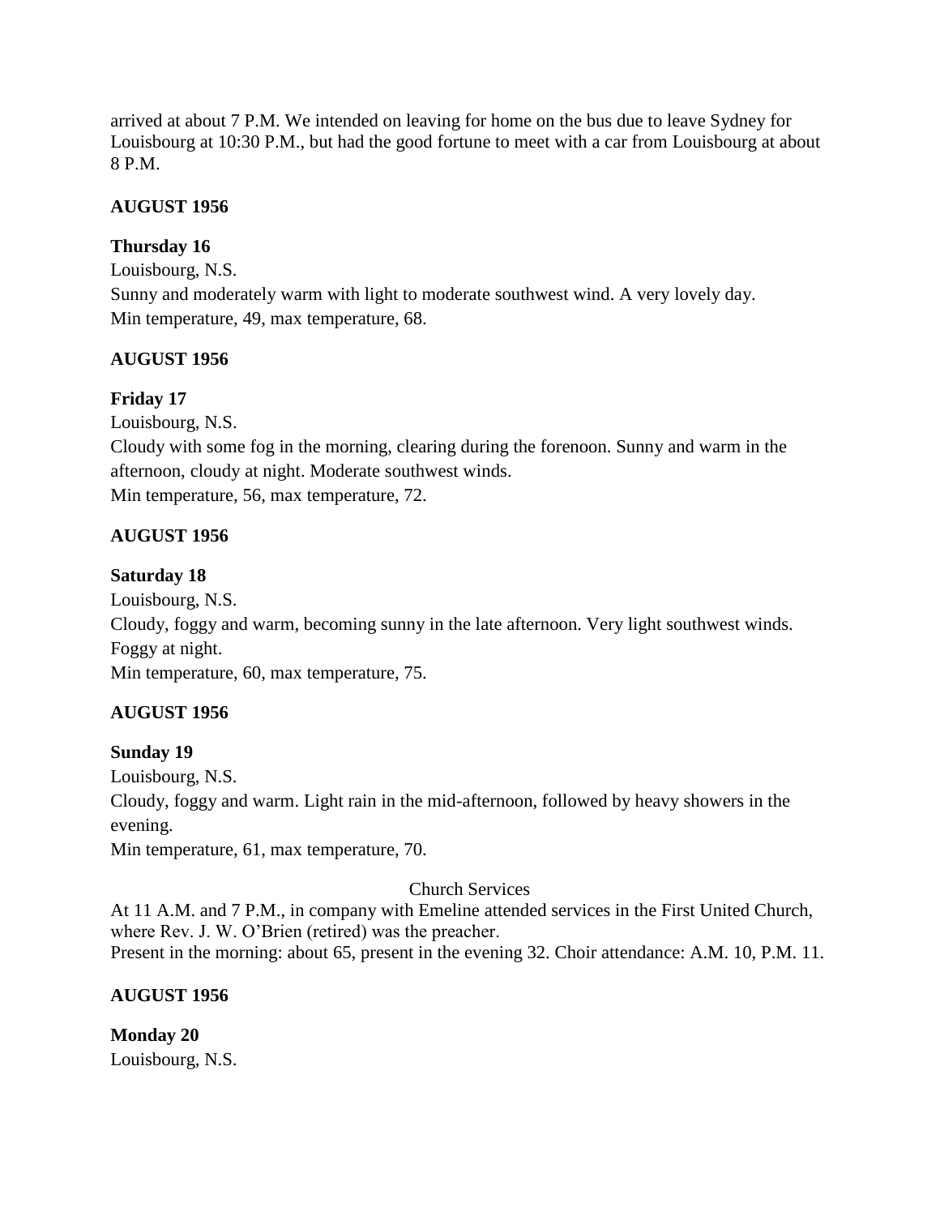arrived at about 7 P.M. We intended on leaving for home on the bus due to leave Sydney for Louisbourg at 10:30 P.M., but had the good fortune to meet with a car from Louisbourg at about 8 P.M.

**AUGUST 1956**

**Thursday 16**

Louisbourg, N.S.

Sunny and moderately warm with light to moderate southwest wind. A very lovely day.

Min temperature, 49, max temperature, 68.

**AUGUST 1956**

**Friday 17**

Louisbourg, N.S.

Cloudy with some fog in the morning, clearing during the forenoon. Sunny and warm in the afternoon, cloudy at night. Moderate southwest winds.

Min temperature, 56, max temperature, 72.

**AUGUST 1956**

**Saturday 18**

Louisbourg, N.S.

Cloudy, foggy and warm, becoming sunny in the late afternoon. Very light southwest winds. Foggy at night.

Min temperature, 60, max temperature, 75.

**AUGUST 1956**

**Sunday 19**

Louisbourg, N.S.

Cloudy, foggy and warm. Light rain in the mid-afternoon, followed by heavy showers in the evening.

Min temperature, 61, max temperature, 70.

Church Services

At 11 A.M. and 7 P.M., in company with Emeline attended services in the First United Church, where Rev. J. W. O'Brien (retired) was the preacher.

Present in the morning: about 65, present in the evening 32. Choir attendance: A.M. 10, P.M. 11.

**AUGUST 1956**

**Monday 20**

Louisbourg, N.S.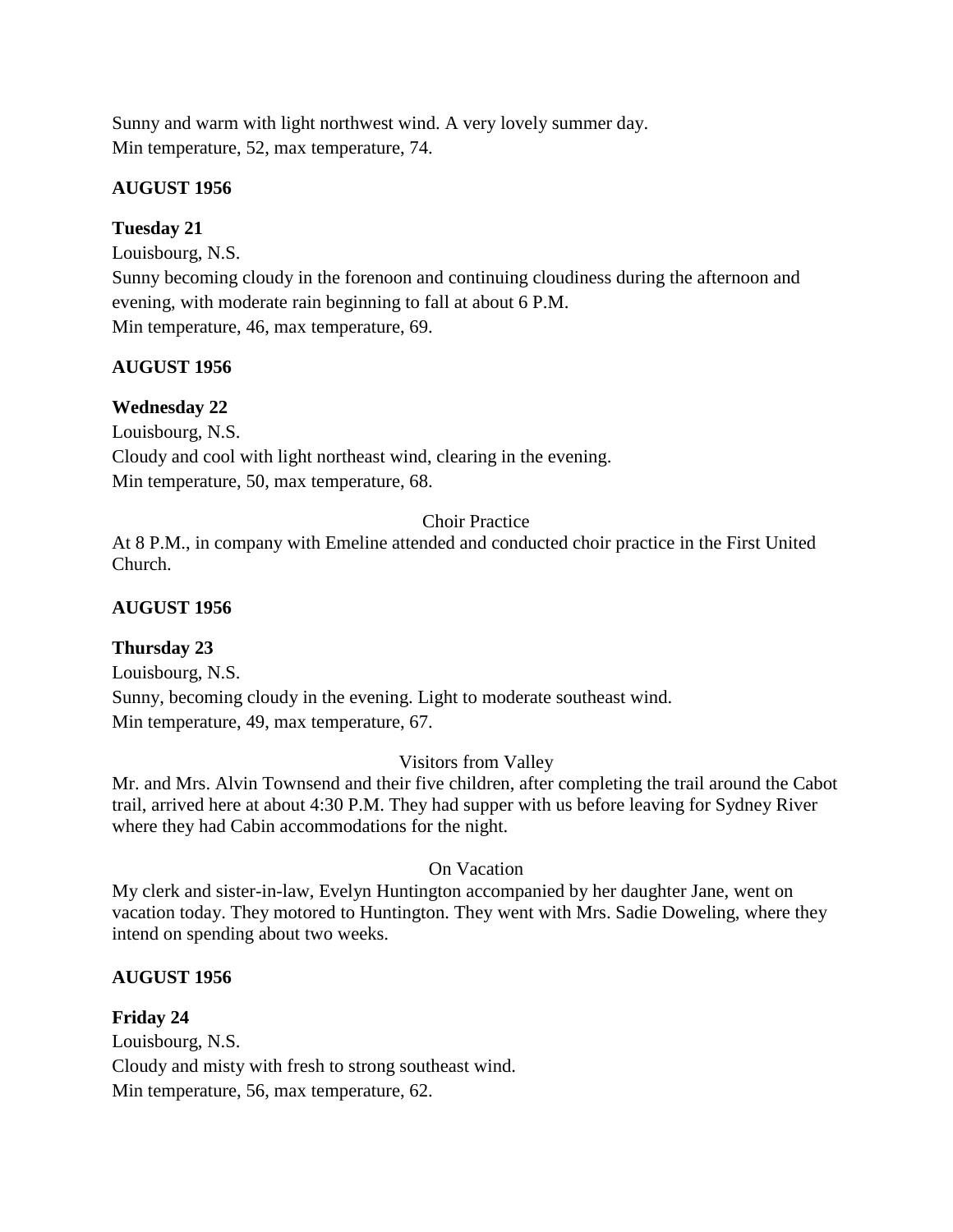Sunny and warm with light northwest wind. A very lovely summer day.
Min temperature, 52, max temperature, 74.

**AUGUST 1956**

**Tuesday 21**

Louisbourg, N.S.
Sunny becoming cloudy in the forenoon and continuing cloudiness during the afternoon and evening, with moderate rain beginning to fall at about 6 P.M.
Min temperature, 46, max temperature, 69.

**AUGUST 1956**

**Wednesday 22**

Louisbourg, N.S.
Cloudy and cool with light northeast wind, clearing in the evening.
Min temperature, 50, max temperature, 68.

Choir Practice

At 8 P.M., in company with Emeline attended and conducted choir practice in the First United Church.

**AUGUST 1956**

**Thursday 23**

Louisbourg, N.S.
Sunny, becoming cloudy in the evening. Light to moderate southeast wind.
Min temperature, 49, max temperature, 67.

Visitors from Valley

Mr. and Mrs. Alvin Townsend and their five children, after completing the trail around the Cabot trail, arrived here at about 4:30 P.M. They had supper with us before leaving for Sydney River where they had Cabin accommodations for the night.

On Vacation

My clerk and sister-in-law, Evelyn Huntington accompanied by her daughter Jane, went on vacation today. They motored to Huntington. They went with Mrs. Sadie Doweling, where they intend on spending about two weeks.

**AUGUST 1956**

**Friday 24**

Louisbourg, N.S.
Cloudy and misty with fresh to strong southeast wind.
Min temperature, 56, max temperature, 62.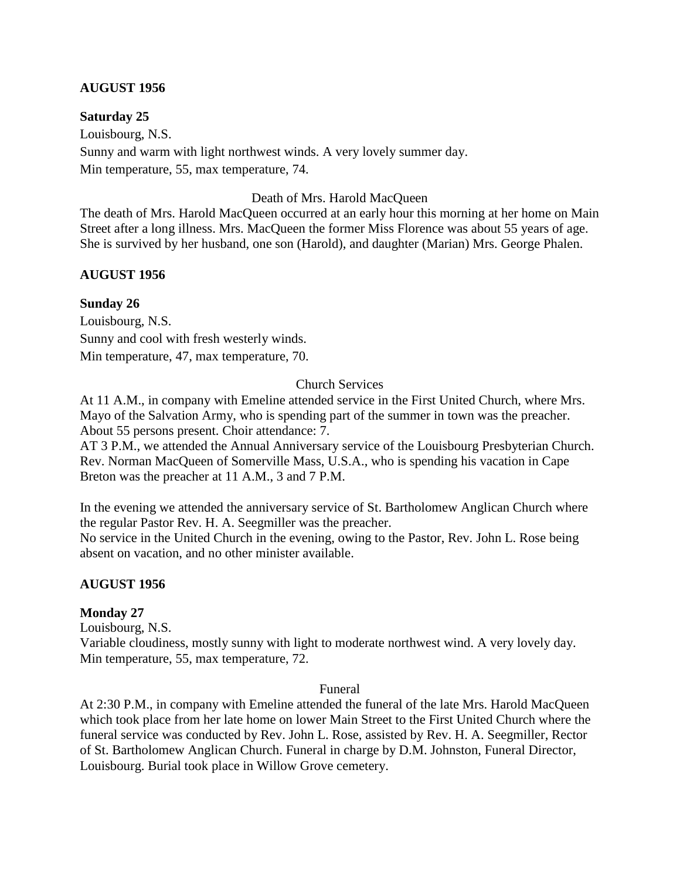**AUGUST 1956**

**Saturday 25**

Louisbourg, N.S.
Sunny and warm with light northwest winds. A very lovely summer day.
Min temperature, 55, max temperature, 74.

Death of Mrs. Harold MacQueen

The death of Mrs. Harold MacQueen occurred at an early hour this morning at her home on Main Street after a long illness. Mrs. MacQueen the former Miss Florence was about 55 years of age. She is survived by her husband, one son (Harold), and daughter (Marian) Mrs. George Phalen.

**AUGUST 1956**

**Sunday 26**

Louisbourg, N.S.
Sunny and cool with fresh westerly winds.
Min temperature, 47, max temperature, 70.

Church Services

At 11 A.M., in company with Emeline attended service in the First United Church, where Mrs. Mayo of the Salvation Army, who is spending part of the summer in town was the preacher. About 55 persons present. Choir attendance: 7.
AT 3 P.M., we attended the Annual Anniversary service of the Louisbourg Presbyterian Church. Rev. Norman MacQueen of Somerville Mass, U.S.A., who is spending his vacation in Cape Breton was the preacher at 11 A.M., 3 and 7 P.M.

In the evening we attended the anniversary service of St. Bartholomew Anglican Church where the regular Pastor Rev. H. A. Seegmiller was the preacher.
No service in the United Church in the evening, owing to the Pastor, Rev. John L. Rose being absent on vacation, and no other minister available.

**AUGUST 1956**

**Monday 27**

Louisbourg, N.S.
Variable cloudiness, mostly sunny with light to moderate northwest wind. A very lovely day.
Min temperature, 55, max temperature, 72.

Funeral

At 2:30 P.M., in company with Emeline attended the funeral of the late Mrs. Harold MacQueen which took place from her late home on lower Main Street to the First United Church where the funeral service was conducted by Rev. John L. Rose, assisted by Rev. H. A. Seegmiller, Rector of St. Bartholomew Anglican Church. Funeral in charge by D.M. Johnston, Funeral Director, Louisbourg. Burial took place in Willow Grove cemetery.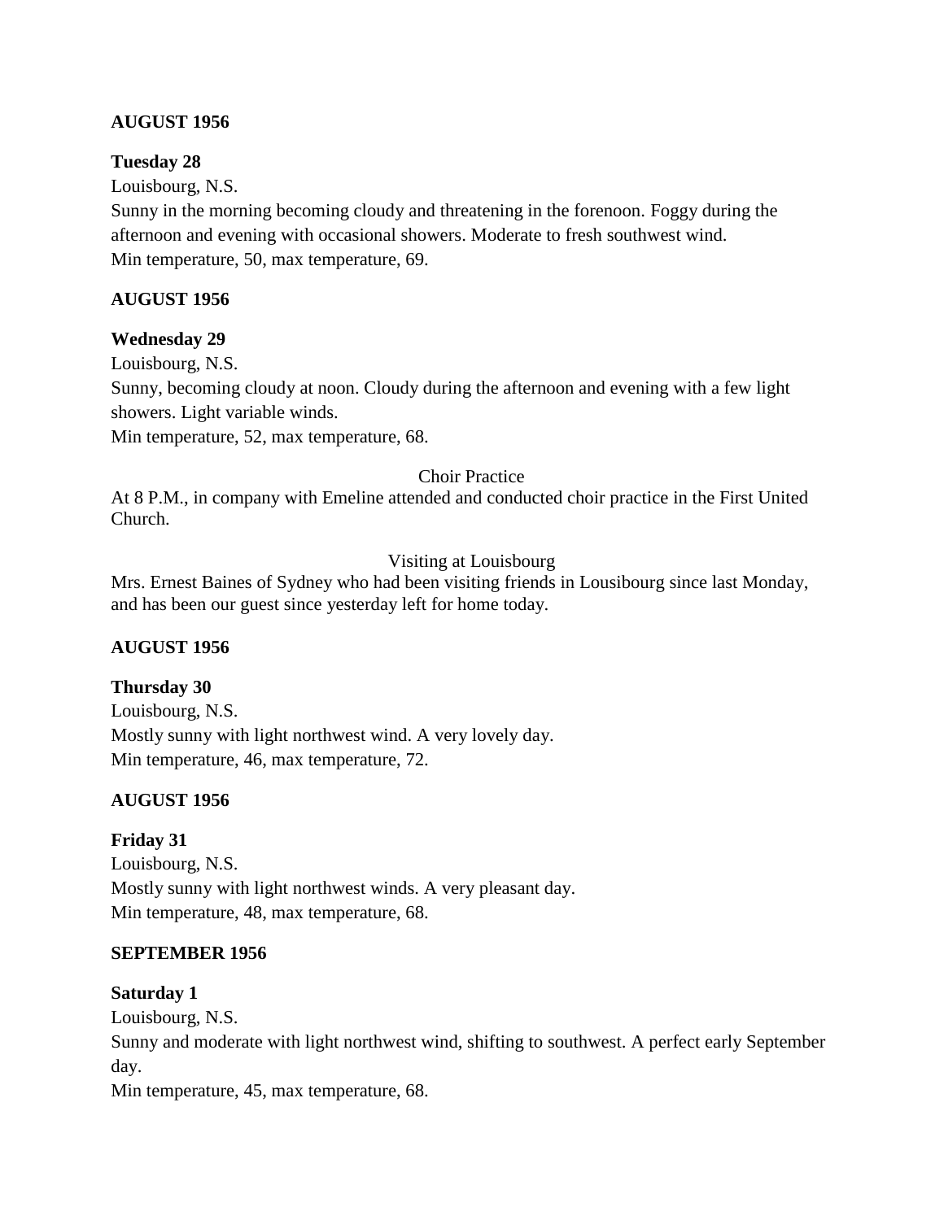**AUGUST 1956**

**Tuesday 28**

Louisbourg, N.S.

Sunny in the morning becoming cloudy and threatening in the forenoon. Foggy during the afternoon and evening with occasional showers. Moderate to fresh southwest wind.

Min temperature, 50, max temperature, 69.

**AUGUST 1956**

**Wednesday 29**

Louisbourg, N.S.

Sunny, becoming cloudy at noon. Cloudy during the afternoon and evening with a few light showers. Light variable winds.

Min temperature, 52, max temperature, 68.

Choir Practice

At 8 P.M., in company with Emeline attended and conducted choir practice in the First United Church.

Visiting at Louisbourg

Mrs. Ernest Baines of Sydney who had been visiting friends in Lousibourg since last Monday, and has been our guest since yesterday left for home today.

**AUGUST 1956**

**Thursday 30**

Louisbourg, N.S.

Mostly sunny with light northwest wind. A very lovely day.

Min temperature, 46, max temperature, 72.

**AUGUST 1956**

**Friday 31**

Louisbourg, N.S.

Mostly sunny with light northwest winds. A very pleasant day.

Min temperature, 48, max temperature, 68.

**SEPTEMBER 1956**

**Saturday 1**

Louisbourg, N.S.

Sunny and moderate with light northwest wind, shifting to southwest. A perfect early September day.

Min temperature, 45, max temperature, 68.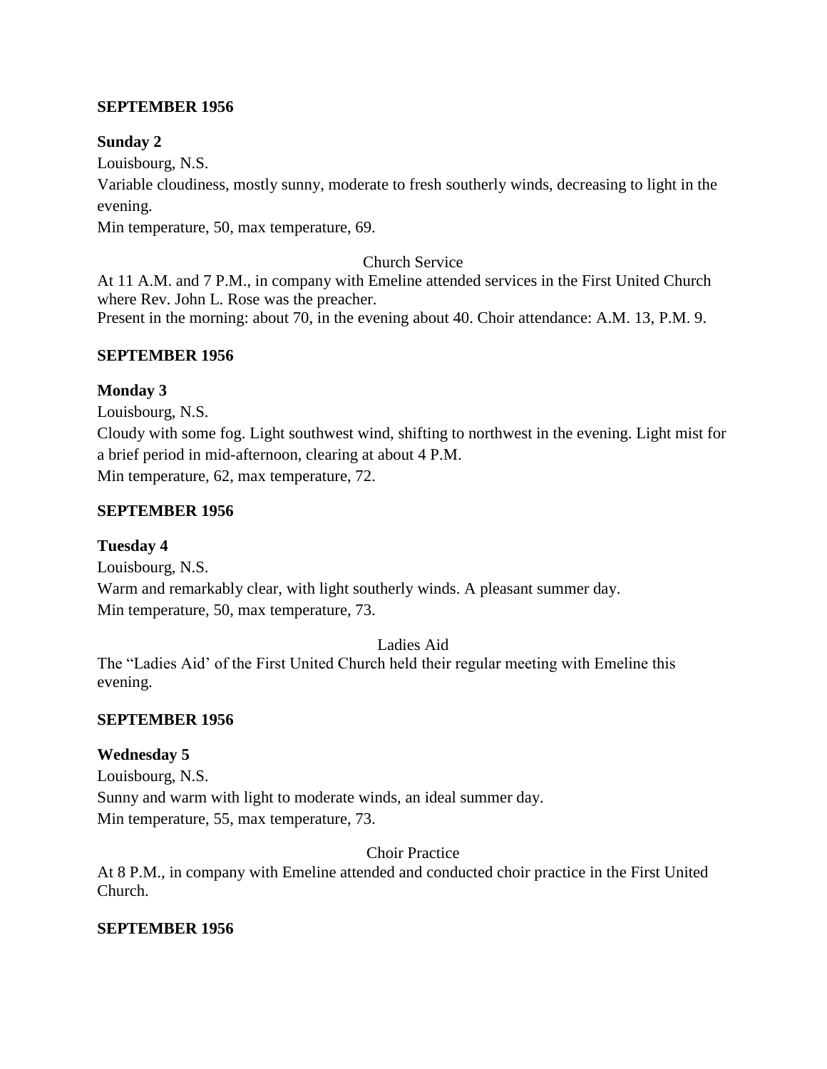**SEPTEMBER 1956**

**Sunday 2**

Louisbourg, N.S.

Variable cloudiness, mostly sunny, moderate to fresh southerly winds, decreasing to light in the evening.

Min temperature, 50, max temperature, 69.

Church Service

At 11 A.M. and 7 P.M., in company with Emeline attended services in the First United Church where Rev. John L. Rose was the preacher.

Present in the morning: about 70, in the evening about 40. Choir attendance: A.M. 13, P.M. 9.

**SEPTEMBER 1956**

**Monday 3**

Louisbourg, N.S.

Cloudy with some fog. Light southwest wind, shifting to northwest in the evening. Light mist for a brief period in mid-afternoon, clearing at about 4 P.M.

Min temperature, 62, max temperature, 72.

**SEPTEMBER 1956**

**Tuesday 4**

Louisbourg, N.S.

Warm and remarkably clear, with light southerly winds. A pleasant summer day.

Min temperature, 50, max temperature, 73.

Ladies Aid

The "Ladies Aid' of the First United Church held their regular meeting with Emeline this evening.

**SEPTEMBER 1956**

**Wednesday 5**

Louisbourg, N.S.

Sunny and warm with light to moderate winds, an ideal summer day.

Min temperature, 55, max temperature, 73.

Choir Practice

At 8 P.M., in company with Emeline attended and conducted choir practice in the First United Church.

**SEPTEMBER 1956**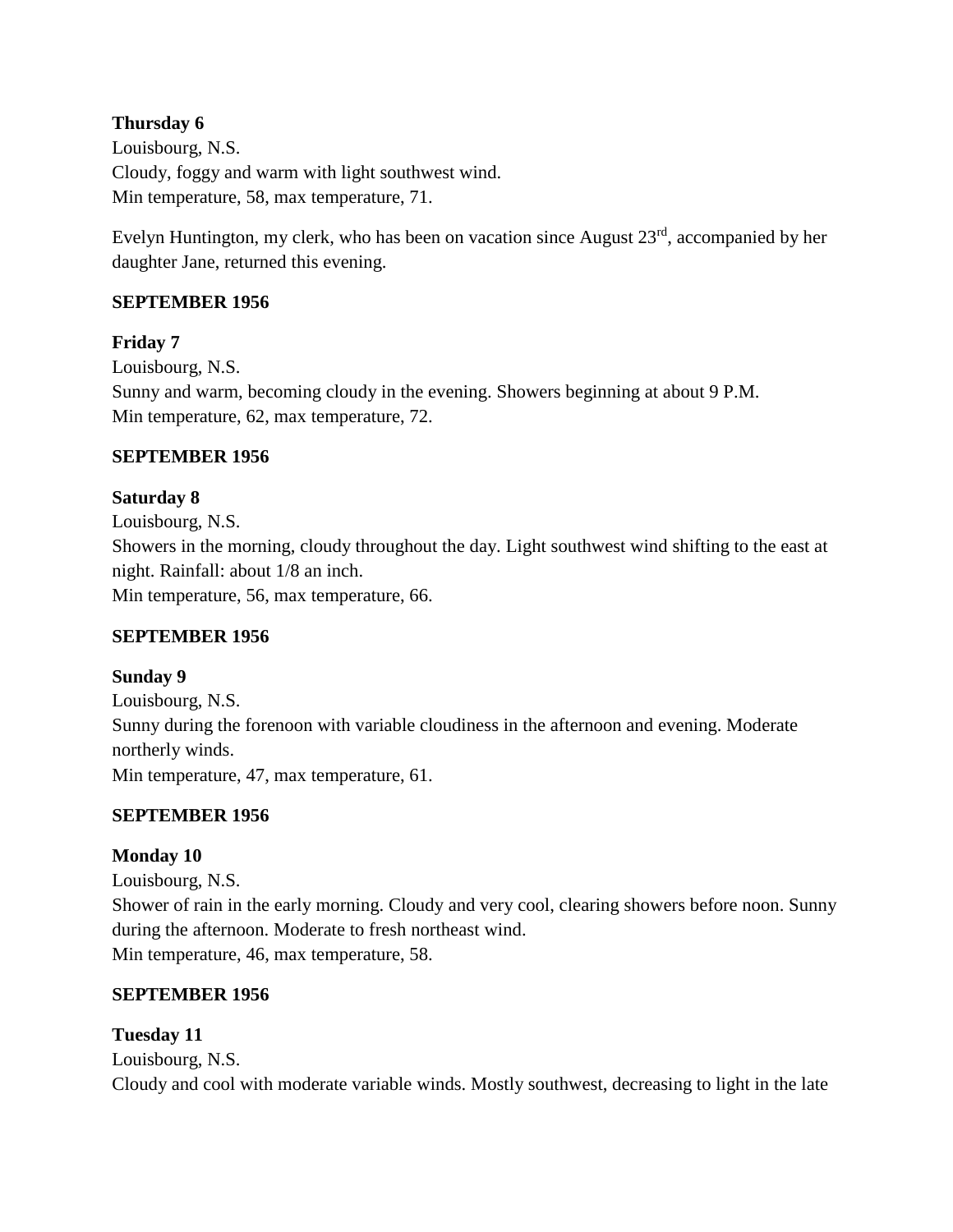**Thursday 6**
Louisbourg, N.S.
Cloudy, foggy and warm with light southwest wind.
Min temperature, 58, max temperature, 71.

Evelyn Huntington, my clerk, who has been on vacation since August 23rd, accompanied by her daughter Jane, returned this evening.

**SEPTEMBER 1956**

**Friday 7**
Louisbourg, N.S.
Sunny and warm, becoming cloudy in the evening. Showers beginning at about 9 P.M.
Min temperature, 62, max temperature, 72.

**SEPTEMBER 1956**

**Saturday 8**
Louisbourg, N.S.
Showers in the morning, cloudy throughout the day. Light southwest wind shifting to the east at night. Rainfall: about 1/8 an inch.
Min temperature, 56, max temperature, 66.

**SEPTEMBER 1956**

**Sunday 9**
Louisbourg, N.S.
Sunny during the forenoon with variable cloudiness in the afternoon and evening. Moderate northerly winds.
Min temperature, 47, max temperature, 61.

**SEPTEMBER 1956**

**Monday 10**
Louisbourg, N.S.
Shower of rain in the early morning. Cloudy and very cool, clearing showers before noon. Sunny during the afternoon. Moderate to fresh northeast wind.
Min temperature, 46, max temperature, 58.

**SEPTEMBER 1956**

**Tuesday 11**
Louisbourg, N.S.
Cloudy and cool with moderate variable winds. Mostly southwest, decreasing to light in the late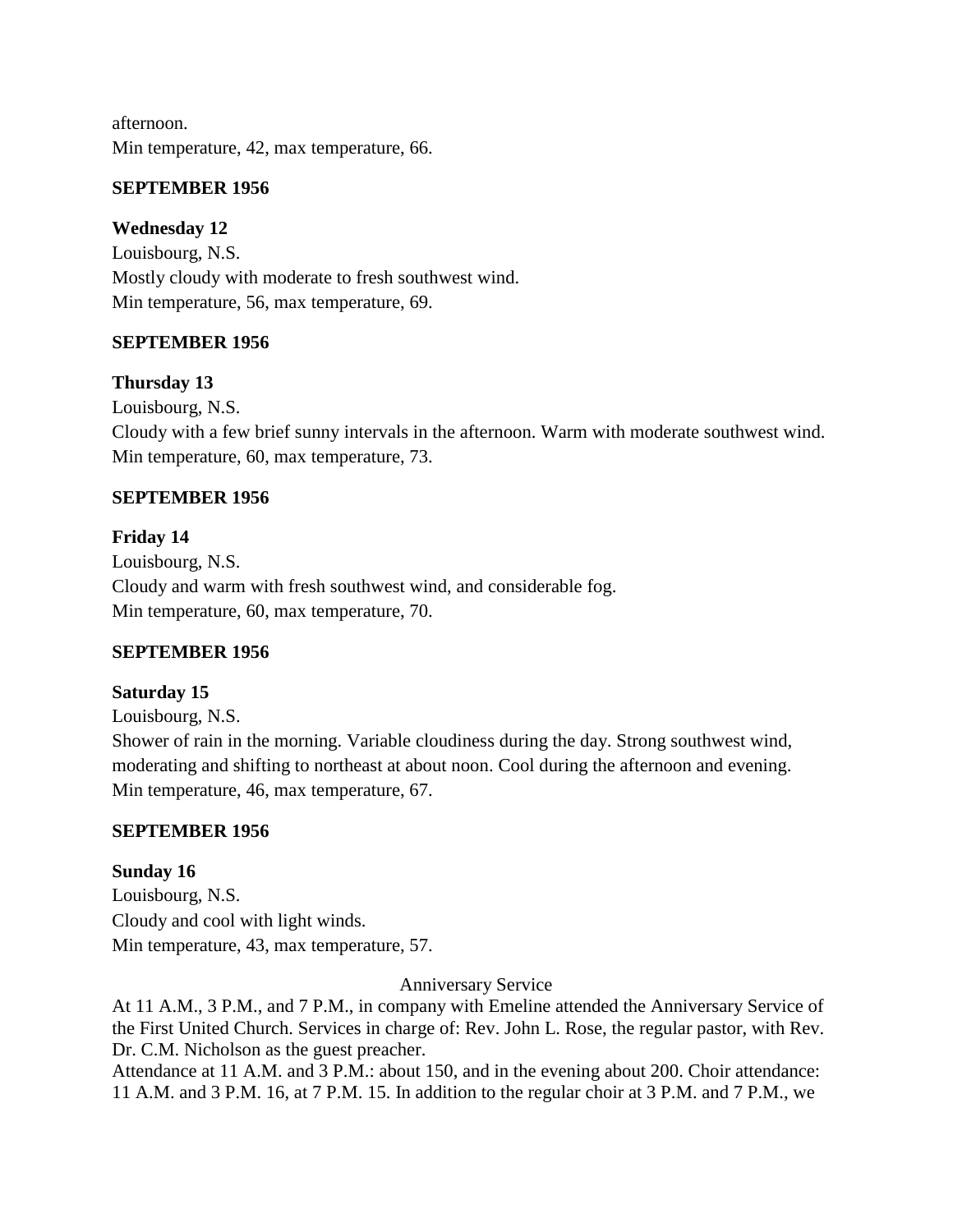afternoon.
Min temperature, 42, max temperature, 66.

**SEPTEMBER 1956**

**Wednesday 12**
Louisbourg, N.S.
Mostly cloudy with moderate to fresh southwest wind.
Min temperature, 56, max temperature, 69.

**SEPTEMBER 1956**

**Thursday 13**
Louisbourg, N.S.
Cloudy with a few brief sunny intervals in the afternoon. Warm with moderate southwest wind.
Min temperature, 60, max temperature, 73.

**SEPTEMBER 1956**

**Friday 14**
Louisbourg, N.S.
Cloudy and warm with fresh southwest wind, and considerable fog.
Min temperature, 60, max temperature, 70.

**SEPTEMBER 1956**

**Saturday 15**
Louisbourg, N.S.
Shower of rain in the morning. Variable cloudiness during the day. Strong southwest wind, moderating and shifting to northeast at about noon. Cool during the afternoon and evening.
Min temperature, 46, max temperature, 67.

**SEPTEMBER 1956**

**Sunday 16**
Louisbourg, N.S.
Cloudy and cool with light winds.
Min temperature, 43, max temperature, 57.

Anniversary Service

At 11 A.M., 3 P.M., and 7 P.M., in company with Emeline attended the Anniversary Service of the First United Church. Services in charge of: Rev. John L. Rose, the regular pastor, with Rev. Dr. C.M. Nicholson as the guest preacher.
Attendance at 11 A.M. and 3 P.M.: about 150, and in the evening about 200. Choir attendance: 11 A.M. and 3 P.M. 16, at 7 P.M. 15. In addition to the regular choir at 3 P.M. and 7 P.M., we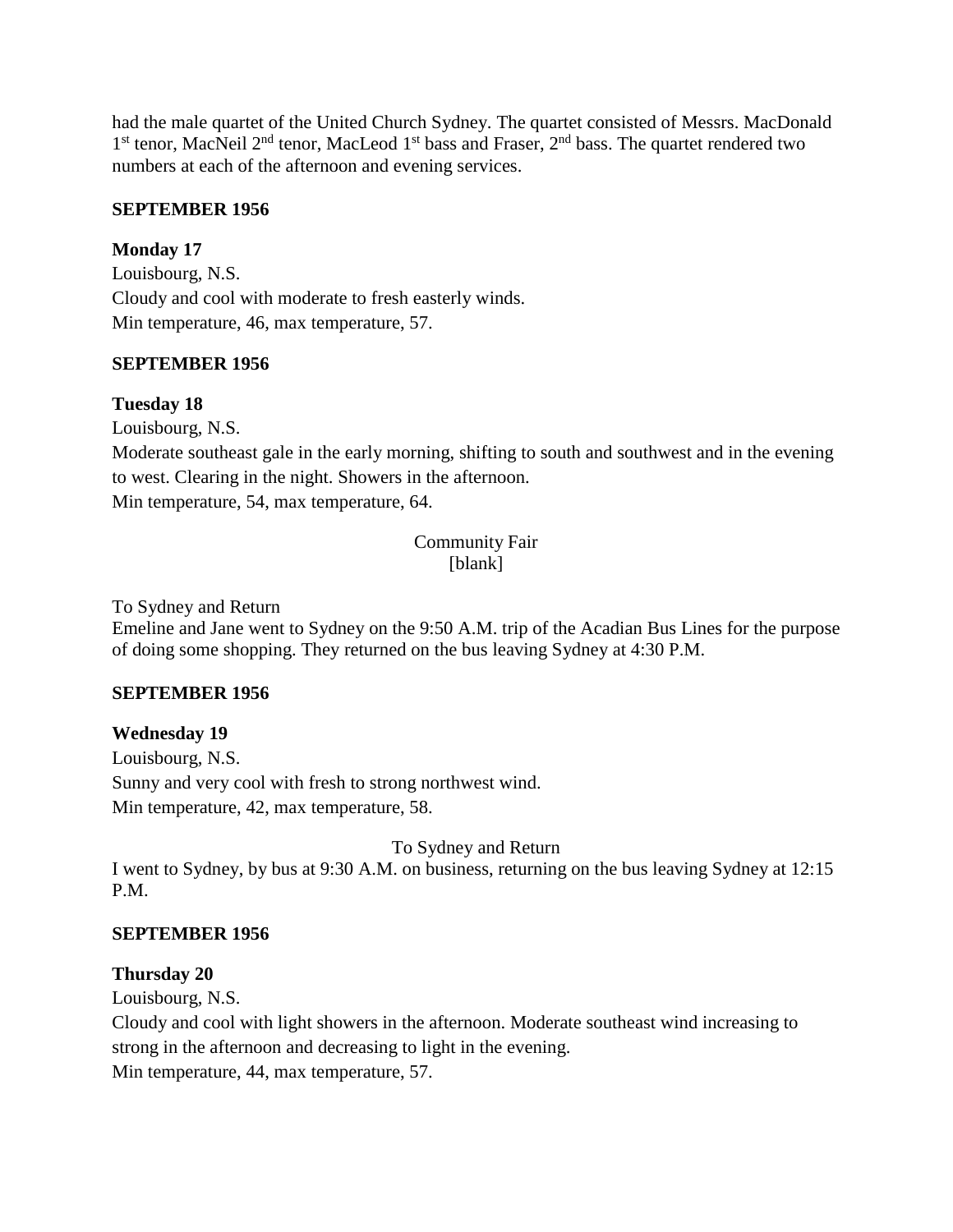had the male quartet of the United Church Sydney. The quartet consisted of Messrs. MacDonald 1st tenor, MacNeil 2nd tenor, MacLeod 1st bass and Fraser, 2nd bass. The quartet rendered two numbers at each of the afternoon and evening services.

**SEPTEMBER 1956**

**Monday 17**

Louisbourg, N.S.

Cloudy and cool with moderate to fresh easterly winds.

Min temperature, 46, max temperature, 57.

**SEPTEMBER 1956**

**Tuesday 18**

Louisbourg, N.S.

Moderate southeast gale in the early morning, shifting to south and southwest and in the evening to west. Clearing in the night. Showers in the afternoon.

Min temperature, 54, max temperature, 64.

Community Fair

[blank]

To Sydney and Return

Emeline and Jane went to Sydney on the 9:50 A.M. trip of the Acadian Bus Lines for the purpose of doing some shopping. They returned on the bus leaving Sydney at 4:30 P.M.

**SEPTEMBER 1956**

**Wednesday 19**

Louisbourg, N.S.

Sunny and very cool with fresh to strong northwest wind.

Min temperature, 42, max temperature, 58.

To Sydney and Return

I went to Sydney, by bus at 9:30 A.M. on business, returning on the bus leaving Sydney at 12:15 P.M.

**SEPTEMBER 1956**

**Thursday 20**

Louisbourg, N.S.

Cloudy and cool with light showers in the afternoon. Moderate southeast wind increasing to strong in the afternoon and decreasing to light in the evening.

Min temperature, 44, max temperature, 57.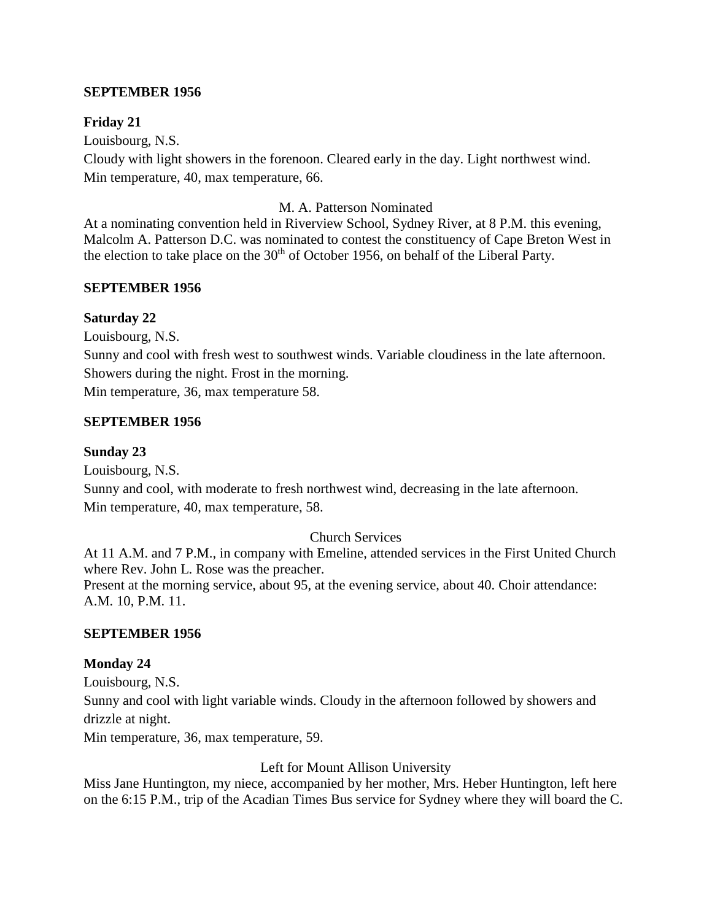**SEPTEMBER 1956**

**Friday 21**

Louisbourg, N.S.

Cloudy with light showers in the forenoon. Cleared early in the day. Light northwest wind.
Min temperature, 40, max temperature, 66.

M. A. Patterson Nominated

At a nominating convention held in Riverview School, Sydney River, at 8 P.M. this evening, Malcolm A. Patterson D.C. was nominated to contest the constituency of Cape Breton West in the election to take place on the 30th of October 1956, on behalf of the Liberal Party.

**SEPTEMBER 1956**

**Saturday 22**

Louisbourg, N.S.

Sunny and cool with fresh west to southwest winds. Variable cloudiness in the late afternoon. Showers during the night. Frost in the morning.
Min temperature, 36, max temperature 58.

**SEPTEMBER 1956**

**Sunday 23**

Louisbourg, N.S.

Sunny and cool, with moderate to fresh northwest wind, decreasing in the late afternoon.
Min temperature, 40, max temperature, 58.

Church Services

At 11 A.M. and 7 P.M., in company with Emeline, attended services in the First United Church where Rev. John L. Rose was the preacher.
Present at the morning service, about 95, at the evening service, about 40. Choir attendance: A.M. 10, P.M. 11.

**SEPTEMBER 1956**

**Monday 24**

Louisbourg, N.S.

Sunny and cool with light variable winds. Cloudy in the afternoon followed by showers and drizzle at night.
Min temperature, 36, max temperature, 59.

Left for Mount Allison University

Miss Jane Huntington, my niece, accompanied by her mother, Mrs. Heber Huntington, left here on the 6:15 P.M., trip of the Acadian Times Bus service for Sydney where they will board the C.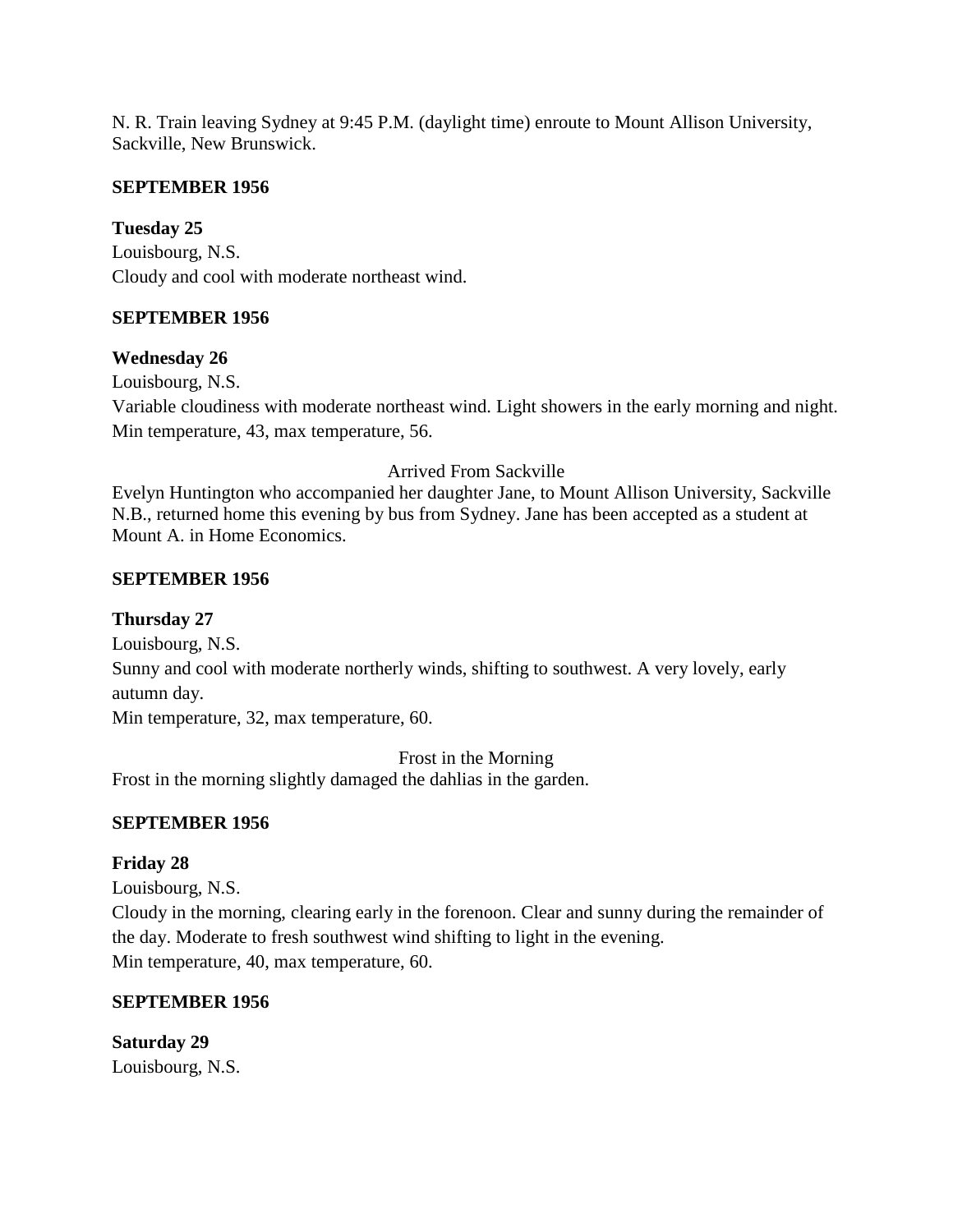N. R. Train leaving Sydney at 9:45 P.M. (daylight time) enroute to Mount Allison University, Sackville, New Brunswick.

**SEPTEMBER 1956**

**Tuesday 25**
Louisbourg, N.S.
Cloudy and cool with moderate northeast wind.

**SEPTEMBER 1956**

**Wednesday 26**
Louisbourg, N.S.
Variable cloudiness with moderate northeast wind. Light showers in the early morning and night.
Min temperature, 43, max temperature, 56.

Arrived From Sackville

Evelyn Huntington who accompanied her daughter Jane, to Mount Allison University, Sackville N.B., returned home this evening by bus from Sydney. Jane has been accepted as a student at Mount A. in Home Economics.

**SEPTEMBER 1956**

**Thursday 27**
Louisbourg, N.S.
Sunny and cool with moderate northerly winds, shifting to southwest. A very lovely, early autumn day.
Min temperature, 32, max temperature, 60.

Frost in the Morning

Frost in the morning slightly damaged the dahlias in the garden.

**SEPTEMBER 1956**

**Friday 28**
Louisbourg, N.S.
Cloudy in the morning, clearing early in the forenoon. Clear and sunny during the remainder of the day. Moderate to fresh southwest wind shifting to light in the evening.
Min temperature, 40, max temperature, 60.

**SEPTEMBER 1956**

**Saturday 29**
Louisbourg, N.S.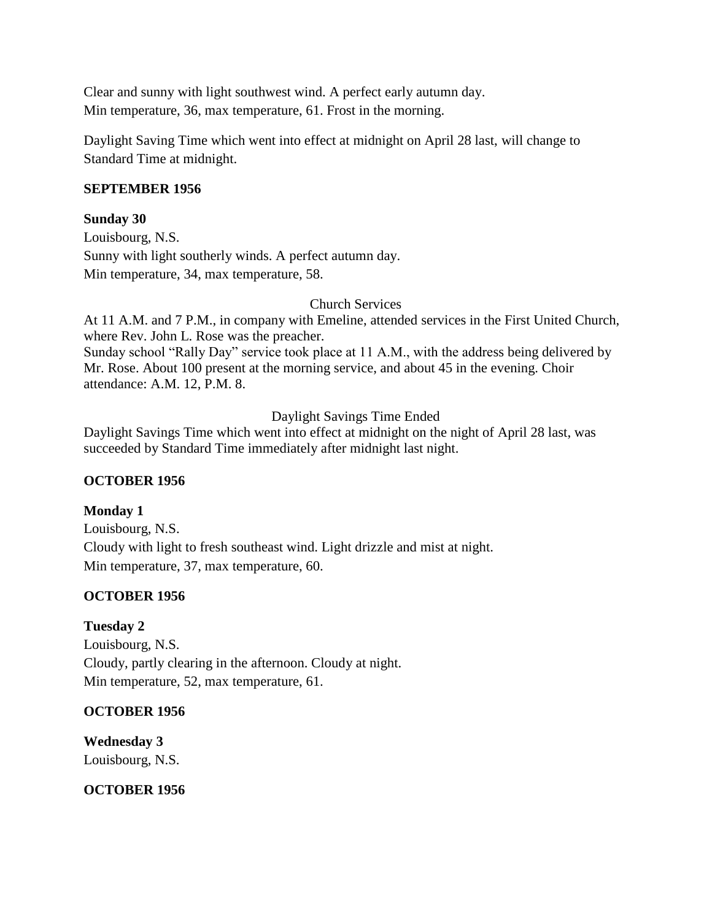Clear and sunny with light southwest wind. A perfect early autumn day.
Min temperature, 36, max temperature, 61. Frost in the morning.

Daylight Saving Time which went into effect at midnight on April 28 last, will change to Standard Time at midnight.

**SEPTEMBER 1956**

**Sunday 30**
Louisbourg, N.S.
Sunny with light southerly winds. A perfect autumn day.
Min temperature, 34, max temperature, 58.

Church Services

At 11 A.M. and 7 P.M., in company with Emeline, attended services in the First United Church, where Rev. John L. Rose was the preacher.
Sunday school "Rally Day" service took place at 11 A.M., with the address being delivered by Mr. Rose. About 100 present at the morning service, and about 45 in the evening. Choir attendance: A.M. 12, P.M. 8.

Daylight Savings Time Ended

Daylight Savings Time which went into effect at midnight on the night of April 28 last, was succeeded by Standard Time immediately after midnight last night.

**OCTOBER 1956**

**Monday 1**
Louisbourg, N.S.
Cloudy with light to fresh southeast wind. Light drizzle and mist at night.
Min temperature, 37, max temperature, 60.

**OCTOBER 1956**

**Tuesday 2**
Louisbourg, N.S.
Cloudy, partly clearing in the afternoon. Cloudy at night.
Min temperature, 52, max temperature, 61.

**OCTOBER 1956**

**Wednesday 3**
Louisbourg, N.S.

**OCTOBER 1956**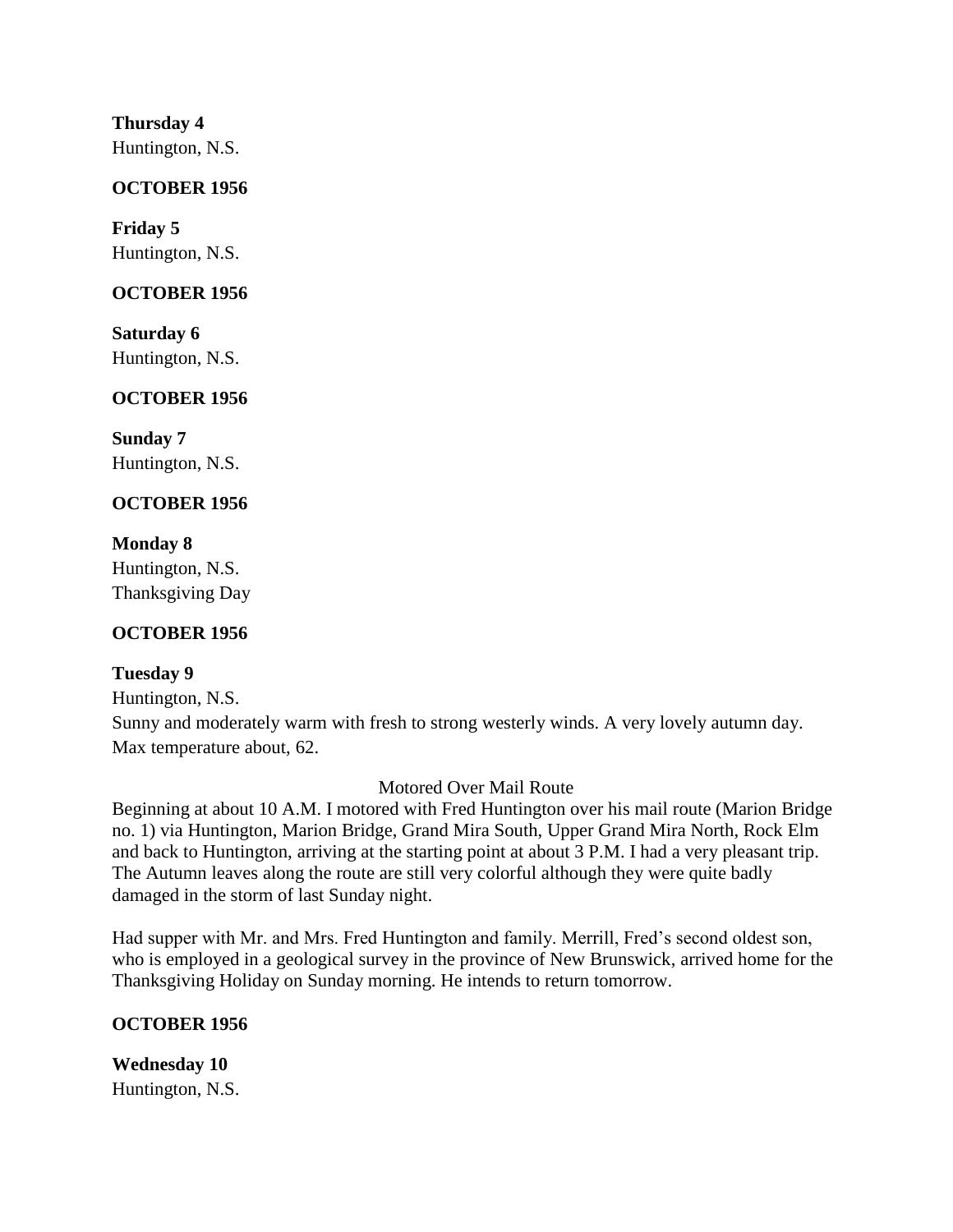**Thursday 4**
Huntington, N.S.

**OCTOBER 1956**

**Friday 5**
Huntington, N.S.

**OCTOBER 1956**

**Saturday 6**
Huntington, N.S.

**OCTOBER 1956**

**Sunday 7**
Huntington, N.S.

**OCTOBER 1956**

**Monday 8**
Huntington, N.S.
Thanksgiving Day

**OCTOBER 1956**

**Tuesday 9**
Huntington, N.S.
Sunny and moderately warm with fresh to strong westerly winds. A very lovely autumn day. Max temperature about, 62.

Motored Over Mail Route

Beginning at about 10 A.M. I motored with Fred Huntington over his mail route (Marion Bridge no. 1) via Huntington, Marion Bridge, Grand Mira South, Upper Grand Mira North, Rock Elm and back to Huntington, arriving at the starting point at about 3 P.M. I had a very pleasant trip. The Autumn leaves along the route are still very colorful although they were quite badly damaged in the storm of last Sunday night.

Had supper with Mr. and Mrs. Fred Huntington and family. Merrill, Fred's second oldest son, who is employed in a geological survey in the province of New Brunswick, arrived home for the Thanksgiving Holiday on Sunday morning. He intends to return tomorrow.

**OCTOBER 1956**

**Wednesday 10**
Huntington, N.S.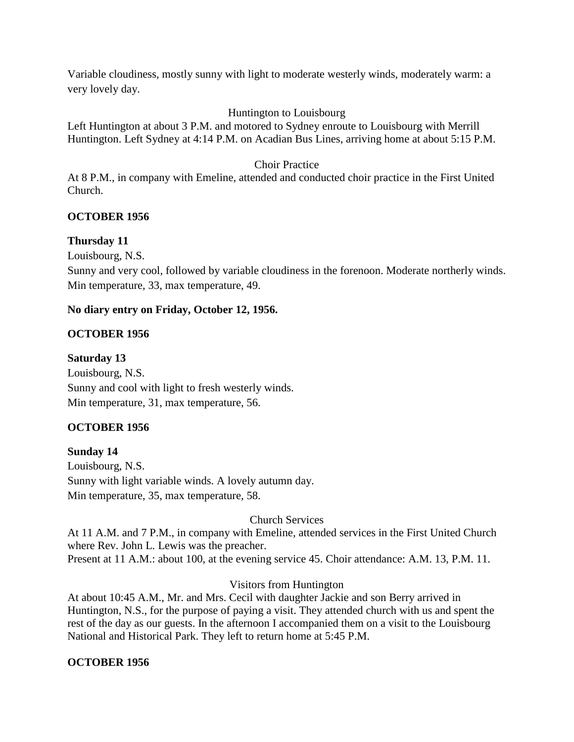Variable cloudiness, mostly sunny with light to moderate westerly winds, moderately warm: a very lovely day.

Huntington to Louisbourg

Left Huntington at about 3 P.M. and motored to Sydney enroute to Louisbourg with Merrill Huntington. Left Sydney at 4:14 P.M. on Acadian Bus Lines, arriving home at about 5:15 P.M.

Choir Practice

At 8 P.M., in company with Emeline, attended and conducted choir practice in the First United Church.

**OCTOBER 1956**

**Thursday 11**

Louisbourg, N.S.

Sunny and very cool, followed by variable cloudiness in the forenoon. Moderate northerly winds.

Min temperature, 33, max temperature, 49.

**No diary entry on Friday, October 12, 1956.**

**OCTOBER 1956**

**Saturday 13**

Louisbourg, N.S.

Sunny and cool with light to fresh westerly winds.

Min temperature, 31, max temperature, 56.

**OCTOBER 1956**

**Sunday 14**

Louisbourg, N.S.

Sunny with light variable winds. A lovely autumn day.

Min temperature, 35, max temperature, 58.

Church Services

At 11 A.M. and 7 P.M., in company with Emeline, attended services in the First United Church where Rev. John L. Lewis was the preacher.

Present at 11 A.M.: about 100, at the evening service 45. Choir attendance: A.M. 13, P.M. 11.

Visitors from Huntington

At about 10:45 A.M., Mr. and Mrs. Cecil with daughter Jackie and son Berry arrived in Huntington, N.S., for the purpose of paying a visit. They attended church with us and spent the rest of the day as our guests. In the afternoon I accompanied them on a visit to the Louisbourg National and Historical Park. They left to return home at 5:45 P.M.

**OCTOBER 1956**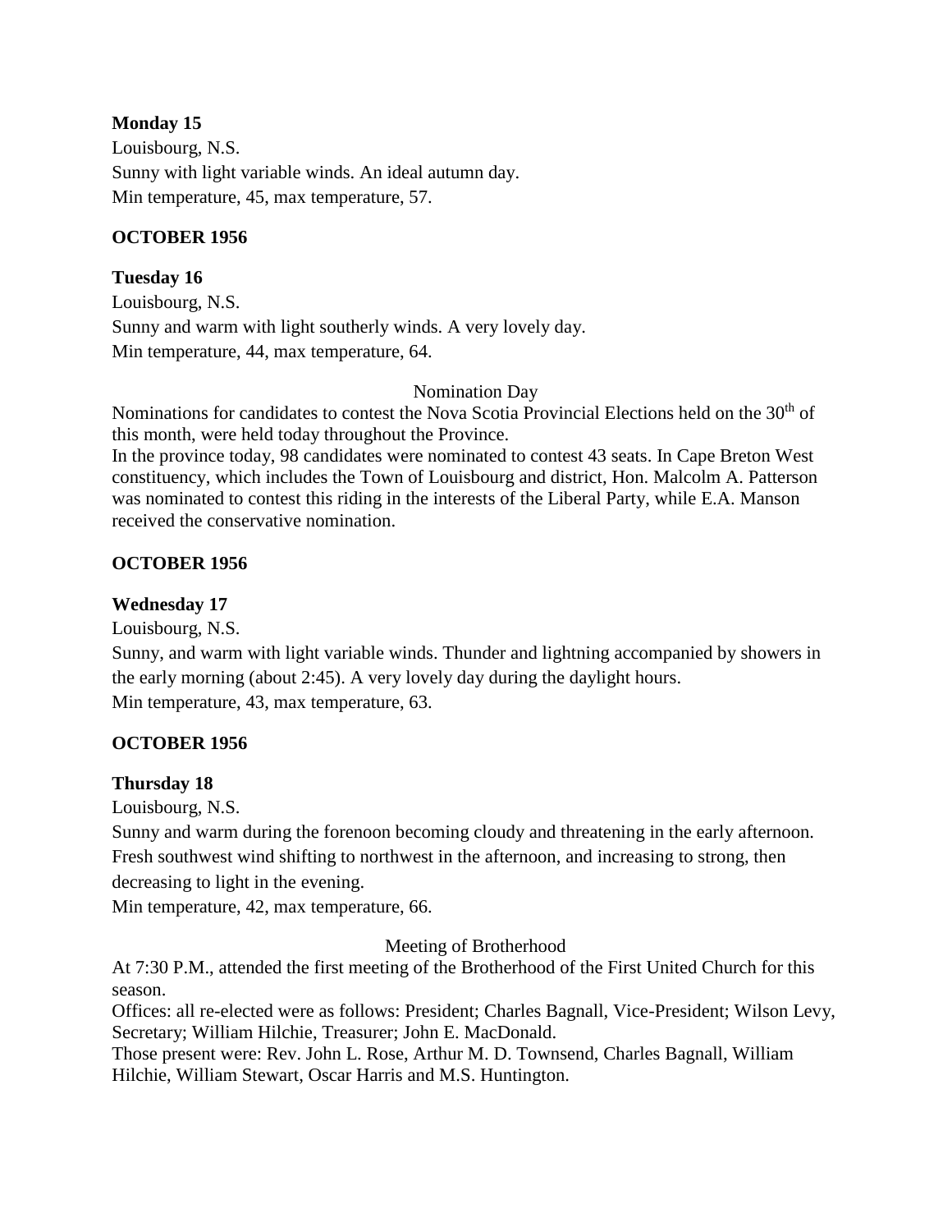**Monday 15**

Louisbourg, N.S.

Sunny with light variable winds. An ideal autumn day.

Min temperature, 45, max temperature, 57.

**OCTOBER 1956**

**Tuesday 16**

Louisbourg, N.S.

Sunny and warm with light southerly winds. A very lovely day.

Min temperature, 44, max temperature, 64.

Nomination Day

Nominations for candidates to contest the Nova Scotia Provincial Elections held on the 30th of this month, were held today throughout the Province.

In the province today, 98 candidates were nominated to contest 43 seats. In Cape Breton West constituency, which includes the Town of Louisbourg and district, Hon. Malcolm A. Patterson was nominated to contest this riding in the interests of the Liberal Party, while E.A. Manson received the conservative nomination.

**OCTOBER 1956**

**Wednesday 17**

Louisbourg, N.S.

Sunny, and warm with light variable winds. Thunder and lightning accompanied by showers in the early morning (about 2:45). A very lovely day during the daylight hours.

Min temperature, 43, max temperature, 63.

**OCTOBER 1956**

**Thursday 18**

Louisbourg, N.S.

Sunny and warm during the forenoon becoming cloudy and threatening in the early afternoon. Fresh southwest wind shifting to northwest in the afternoon, and increasing to strong, then decreasing to light in the evening.

Min temperature, 42, max temperature, 66.

Meeting of Brotherhood

At 7:30 P.M., attended the first meeting of the Brotherhood of the First United Church for this season.

Offices: all re-elected were as follows: President; Charles Bagnall, Vice-President; Wilson Levy, Secretary; William Hilchie, Treasurer; John E. MacDonald.

Those present were: Rev. John L. Rose, Arthur M. D. Townsend, Charles Bagnall, William Hilchie, William Stewart, Oscar Harris and M.S. Huntington.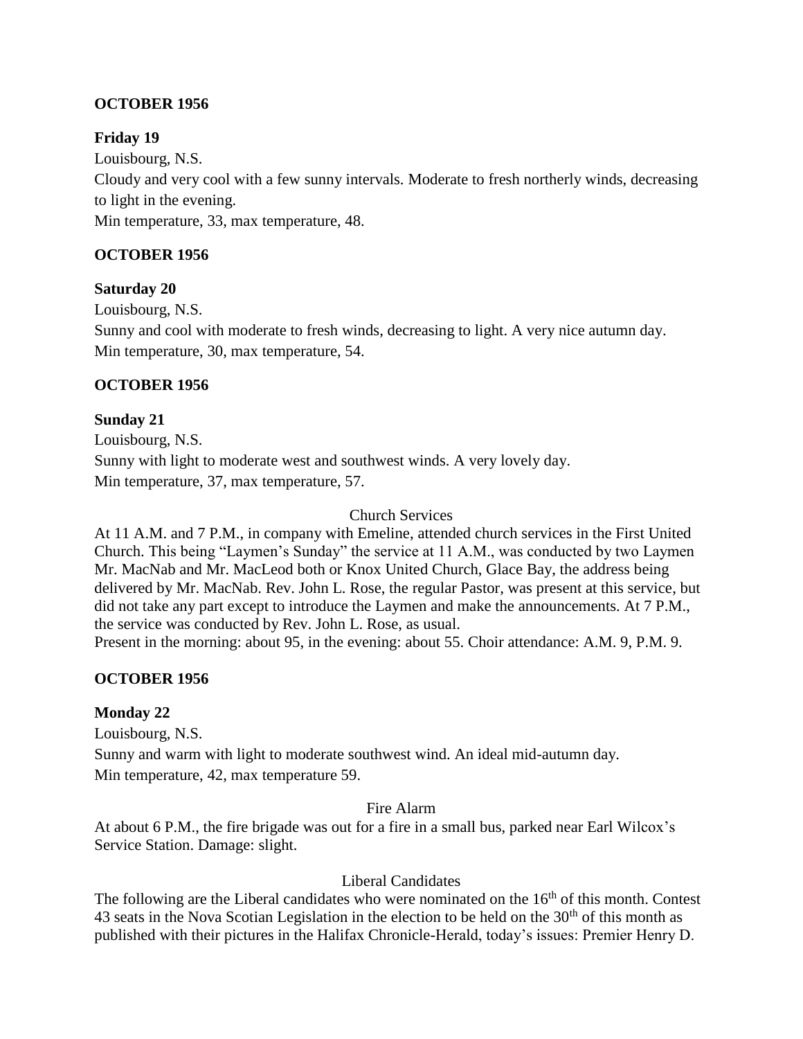**OCTOBER 1956**

**Friday 19**

Louisbourg, N.S.

Cloudy and very cool with a few sunny intervals. Moderate to fresh northerly winds, decreasing to light in the evening.

Min temperature, 33, max temperature, 48.

**OCTOBER 1956**

**Saturday 20**

Louisbourg, N.S.

Sunny and cool with moderate to fresh winds, decreasing to light. A very nice autumn day.

Min temperature, 30, max temperature, 54.

**OCTOBER 1956**

**Sunday 21**

Louisbourg, N.S.

Sunny with light to moderate west and southwest winds. A very lovely day.

Min temperature, 37, max temperature, 57.

Church Services

At 11 A.M. and 7 P.M., in company with Emeline, attended church services in the First United Church. This being "Laymen's Sunday" the service at 11 A.M., was conducted by two Laymen Mr. MacNab and Mr. MacLeod both or Knox United Church, Glace Bay, the address being delivered by Mr. MacNab. Rev. John L. Rose, the regular Pastor, was present at this service, but did not take any part except to introduce the Laymen and make the announcements. At 7 P.M., the service was conducted by Rev. John L. Rose, as usual.

Present in the morning: about 95, in the evening: about 55. Choir attendance: A.M. 9, P.M. 9.

**OCTOBER 1956**

**Monday 22**

Louisbourg, N.S.

Sunny and warm with light to moderate southwest wind. An ideal mid-autumn day.

Min temperature, 42, max temperature 59.

Fire Alarm

At about 6 P.M., the fire brigade was out for a fire in a small bus, parked near Earl Wilcox's Service Station. Damage: slight.

Liberal Candidates

The following are the Liberal candidates who were nominated on the 16th of this month. Contest 43 seats in the Nova Scotian Legislation in the election to be held on the 30th of this month as published with their pictures in the Halifax Chronicle-Herald, today's issues: Premier Henry D.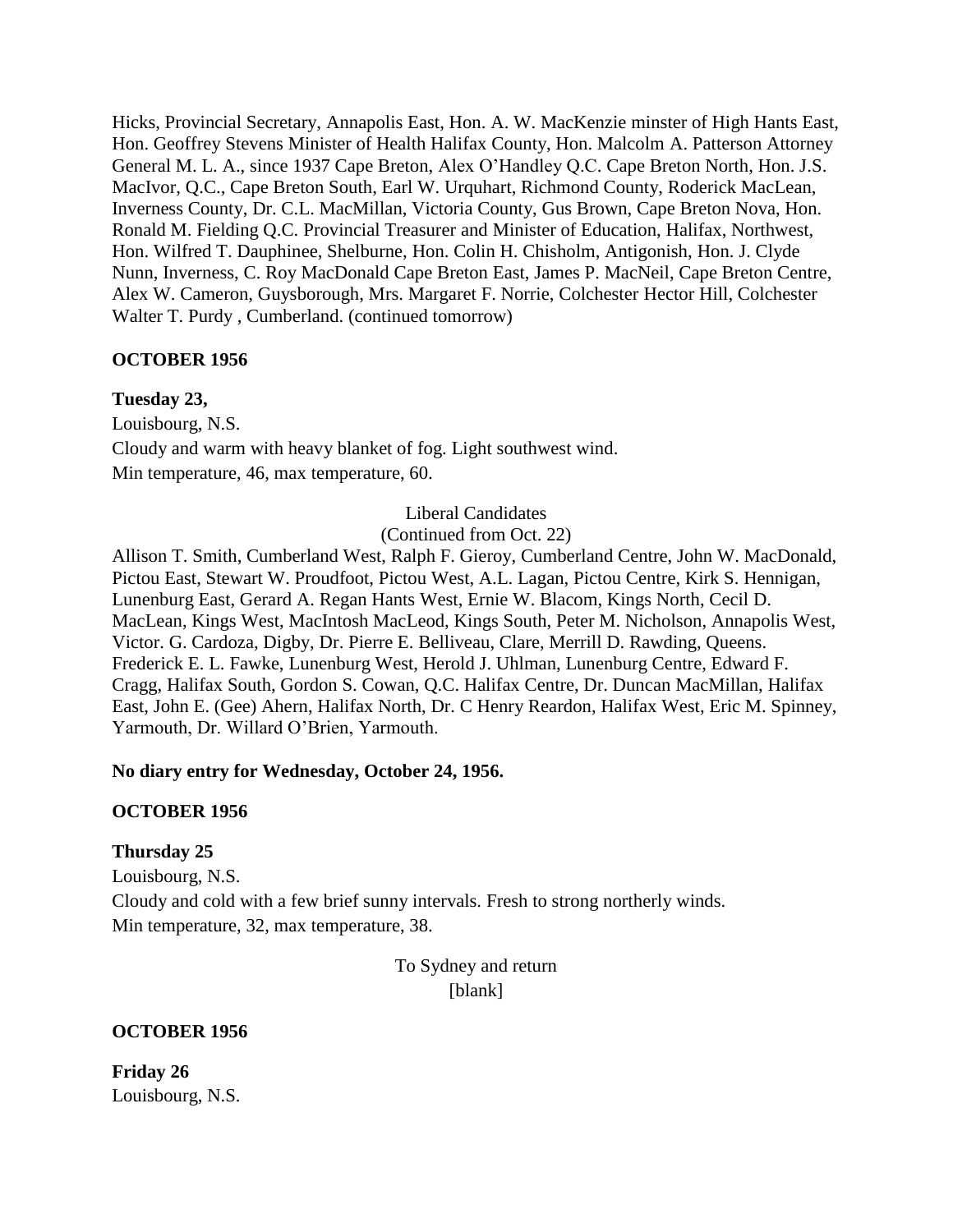Hicks, Provincial Secretary, Annapolis East, Hon. A. W. MacKenzie minster of High Hants East, Hon. Geoffrey Stevens Minister of Health Halifax County, Hon. Malcolm A. Patterson Attorney General M. L. A., since 1937 Cape Breton, Alex O'Handley Q.C. Cape Breton North, Hon. J.S. MacIvor, Q.C., Cape Breton South, Earl W. Urquhart, Richmond County, Roderick MacLean, Inverness County, Dr. C.L. MacMillan, Victoria County, Gus Brown, Cape Breton Nova, Hon. Ronald M. Fielding Q.C. Provincial Treasurer and Minister of Education, Halifax, Northwest, Hon. Wilfred T. Dauphinee, Shelburne, Hon. Colin H. Chisholm, Antigonish, Hon. J. Clyde Nunn, Inverness, C. Roy MacDonald Cape Breton East, James P. MacNeil, Cape Breton Centre, Alex W. Cameron, Guysborough, Mrs. Margaret F. Norrie, Colchester Hector Hill, Colchester Walter T. Purdy , Cumberland. (continued tomorrow)

**OCTOBER 1956**

**Tuesday 23,**

Louisbourg, N.S.

Cloudy and warm with heavy blanket of fog. Light southwest wind.

Min temperature, 46, max temperature, 60.

Liberal Candidates

(Continued from Oct. 22)

Allison T. Smith, Cumberland West, Ralph F. Gieroy, Cumberland Centre, John W. MacDonald, Pictou East, Stewart W. Proudfoot, Pictou West, A.L. Lagan, Pictou Centre, Kirk S. Hennigan, Lunenburg East, Gerard A. Regan Hants West, Ernie W. Blacom, Kings North, Cecil D. MacLean, Kings West, MacIntosh MacLeod, Kings South, Peter M. Nicholson, Annapolis West, Victor. G. Cardoza, Digby, Dr. Pierre E. Belliveau, Clare, Merrill D. Rawding, Queens. Frederick E. L. Fawke, Lunenburg West, Herold J. Uhlman, Lunenburg Centre, Edward F. Cragg, Halifax South, Gordon S. Cowan, Q.C. Halifax Centre, Dr. Duncan MacMillan, Halifax East, John E. (Gee) Ahern, Halifax North, Dr. C Henry Reardon, Halifax West, Eric M. Spinney, Yarmouth, Dr. Willard O'Brien, Yarmouth.

**No diary entry for Wednesday, October 24, 1956.**

**OCTOBER 1956**

**Thursday 25**

Louisbourg, N.S.

Cloudy and cold with a few brief sunny intervals. Fresh to strong northerly winds.

Min temperature, 32, max temperature, 38.

To Sydney and return

[blank]

**OCTOBER 1956**

**Friday 26**

Louisbourg, N.S.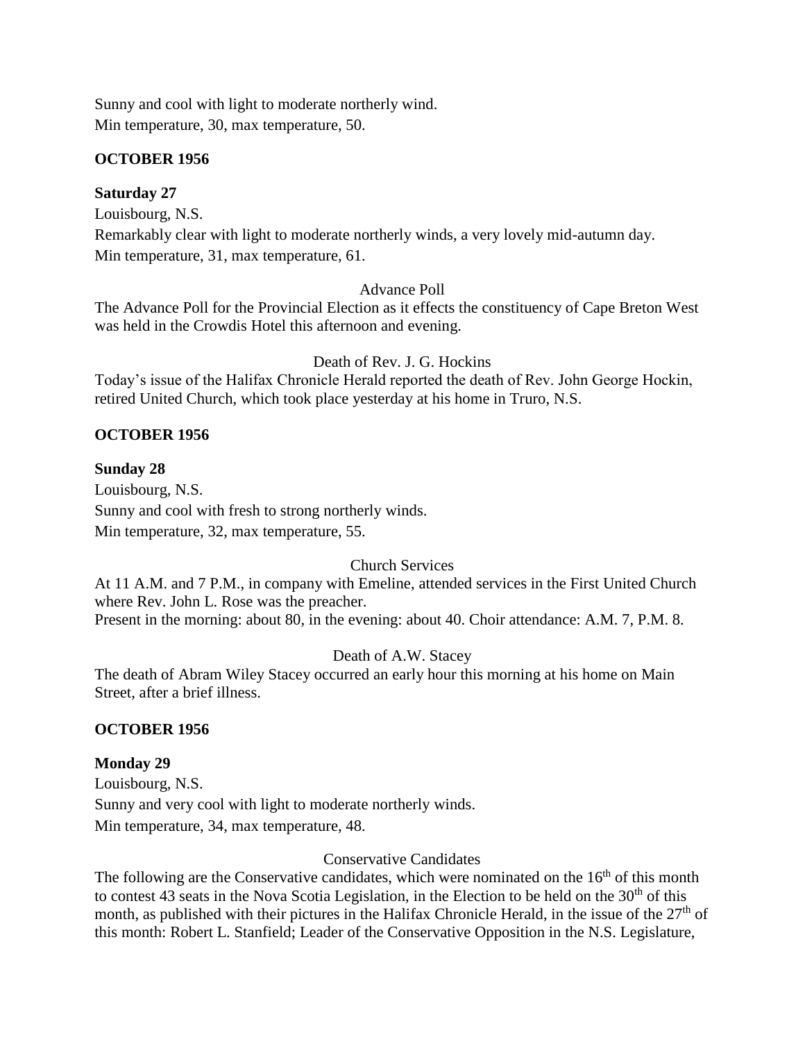Sunny and cool with light to moderate northerly wind.
Min temperature, 30, max temperature, 50.

**OCTOBER 1956**

**Saturday 27**

Louisbourg, N.S.
Remarkably clear with light to moderate northerly winds, a very lovely mid-autumn day.
Min temperature, 31, max temperature, 61.

Advance Poll

The Advance Poll for the Provincial Election as it effects the constituency of Cape Breton West was held in the Crowdis Hotel this afternoon and evening.

Death of Rev. J. G. Hockins

Today's issue of the Halifax Chronicle Herald reported the death of Rev. John George Hockin, retired United Church, which took place yesterday at his home in Truro, N.S.

**OCTOBER 1956**

**Sunday 28**

Louisbourg, N.S.
Sunny and cool with fresh to strong northerly winds.
Min temperature, 32, max temperature, 55.

Church Services

At 11 A.M. and 7 P.M., in company with Emeline, attended services in the First United Church where Rev. John L. Rose was the preacher.
Present in the morning: about 80, in the evening: about 40. Choir attendance: A.M. 7, P.M. 8.

Death of A.W. Stacey

The death of Abram Wiley Stacey occurred an early hour this morning at his home on Main Street, after a brief illness.

**OCTOBER 1956**

**Monday 29**

Louisbourg, N.S.
Sunny and very cool with light to moderate northerly winds.
Min temperature, 34, max temperature, 48.

Conservative Candidates

The following are the Conservative candidates, which were nominated on the 16th of this month to contest 43 seats in the Nova Scotia Legislation, in the Election to be held on the 30th of this month, as published with their pictures in the Halifax Chronicle Herald, in the issue of the 27th of this month: Robert L. Stanfield; Leader of the Conservative Opposition in the N.S. Legislature,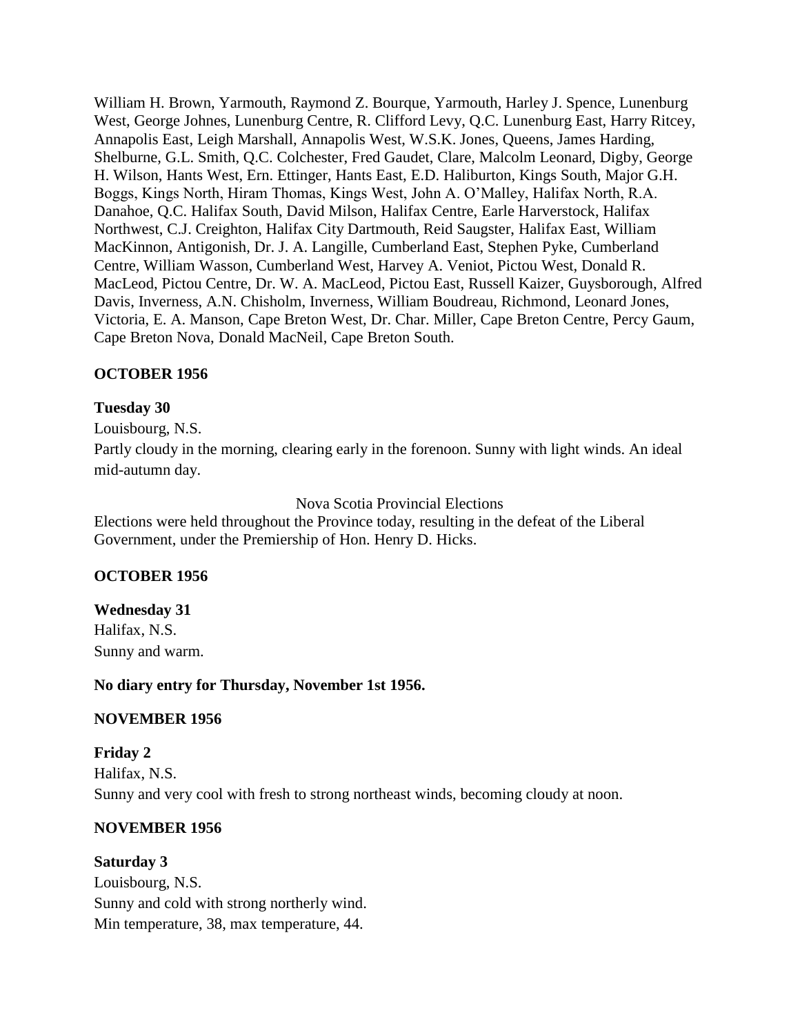William H. Brown, Yarmouth, Raymond Z. Bourque, Yarmouth, Harley J. Spence, Lunenburg West, George Johnes, Lunenburg Centre, R. Clifford Levy, Q.C. Lunenburg East, Harry Ritcey, Annapolis East, Leigh Marshall, Annapolis West, W.S.K. Jones, Queens, James Harding, Shelburne, G.L. Smith, Q.C. Colchester, Fred Gaudet, Clare, Malcolm Leonard, Digby, George H. Wilson, Hants West, Ern. Ettinger, Hants East, E.D. Haliburton, Kings South, Major G.H. Boggs, Kings North, Hiram Thomas, Kings West, John A. O'Malley, Halifax North, R.A. Danahoe, Q.C. Halifax South, David Milson, Halifax Centre, Earle Harverstock, Halifax Northwest, C.J. Creighton, Halifax City Dartmouth, Reid Saugster, Halifax East, William MacKinnon, Antigonish, Dr. J. A. Langille, Cumberland East, Stephen Pyke, Cumberland Centre, William Wasson, Cumberland West, Harvey A. Veniot, Pictou West, Donald R. MacLeod, Pictou Centre, Dr. W. A. MacLeod, Pictou East, Russell Kaizer, Guysborough, Alfred Davis, Inverness, A.N. Chisholm, Inverness, William Boudreau, Richmond, Leonard Jones, Victoria, E. A. Manson, Cape Breton West, Dr. Char. Miller, Cape Breton Centre, Percy Gaum, Cape Breton Nova, Donald MacNeil, Cape Breton South.

**OCTOBER 1956**

**Tuesday 30**

Louisbourg, N.S.

Partly cloudy in the morning, clearing early in the forenoon. Sunny with light winds. An ideal mid-autumn day.

Nova Scotia Provincial Elections

Elections were held throughout the Province today, resulting in the defeat of the Liberal Government, under the Premiership of Hon. Henry D. Hicks.

**OCTOBER 1956**

**Wednesday 31**

Halifax, N.S.

Sunny and warm.

**No diary entry for Thursday, November 1st 1956.**

**NOVEMBER 1956**

**Friday 2**

Halifax, N.S.

Sunny and very cool with fresh to strong northeast winds, becoming cloudy at noon.

**NOVEMBER 1956**

**Saturday 3**

Louisbourg, N.S.

Sunny and cold with strong northerly wind.

Min temperature, 38, max temperature, 44.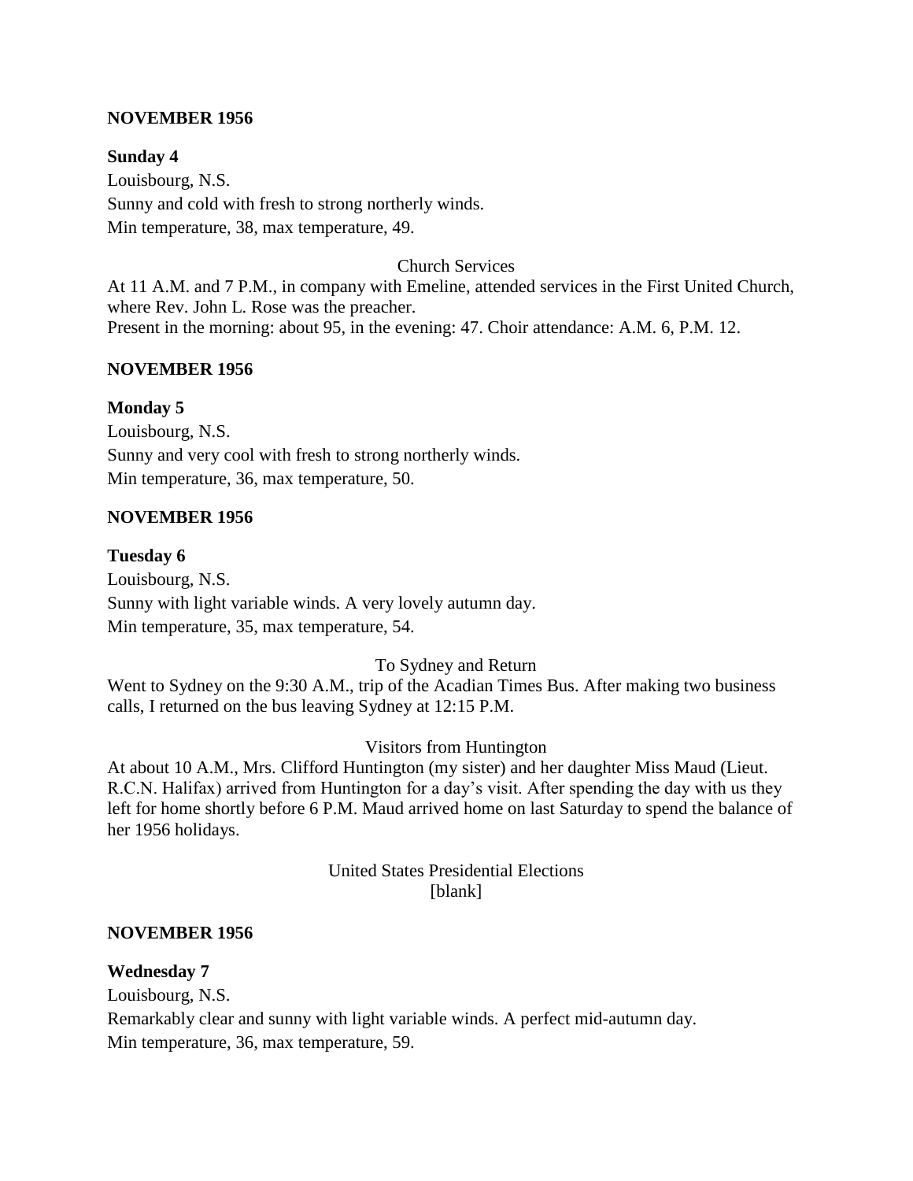**NOVEMBER 1956**

**Sunday 4**

Louisbourg, N.S.
Sunny and cold with fresh to strong northerly winds.
Min temperature, 38, max temperature, 49.

Church Services

At 11 A.M. and 7 P.M., in company with Emeline, attended services in the First United Church, where Rev. John L. Rose was the preacher.
Present in the morning: about 95, in the evening: 47. Choir attendance: A.M. 6, P.M. 12.

**NOVEMBER 1956**

**Monday 5**

Louisbourg, N.S.
Sunny and very cool with fresh to strong northerly winds.
Min temperature, 36, max temperature, 50.

**NOVEMBER 1956**

**Tuesday 6**

Louisbourg, N.S.
Sunny with light variable winds. A very lovely autumn day.
Min temperature, 35, max temperature, 54.

To Sydney and Return

Went to Sydney on the 9:30 A.M., trip of the Acadian Times Bus. After making two business calls, I returned on the bus leaving Sydney at 12:15 P.M.

Visitors from Huntington

At about 10 A.M., Mrs. Clifford Huntington (my sister) and her daughter Miss Maud (Lieut. R.C.N. Halifax) arrived from Huntington for a day's visit. After spending the day with us they left for home shortly before 6 P.M. Maud arrived home on last Saturday to spend the balance of her 1956 holidays.

United States Presidential Elections
[blank]

**NOVEMBER 1956**

**Wednesday 7**

Louisbourg, N.S.
Remarkably clear and sunny with light variable winds. A perfect mid-autumn day.
Min temperature, 36, max temperature, 59.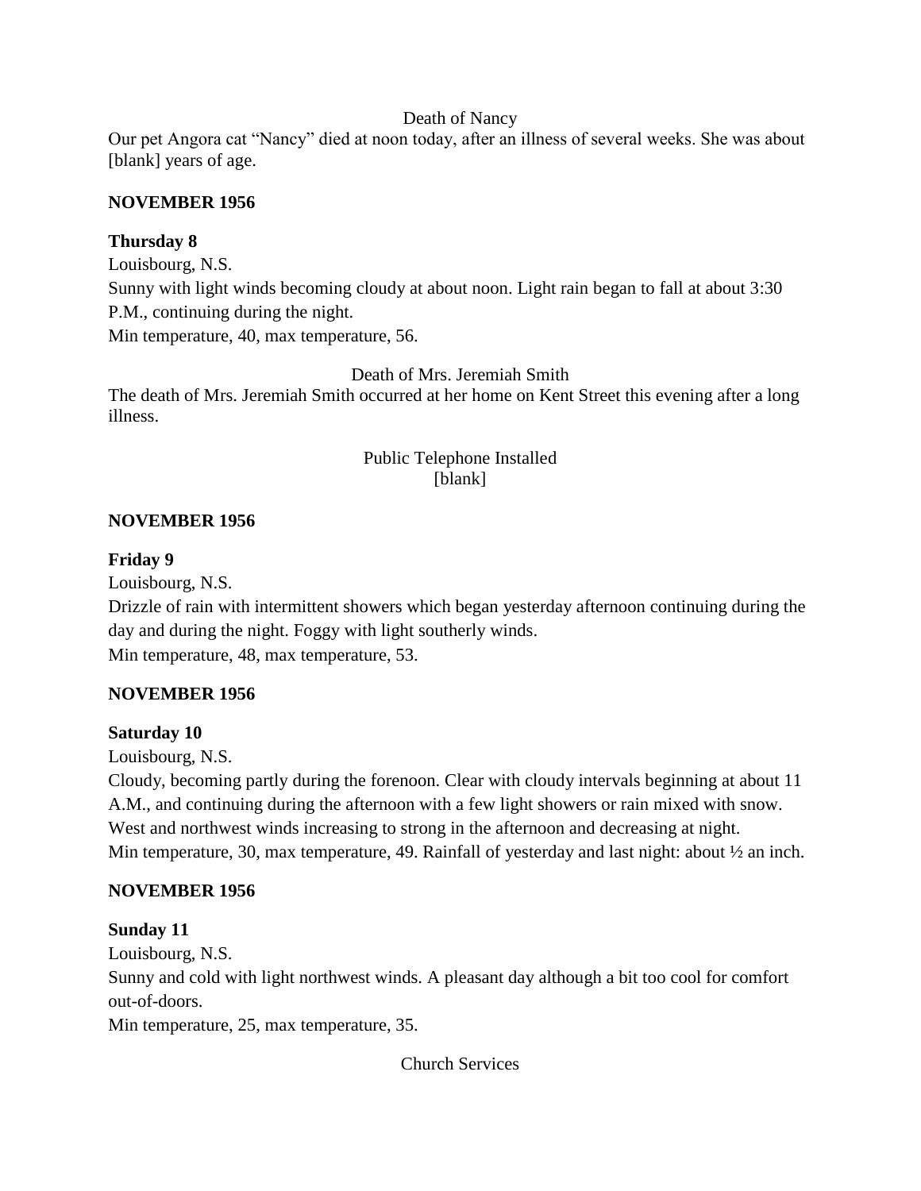Death of Nancy

Our pet Angora cat "Nancy" died at noon today, after an illness of several weeks. She was about [blank] years of age.

**NOVEMBER 1956**

**Thursday 8**

Louisbourg, N.S.

Sunny with light winds becoming cloudy at about noon. Light rain began to fall at about 3:30 P.M., continuing during the night.

Min temperature, 40, max temperature, 56.

Death of Mrs. Jeremiah Smith

The death of Mrs. Jeremiah Smith occurred at her home on Kent Street this evening after a long illness.

Public Telephone Installed

[blank]

**NOVEMBER 1956**

**Friday 9**

Louisbourg, N.S.

Drizzle of rain with intermittent showers which began yesterday afternoon continuing during the day and during the night. Foggy with light southerly winds.

Min temperature, 48, max temperature, 53.

**NOVEMBER 1956**

**Saturday 10**

Louisbourg, N.S.

Cloudy, becoming partly during the forenoon. Clear with cloudy intervals beginning at about 11 A.M., and continuing during the afternoon with a few light showers or rain mixed with snow. West and northwest winds increasing to strong in the afternoon and decreasing at night.

Min temperature, 30, max temperature, 49. Rainfall of yesterday and last night: about ½ an inch.

**NOVEMBER 1956**

**Sunday 11**

Louisbourg, N.S.

Sunny and cold with light northwest winds. A pleasant day although a bit too cool for comfort out-of-doors.

Min temperature, 25, max temperature, 35.

Church Services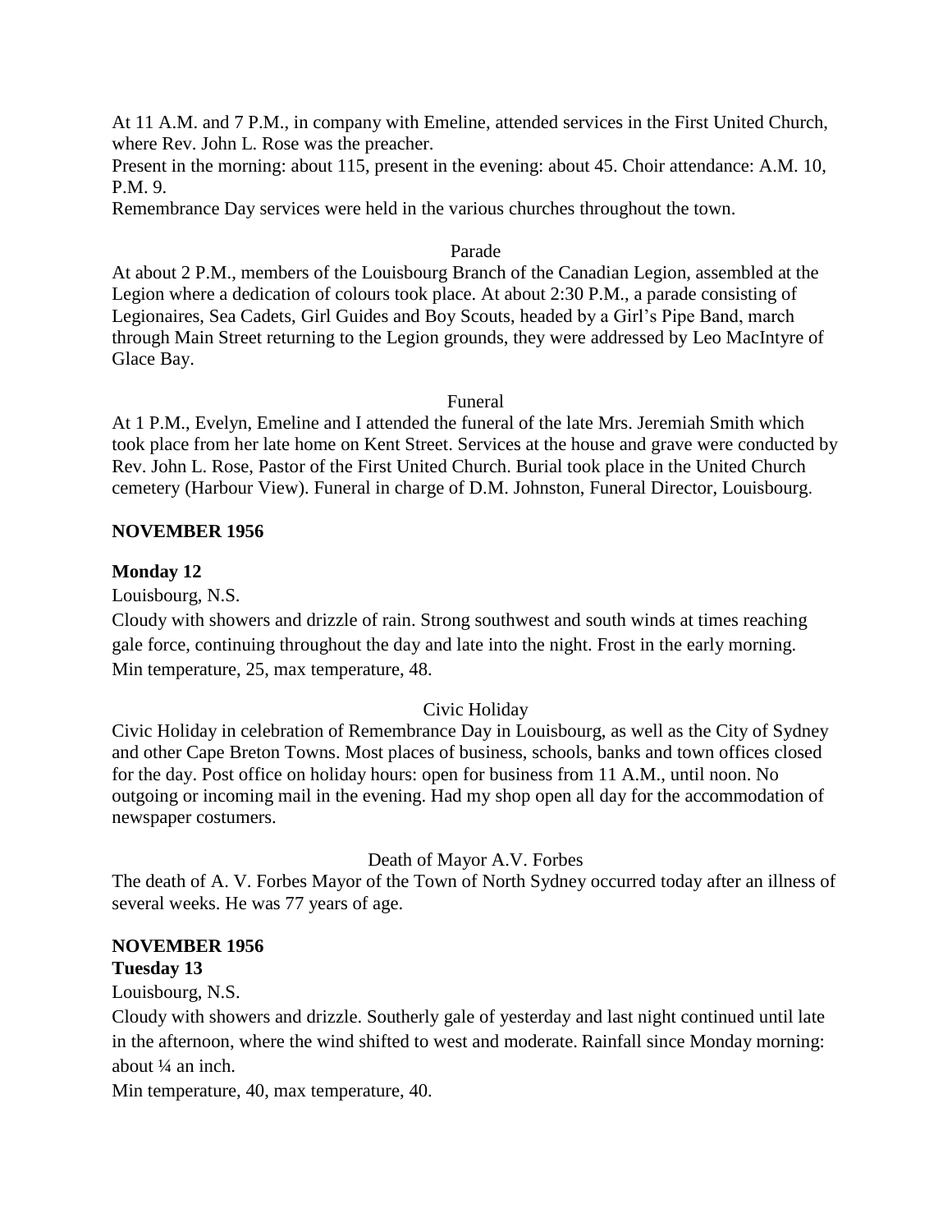At 11 A.M. and 7 P.M., in company with Emeline, attended services in the First United Church, where Rev. John L. Rose was the preacher.

Present in the morning: about 115, present in the evening: about 45. Choir attendance: A.M. 10, P.M. 9.

Remembrance Day services were held in the various churches throughout the town.

Parade

At about 2 P.M., members of the Louisbourg Branch of the Canadian Legion, assembled at the Legion where a dedication of colours took place. At about 2:30 P.M., a parade consisting of Legionaires, Sea Cadets, Girl Guides and Boy Scouts, headed by a Girl's Pipe Band, march through Main Street returning to the Legion grounds, they were addressed by Leo MacIntyre of Glace Bay.

Funeral

At 1 P.M., Evelyn, Emeline and I attended the funeral of the late Mrs. Jeremiah Smith which took place from her late home on Kent Street. Services at the house and grave were conducted by Rev. John L. Rose, Pastor of the First United Church. Burial took place in the United Church cemetery (Harbour View). Funeral in charge of D.M. Johnston, Funeral Director, Louisbourg.

**NOVEMBER 1956**

**Monday 12**

Louisbourg, N.S.

Cloudy with showers and drizzle of rain. Strong southwest and south winds at times reaching gale force, continuing throughout the day and late into the night. Frost in the early morning.
Min temperature, 25, max temperature, 48.

Civic Holiday

Civic Holiday in celebration of Remembrance Day in Louisbourg, as well as the City of Sydney and other Cape Breton Towns. Most places of business, schools, banks and town offices closed for the day. Post office on holiday hours: open for business from 11 A.M., until noon. No outgoing or incoming mail in the evening. Had my shop open all day for the accommodation of newspaper costumers.

Death of Mayor A.V. Forbes

The death of A. V. Forbes Mayor of the Town of North Sydney occurred today after an illness of several weeks. He was 77 years of age.

**NOVEMBER 1956**

**Tuesday 13**

Louisbourg, N.S.

Cloudy with showers and drizzle. Southerly gale of yesterday and last night continued until late in the afternoon, where the wind shifted to west and moderate. Rainfall since Monday morning: about ¼ an inch.

Min temperature, 40, max temperature, 40.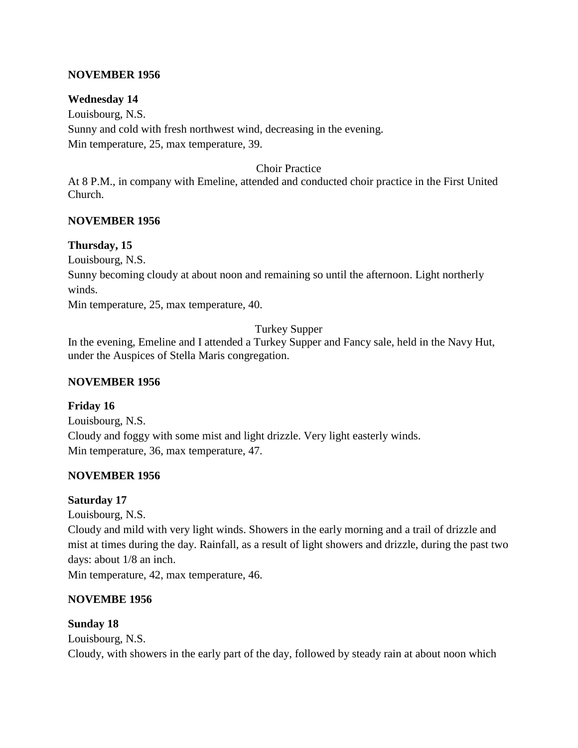**NOVEMBER 1956**

**Wednesday 14**

Louisbourg, N.S.

Sunny and cold with fresh northwest wind, decreasing in the evening.

Min temperature, 25, max temperature, 39.

Choir Practice

At 8 P.M., in company with Emeline, attended and conducted choir practice in the First United Church.

**NOVEMBER 1956**

**Thursday, 15**

Louisbourg, N.S.

Sunny becoming cloudy at about noon and remaining so until the afternoon. Light northerly winds.

Min temperature, 25, max temperature, 40.

Turkey Supper

In the evening, Emeline and I attended a Turkey Supper and Fancy sale, held in the Navy Hut, under the Auspices of Stella Maris congregation.

**NOVEMBER 1956**

**Friday 16**

Louisbourg, N.S.

Cloudy and foggy with some mist and light drizzle. Very light easterly winds.

Min temperature, 36, max temperature, 47.

**NOVEMBER 1956**

**Saturday 17**

Louisbourg, N.S.

Cloudy and mild with very light winds. Showers in the early morning and a trail of drizzle and mist at times during the day. Rainfall, as a result of light showers and drizzle, during the past two days: about 1/8 an inch.

Min temperature, 42, max temperature, 46.

**NOVEMBE 1956**

**Sunday 18**

Louisbourg, N.S.

Cloudy, with showers in the early part of the day, followed by steady rain at about noon which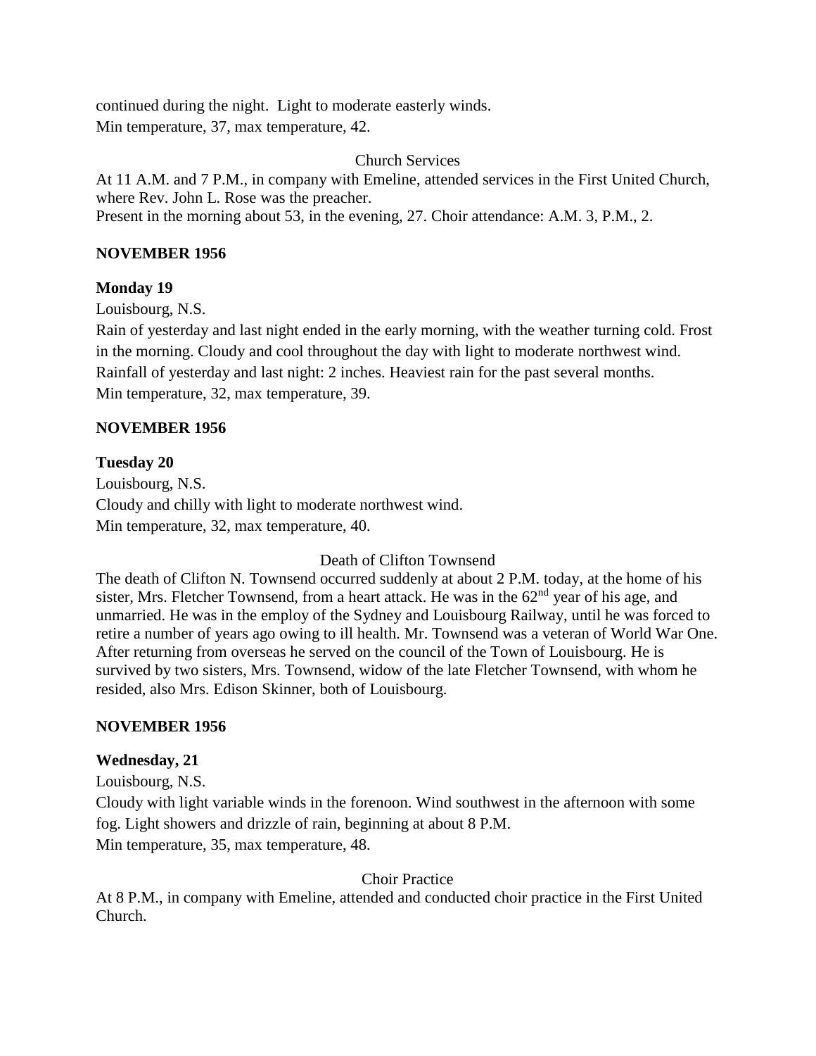continued during the night. Light to moderate easterly winds.
Min temperature, 37, max temperature, 42.

Church Services

At 11 A.M. and 7 P.M., in company with Emeline, attended services in the First United Church, where Rev. John L. Rose was the preacher.
Present in the morning about 53, in the evening, 27. Choir attendance: A.M. 3, P.M., 2.

**NOVEMBER 1956**

**Monday 19**

Louisbourg, N.S.
Rain of yesterday and last night ended in the early morning, with the weather turning cold. Frost in the morning. Cloudy and cool throughout the day with light to moderate northwest wind.
Rainfall of yesterday and last night: 2 inches. Heaviest rain for the past several months.
Min temperature, 32, max temperature, 39.

**NOVEMBER 1956**

**Tuesday 20**

Louisbourg, N.S.
Cloudy and chilly with light to moderate northwest wind.
Min temperature, 32, max temperature, 40.

Death of Clifton Townsend

The death of Clifton N. Townsend occurred suddenly at about 2 P.M. today, at the home of his sister, Mrs. Fletcher Townsend, from a heart attack. He was in the 62nd year of his age, and unmarried. He was in the employ of the Sydney and Louisbourg Railway, until he was forced to retire a number of years ago owing to ill health. Mr. Townsend was a veteran of World War One. After returning from overseas he served on the council of the Town of Louisbourg. He is survived by two sisters, Mrs. Townsend, widow of the late Fletcher Townsend, with whom he resided, also Mrs. Edison Skinner, both of Louisbourg.

**NOVEMBER 1956**

**Wednesday, 21**

Louisbourg, N.S.
Cloudy with light variable winds in the forenoon. Wind southwest in the afternoon with some fog. Light showers and drizzle of rain, beginning at about 8 P.M.
Min temperature, 35, max temperature, 48.

Choir Practice

At 8 P.M., in company with Emeline, attended and conducted choir practice in the First United Church.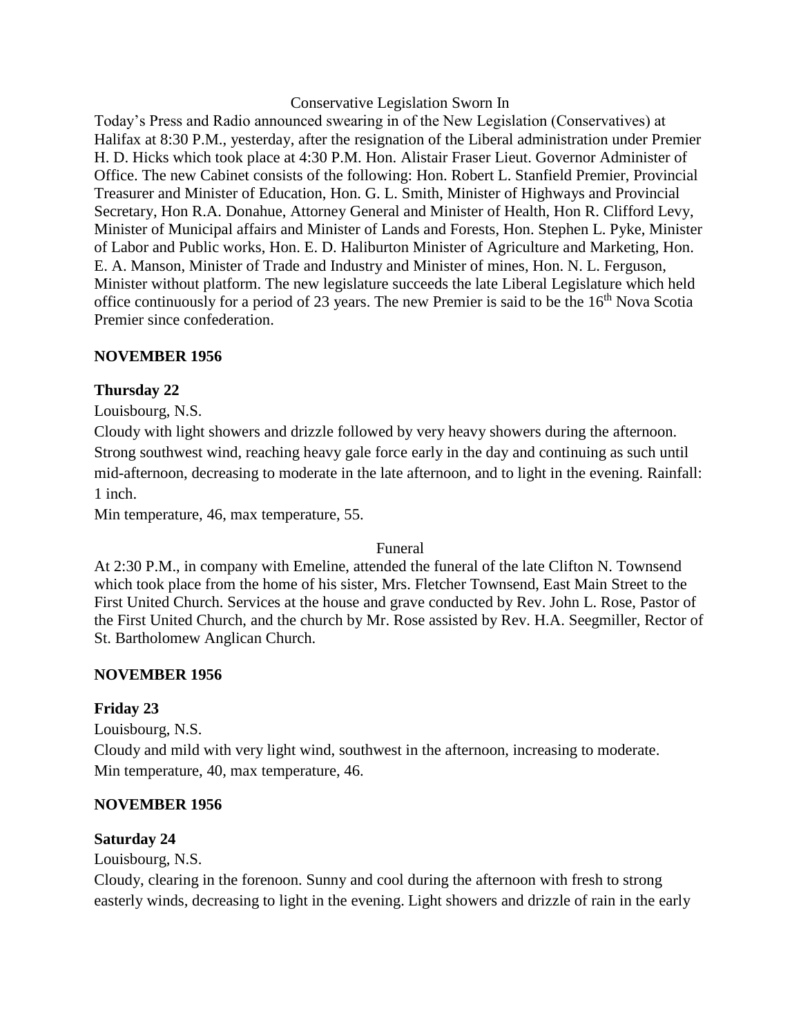Conservative Legislation Sworn In

Today's Press and Radio announced swearing in of the New Legislation (Conservatives) at Halifax at 8:30 P.M., yesterday, after the resignation of the Liberal administration under Premier H. D. Hicks which took place at 4:30 P.M. Hon. Alistair Fraser Lieut. Governor Administer of Office. The new Cabinet consists of the following: Hon. Robert L. Stanfield Premier, Provincial Treasurer and Minister of Education, Hon. G. L. Smith, Minister of Highways and Provincial Secretary, Hon R.A. Donahue, Attorney General and Minister of Health, Hon R. Clifford Levy, Minister of Municipal affairs and Minister of Lands and Forests, Hon. Stephen L. Pyke, Minister of Labor and Public works, Hon. E. D. Haliburton Minister of Agriculture and Marketing, Hon. E. A. Manson, Minister of Trade and Industry and Minister of mines, Hon. N. L. Ferguson, Minister without platform. The new legislature succeeds the late Liberal Legislature which held office continuously for a period of 23 years. The new Premier is said to be the 16th Nova Scotia Premier since confederation.

**NOVEMBER 1956**

**Thursday 22**

Louisbourg, N.S.

Cloudy with light showers and drizzle followed by very heavy showers during the afternoon. Strong southwest wind, reaching heavy gale force early in the day and continuing as such until mid-afternoon, decreasing to moderate in the late afternoon, and to light in the evening. Rainfall: 1 inch.

Min temperature, 46, max temperature, 55.

Funeral

At 2:30 P.M., in company with Emeline, attended the funeral of the late Clifton N. Townsend which took place from the home of his sister, Mrs. Fletcher Townsend, East Main Street to the First United Church. Services at the house and grave conducted by Rev. John L. Rose, Pastor of the First United Church, and the church by Mr. Rose assisted by Rev. H.A. Seegmiller, Rector of St. Bartholomew Anglican Church.

**NOVEMBER 1956**

**Friday 23**

Louisbourg, N.S.

Cloudy and mild with very light wind, southwest in the afternoon, increasing to moderate.

Min temperature, 40, max temperature, 46.

**NOVEMBER 1956**

**Saturday 24**

Louisbourg, N.S.

Cloudy, clearing in the forenoon. Sunny and cool during the afternoon with fresh to strong easterly winds, decreasing to light in the evening. Light showers and drizzle of rain in the early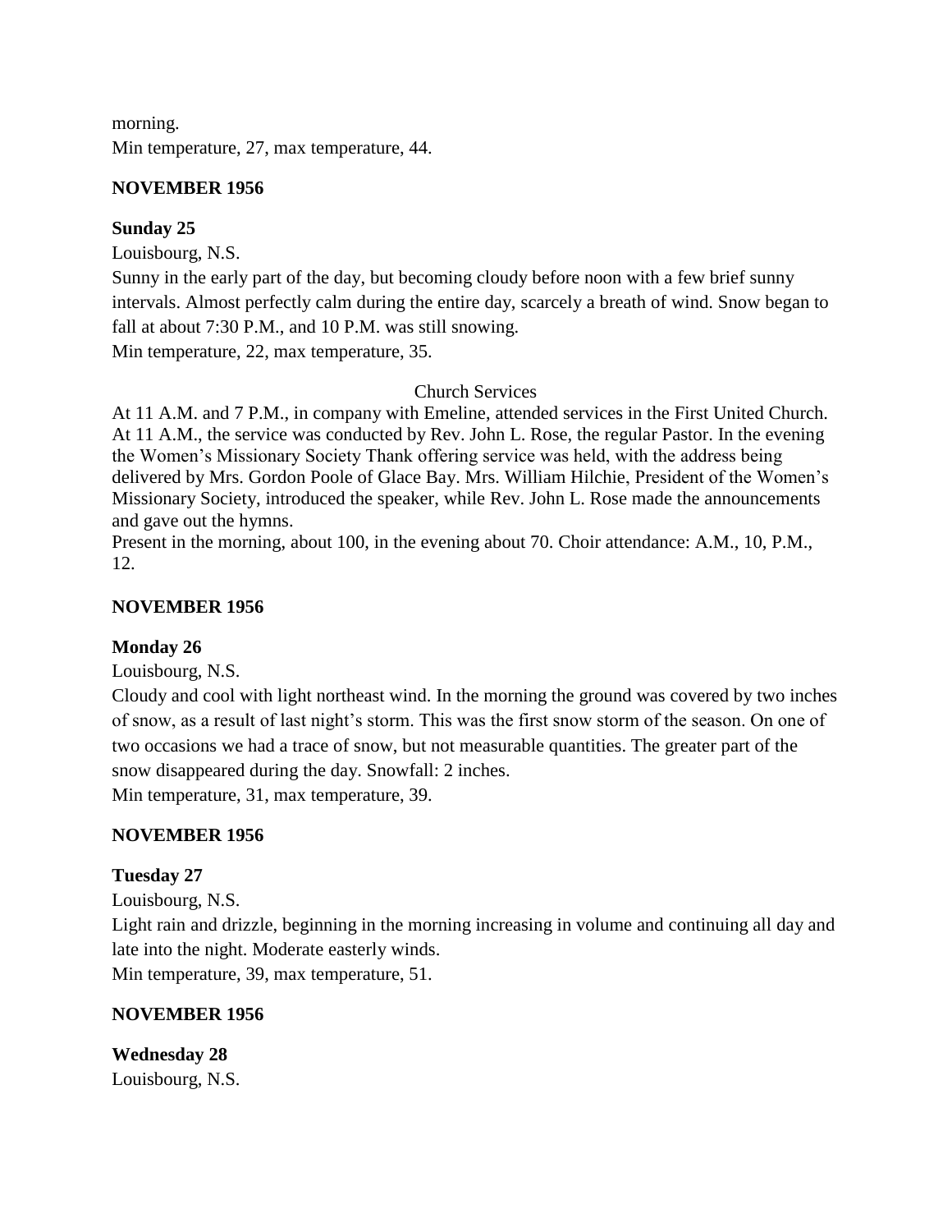morning.
Min temperature, 27, max temperature, 44.

**NOVEMBER 1956**

**Sunday 25**

Louisbourg, N.S.

Sunny in the early part of the day, but becoming cloudy before noon with a few brief sunny intervals. Almost perfectly calm during the entire day, scarcely a breath of wind. Snow began to fall at about 7:30 P.M., and 10 P.M. was still snowing.
Min temperature, 22, max temperature, 35.

Church Services

At 11 A.M. and 7 P.M., in company with Emeline, attended services in the First United Church. At 11 A.M., the service was conducted by Rev. John L. Rose, the regular Pastor. In the evening the Women's Missionary Society Thank offering service was held, with the address being delivered by Mrs. Gordon Poole of Glace Bay. Mrs. William Hilchie, President of the Women's Missionary Society, introduced the speaker, while Rev. John L. Rose made the announcements and gave out the hymns.
Present in the morning, about 100, in the evening about 70. Choir attendance: A.M., 10, P.M., 12.

**NOVEMBER 1956**

**Monday 26**

Louisbourg, N.S.

Cloudy and cool with light northeast wind. In the morning the ground was covered by two inches of snow, as a result of last night's storm. This was the first snow storm of the season. On one of two occasions we had a trace of snow, but not measurable quantities. The greater part of the snow disappeared during the day. Snowfall: 2 inches.
Min temperature, 31, max temperature, 39.

**NOVEMBER 1956**

**Tuesday 27**

Louisbourg, N.S.

Light rain and drizzle, beginning in the morning increasing in volume and continuing all day and late into the night. Moderate easterly winds.
Min temperature, 39, max temperature, 51.

**NOVEMBER 1956**

**Wednesday 28**

Louisbourg, N.S.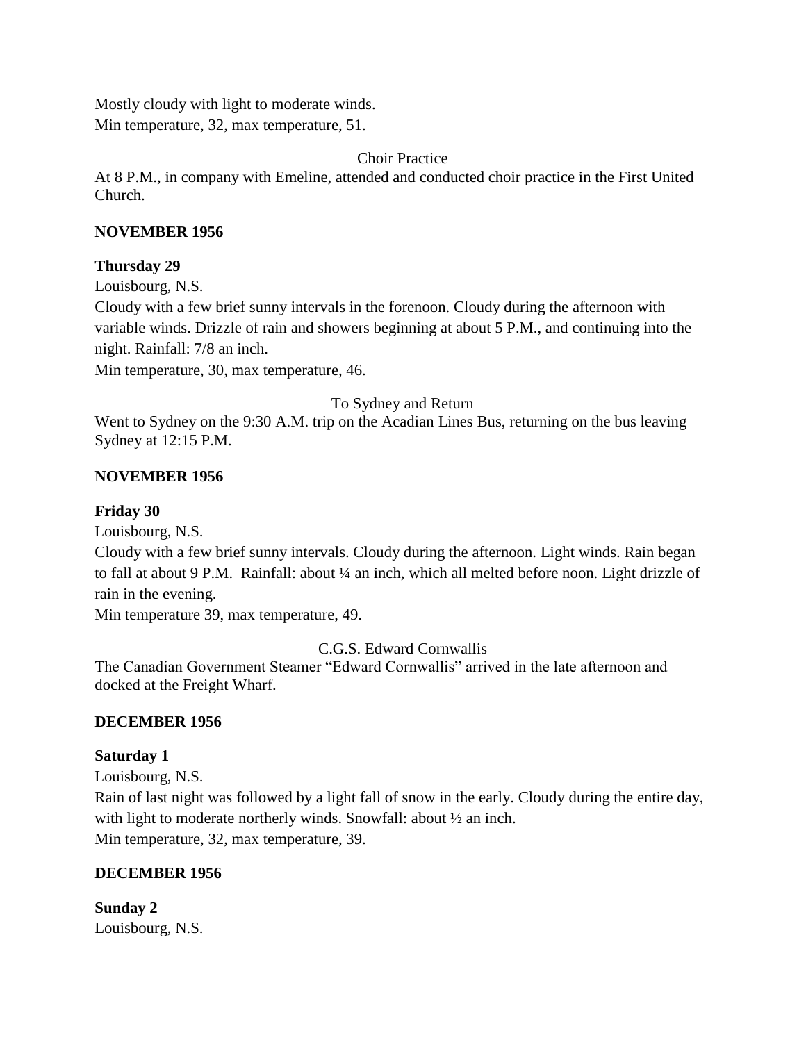Mostly cloudy with light to moderate winds.
Min temperature, 32, max temperature, 51.

Choir Practice

At 8 P.M., in company with Emeline, attended and conducted choir practice in the First United Church.

**NOVEMBER 1956**

**Thursday 29**

Louisbourg, N.S.
Cloudy with a few brief sunny intervals in the forenoon. Cloudy during the afternoon with variable winds. Drizzle of rain and showers beginning at about 5 P.M., and continuing into the night. Rainfall: 7/8 an inch.
Min temperature, 30, max temperature, 46.

To Sydney and Return

Went to Sydney on the 9:30 A.M. trip on the Acadian Lines Bus, returning on the bus leaving Sydney at 12:15 P.M.

**NOVEMBER 1956**

**Friday 30**

Louisbourg, N.S.
Cloudy with a few brief sunny intervals. Cloudy during the afternoon. Light winds. Rain began to fall at about 9 P.M. Rainfall: about ¼ an inch, which all melted before noon. Light drizzle of rain in the evening.
Min temperature 39, max temperature, 49.

C.G.S. Edward Cornwallis

The Canadian Government Steamer "Edward Cornwallis" arrived in the late afternoon and docked at the Freight Wharf.

**DECEMBER 1956**

**Saturday 1**

Louisbourg, N.S.
Rain of last night was followed by a light fall of snow in the early. Cloudy during the entire day, with light to moderate northerly winds. Snowfall: about ½ an inch.
Min temperature, 32, max temperature, 39.

**DECEMBER 1956**

**Sunday 2**

Louisbourg, N.S.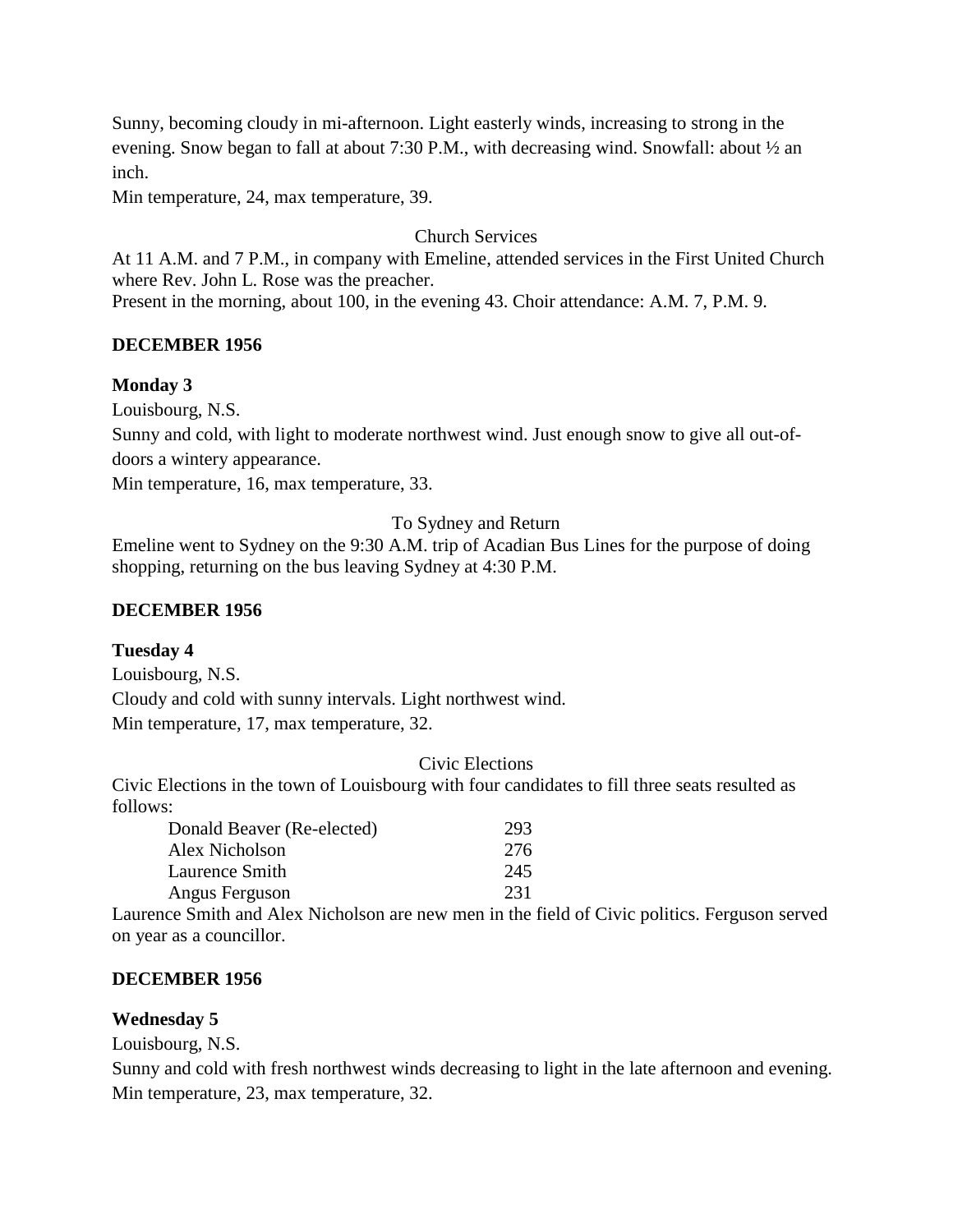Sunny, becoming cloudy in mi-afternoon. Light easterly winds, increasing to strong in the evening. Snow began to fall at about 7:30 P.M., with decreasing wind. Snowfall: about ½ an inch.
Min temperature, 24, max temperature, 39.

Church Services

At 11 A.M. and 7 P.M., in company with Emeline, attended services in the First United Church where Rev. John L. Rose was the preacher.
Present in the morning, about 100, in the evening 43. Choir attendance: A.M. 7, P.M. 9.

**DECEMBER 1956**

**Monday 3**

Louisbourg, N.S.
Sunny and cold, with light to moderate northwest wind. Just enough snow to give all out-of-doors a wintery appearance.
Min temperature, 16, max temperature, 33.

To Sydney and Return

Emeline went to Sydney on the 9:30 A.M. trip of Acadian Bus Lines for the purpose of doing shopping, returning on the bus leaving Sydney at 4:30 P.M.

**DECEMBER 1956**

**Tuesday 4**

Louisbourg, N.S.
Cloudy and cold with sunny intervals. Light northwest wind.
Min temperature, 17, max temperature, 32.

Civic Elections

Civic Elections in the town of Louisbourg with four candidates to fill three seats resulted as follows:

| | |
|---|---|
| Donald Beaver (Re-elected) | 293 |
| Alex Nicholson | 276 |
| Laurence Smith | 245 |
| Angus Ferguson | 231 |

Laurence Smith and Alex Nicholson are new men in the field of Civic politics. Ferguson served on year as a councillor.

**DECEMBER 1956**

**Wednesday 5**

Louisbourg, N.S.
Sunny and cold with fresh northwest winds decreasing to light in the late afternoon and evening.
Min temperature, 23, max temperature, 32.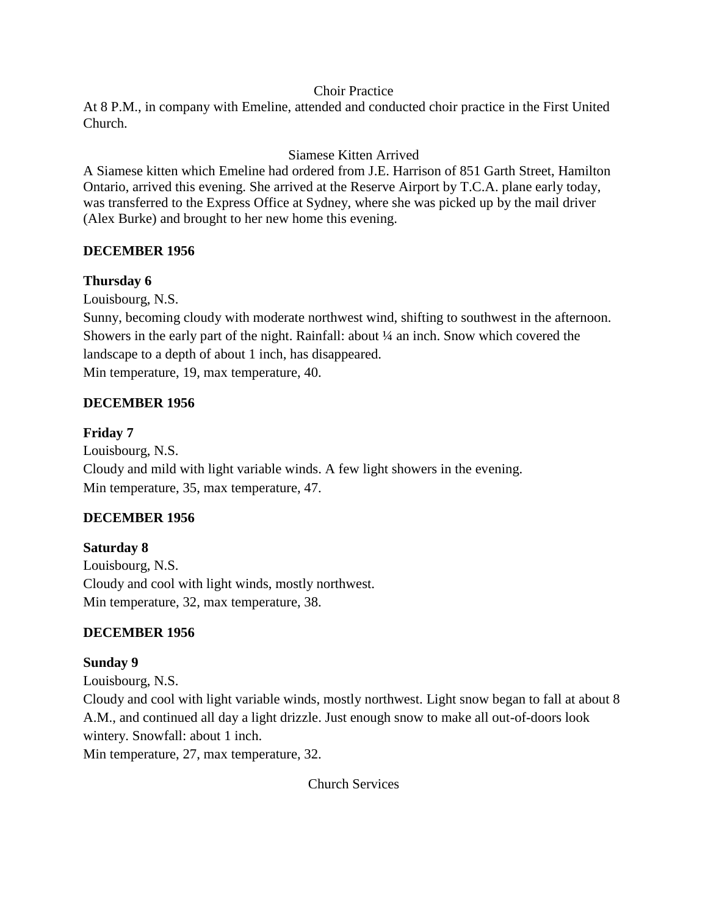Choir Practice

At 8 P.M., in company with Emeline, attended and conducted choir practice in the First United Church.

Siamese Kitten Arrived

A Siamese kitten which Emeline had ordered from J.E. Harrison of 851 Garth Street, Hamilton Ontario, arrived this evening. She arrived at the Reserve Airport by T.C.A. plane early today, was transferred to the Express Office at Sydney, where she was picked up by the mail driver (Alex Burke) and brought to her new home this evening.

**DECEMBER 1956**

**Thursday 6**

Louisbourg, N.S.

Sunny, becoming cloudy with moderate northwest wind, shifting to southwest in the afternoon. Showers in the early part of the night. Rainfall: about ¼ an inch. Snow which covered the landscape to a depth of about 1 inch, has disappeared.

Min temperature, 19, max temperature, 40.

**DECEMBER 1956**

**Friday 7**

Louisbourg, N.S.

Cloudy and mild with light variable winds. A few light showers in the evening.

Min temperature, 35, max temperature, 47.

**DECEMBER 1956**

**Saturday 8**

Louisbourg, N.S.

Cloudy and cool with light winds, mostly northwest.

Min temperature, 32, max temperature, 38.

**DECEMBER 1956**

**Sunday 9**

Louisbourg, N.S.

Cloudy and cool with light variable winds, mostly northwest. Light snow began to fall at about 8 A.M., and continued all day a light drizzle. Just enough snow to make all out-of-doors look wintery. Snowfall: about 1 inch.

Min temperature, 27, max temperature, 32.

Church Services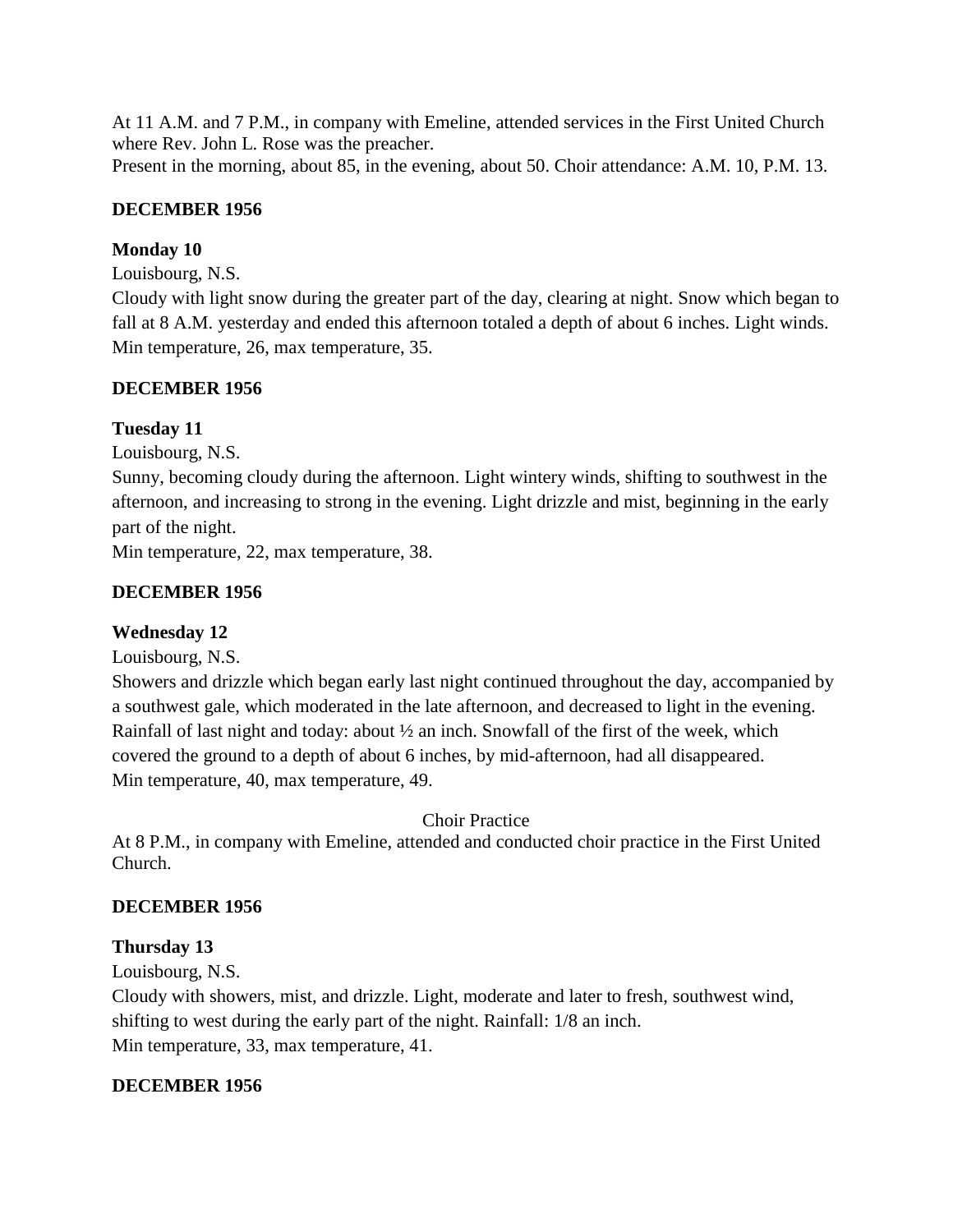At 11 A.M. and 7 P.M., in company with Emeline, attended services in the First United Church where Rev. John L. Rose was the preacher.
Present in the morning, about 85, in the evening, about 50. Choir attendance: A.M. 10, P.M. 13.

**DECEMBER 1956**

**Monday 10**

Louisbourg, N.S.
Cloudy with light snow during the greater part of the day, clearing at night. Snow which began to fall at 8 A.M. yesterday and ended this afternoon totaled a depth of about 6 inches. Light winds.
Min temperature, 26, max temperature, 35.

**DECEMBER 1956**

**Tuesday 11**

Louisbourg, N.S.
Sunny, becoming cloudy during the afternoon. Light wintery winds, shifting to southwest in the afternoon, and increasing to strong in the evening. Light drizzle and mist, beginning in the early part of the night.
Min temperature, 22, max temperature, 38.

**DECEMBER 1956**

**Wednesday 12**

Louisbourg, N.S.
Showers and drizzle which began early last night continued throughout the day, accompanied by a southwest gale, which moderated in the late afternoon, and decreased to light in the evening. Rainfall of last night and today: about ½ an inch. Snowfall of the first of the week, which covered the ground to a depth of about 6 inches, by mid-afternoon, had all disappeared.
Min temperature, 40, max temperature, 49.

Choir Practice

At 8 P.M., in company with Emeline, attended and conducted choir practice in the First United Church.

**DECEMBER 1956**

**Thursday 13**

Louisbourg, N.S.
Cloudy with showers, mist, and drizzle. Light, moderate and later to fresh, southwest wind, shifting to west during the early part of the night. Rainfall: 1/8 an inch.
Min temperature, 33, max temperature, 41.

**DECEMBER 1956**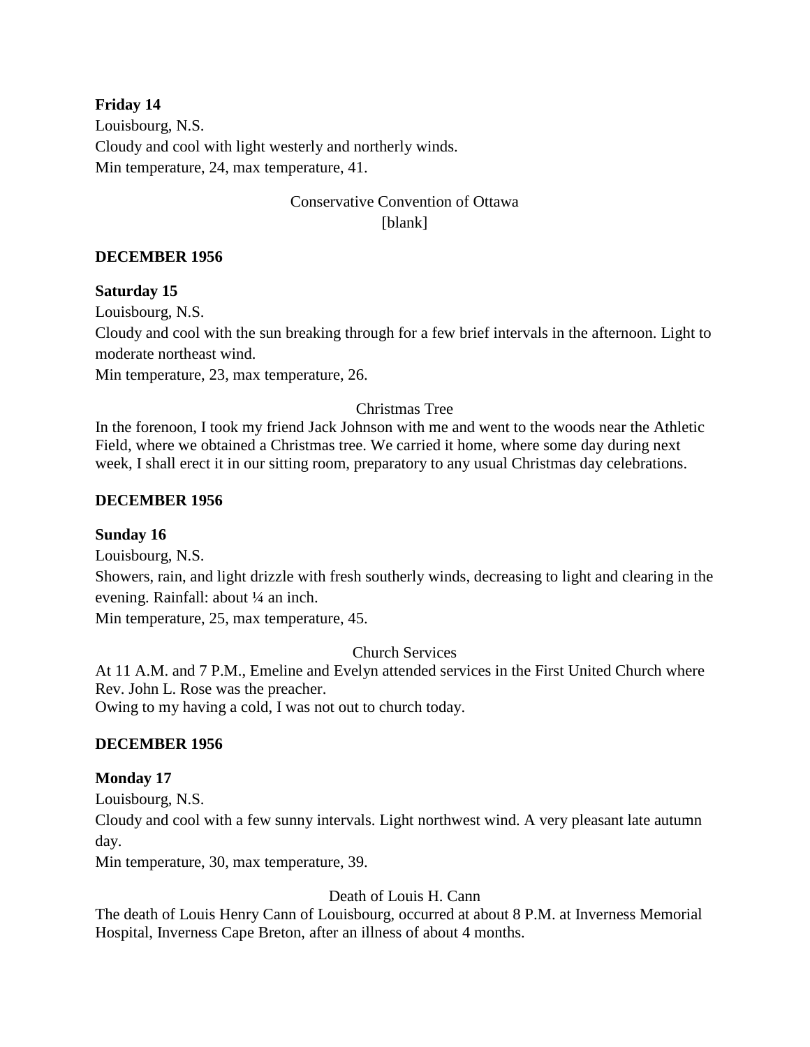**Friday 14**

Louisbourg, N.S.

Cloudy and cool with light westerly and northerly winds.

Min temperature, 24, max temperature, 41.

Conservative Convention of Ottawa

[blank]

**DECEMBER 1956**

**Saturday 15**

Louisbourg, N.S.

Cloudy and cool with the sun breaking through for a few brief intervals in the afternoon. Light to moderate northeast wind.

Min temperature, 23, max temperature, 26.

Christmas Tree

In the forenoon, I took my friend Jack Johnson with me and went to the woods near the Athletic Field, where we obtained a Christmas tree. We carried it home, where some day during next week, I shall erect it in our sitting room, preparatory to any usual Christmas day celebrations.

**DECEMBER 1956**

**Sunday 16**

Louisbourg, N.S.

Showers, rain, and light drizzle with fresh southerly winds, decreasing to light and clearing in the evening. Rainfall: about ¼ an inch.

Min temperature, 25, max temperature, 45.

Church Services

At 11 A.M. and 7 P.M., Emeline and Evelyn attended services in the First United Church where Rev. John L. Rose was the preacher.

Owing to my having a cold, I was not out to church today.

**DECEMBER 1956**

**Monday 17**

Louisbourg, N.S.

Cloudy and cool with a few sunny intervals. Light northwest wind. A very pleasant late autumn day.

Min temperature, 30, max temperature, 39.

Death of Louis H. Cann

The death of Louis Henry Cann of Louisbourg, occurred at about 8 P.M. at Inverness Memorial Hospital, Inverness Cape Breton, after an illness of about 4 months.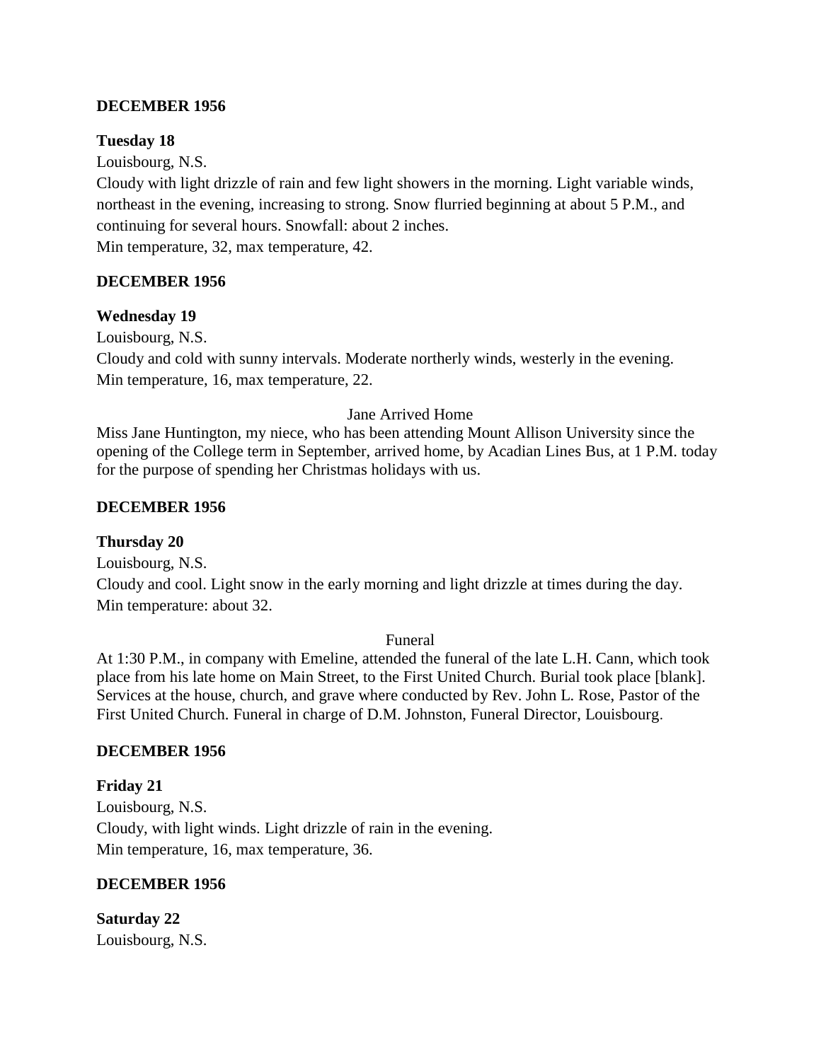**DECEMBER 1956**

**Tuesday 18**

Louisbourg, N.S.

Cloudy with light drizzle of rain and few light showers in the morning. Light variable winds, northeast in the evening, increasing to strong. Snow flurried beginning at about 5 P.M., and continuing for several hours. Snowfall: about 2 inches.

Min temperature, 32, max temperature, 42.

**DECEMBER 1956**

**Wednesday 19**

Louisbourg, N.S.

Cloudy and cold with sunny intervals. Moderate northerly winds, westerly in the evening.

Min temperature, 16, max temperature, 22.

Jane Arrived Home

Miss Jane Huntington, my niece, who has been attending Mount Allison University since the opening of the College term in September, arrived home, by Acadian Lines Bus, at 1 P.M. today for the purpose of spending her Christmas holidays with us.

**DECEMBER 1956**

**Thursday 20**

Louisbourg, N.S.

Cloudy and cool. Light snow in the early morning and light drizzle at times during the day.

Min temperature: about 32.

Funeral

At 1:30 P.M., in company with Emeline, attended the funeral of the late L.H. Cann, which took place from his late home on Main Street, to the First United Church. Burial took place [blank]. Services at the house, church, and grave where conducted by Rev. John L. Rose, Pastor of the First United Church. Funeral in charge of D.M. Johnston, Funeral Director, Louisbourg.

**DECEMBER 1956**

**Friday 21**

Louisbourg, N.S.

Cloudy, with light winds. Light drizzle of rain in the evening.

Min temperature, 16, max temperature, 36.

**DECEMBER 1956**

**Saturday 22**

Louisbourg, N.S.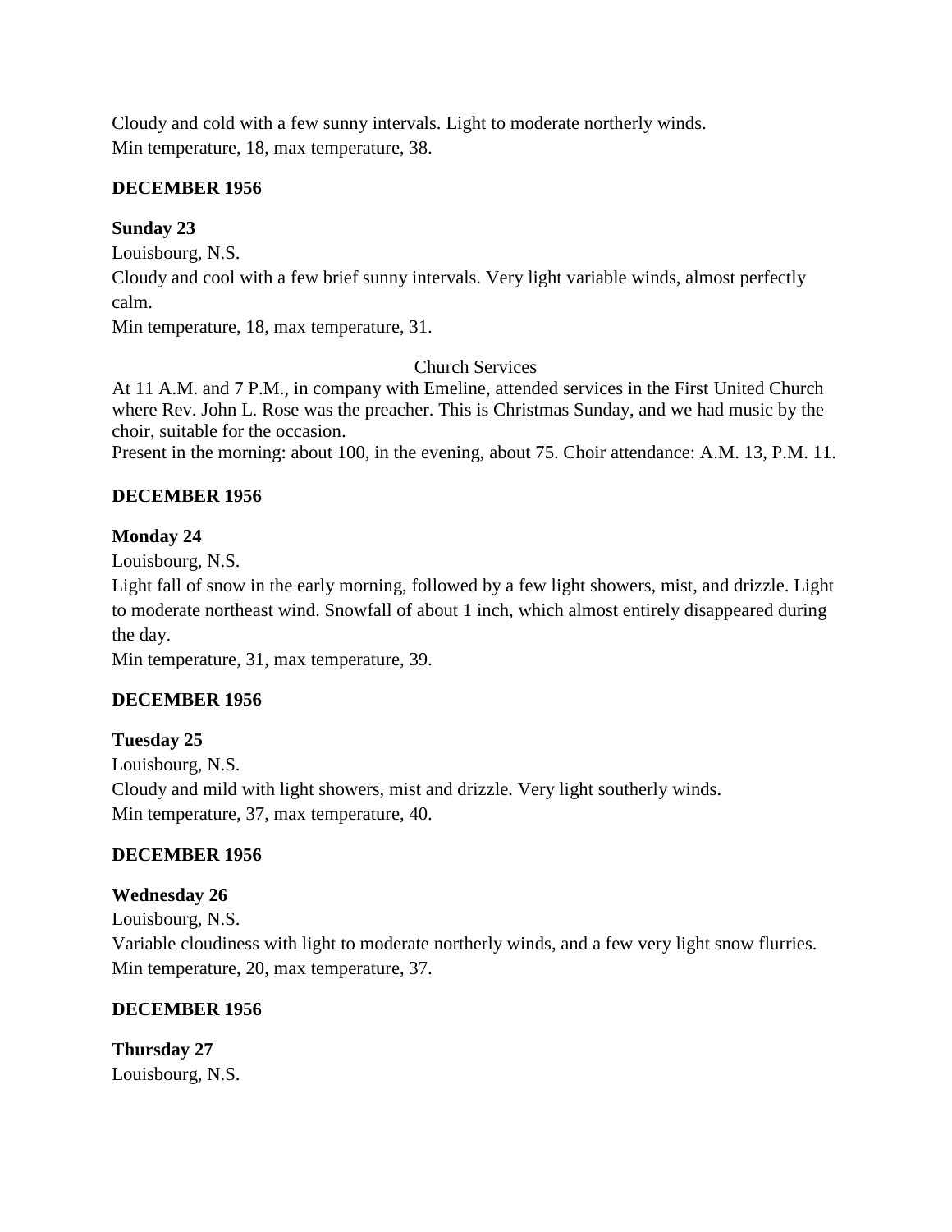Cloudy and cold with a few sunny intervals. Light to moderate northerly winds.
Min temperature, 18, max temperature, 38.

**DECEMBER 1956**

**Sunday 23**

Louisbourg, N.S.

Cloudy and cool with a few brief sunny intervals. Very light variable winds, almost perfectly calm.

Min temperature, 18, max temperature, 31.

Church Services

At 11 A.M. and 7 P.M., in company with Emeline, attended services in the First United Church where Rev. John L. Rose was the preacher. This is Christmas Sunday, and we had music by the choir, suitable for the occasion.

Present in the morning: about 100, in the evening, about 75. Choir attendance: A.M. 13, P.M. 11.

**DECEMBER 1956**

**Monday 24**

Louisbourg, N.S.

Light fall of snow in the early morning, followed by a few light showers, mist, and drizzle. Light to moderate northeast wind. Snowfall of about 1 inch, which almost entirely disappeared during the day.

Min temperature, 31, max temperature, 39.

**DECEMBER 1956**

**Tuesday 25**

Louisbourg, N.S.

Cloudy and mild with light showers, mist and drizzle. Very light southerly winds.

Min temperature, 37, max temperature, 40.

**DECEMBER 1956**

**Wednesday 26**

Louisbourg, N.S.

Variable cloudiness with light to moderate northerly winds, and a few very light snow flurries.

Min temperature, 20, max temperature, 37.

**DECEMBER 1956**

**Thursday 27**

Louisbourg, N.S.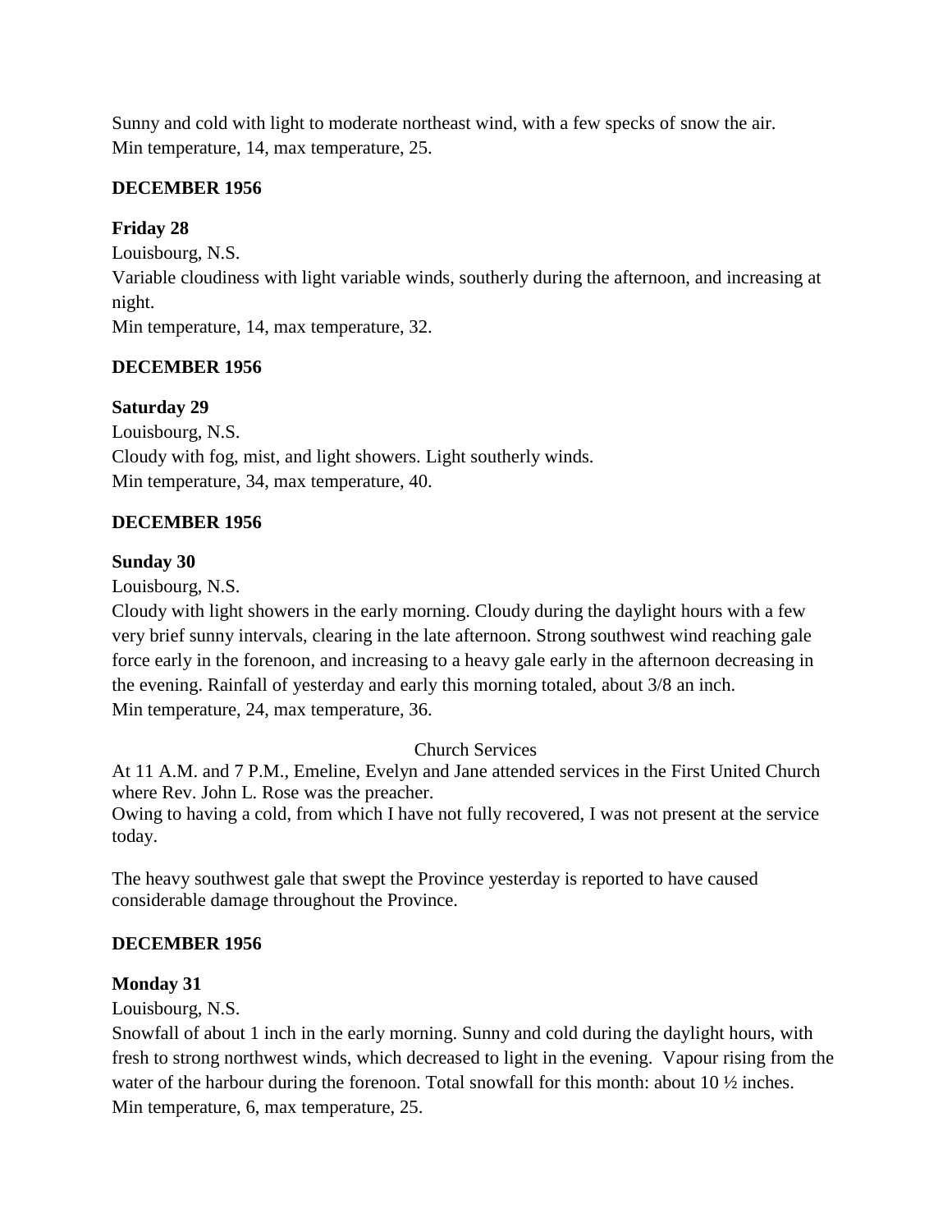Sunny and cold with light to moderate northeast wind, with a few specks of snow the air.
Min temperature, 14, max temperature, 25.

**DECEMBER 1956**

**Friday 28**

Louisbourg, N.S.
Variable cloudiness with light variable winds, southerly during the afternoon, and increasing at night.
Min temperature, 14, max temperature, 32.

**DECEMBER 1956**

**Saturday 29**

Louisbourg, N.S.
Cloudy with fog, mist, and light showers. Light southerly winds.
Min temperature, 34, max temperature, 40.

**DECEMBER 1956**

**Sunday 30**

Louisbourg, N.S.
Cloudy with light showers in the early morning. Cloudy during the daylight hours with a few very brief sunny intervals, clearing in the late afternoon. Strong southwest wind reaching gale force early in the forenoon, and increasing to a heavy gale early in the afternoon decreasing in the evening. Rainfall of yesterday and early this morning totaled, about 3/8 an inch.
Min temperature, 24, max temperature, 36.

Church Services

At 11 A.M. and 7 P.M., Emeline, Evelyn and Jane attended services in the First United Church where Rev. John L. Rose was the preacher.
Owing to having a cold, from which I have not fully recovered, I was not present at the service today.

The heavy southwest gale that swept the Province yesterday is reported to have caused considerable damage throughout the Province.

**DECEMBER 1956**

**Monday 31**

Louisbourg, N.S.
Snowfall of about 1 inch in the early morning. Sunny and cold during the daylight hours, with fresh to strong northwest winds, which decreased to light in the evening. Vapour rising from the water of the harbour during the forenoon. Total snowfall for this month: about 10 ½ inches.
Min temperature, 6, max temperature, 25.